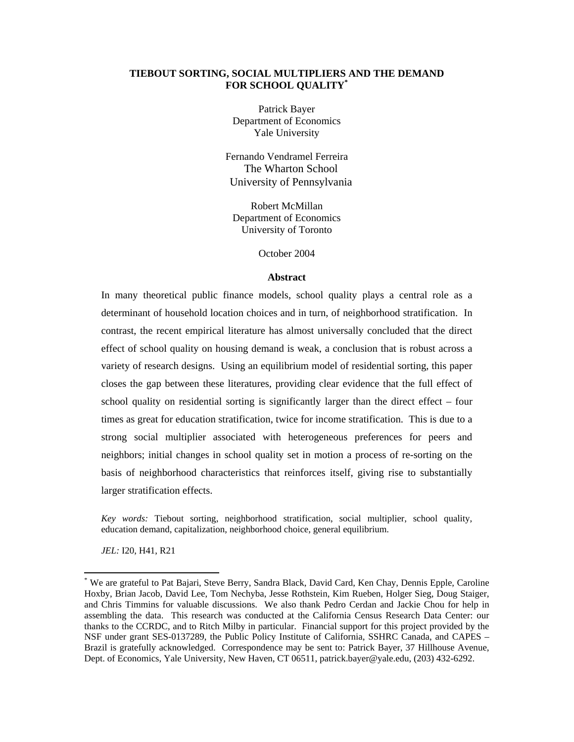# TIEBOUT SORTING, SOCIAL MULTIPLIERS AND THE DEMAND FOR SCHOOL QUALITY[*]

Patrick Bayer
Department of Economics
Yale University

Fernando Vendramel Ferreira
The Wharton School
University of Pennsylvania

Robert McMillan
Department of Economics
University of Toronto

October 2004

## Abstract

In many theoretical public finance models, school quality plays a central role as a determinant of household location choices and in turn, of neighborhood stratification. In contrast, the recent empirical literature has almost universally concluded that the direct effect of school quality on housing demand is weak, a conclusion that is robust across a variety of research designs. Using an equilibrium model of residential sorting, this paper closes the gap between these literatures, providing clear evidence that the full effect of school quality on residential sorting is significantly larger than the direct effect – four times as great for education stratification, twice for income stratification. This is due to a strong social multiplier associated with heterogeneous preferences for peers and neighbors; initial changes in school quality set in motion a process of re-sorting on the basis of neighborhood characteristics that reinforces itself, giving rise to substantially larger stratification effects.

*Key words:* Tiebout sorting, neighborhood stratification, social multiplier, school quality, education demand, capitalization, neighborhood choice, general equilibrium.

*JEL:* I20, H41, R21

[*] We are grateful to Pat Bajari, Steve Berry, Sandra Black, David Card, Ken Chay, Dennis Epple, Caroline Hoxby, Brian Jacob, David Lee, Tom Nechyba, Jesse Rothstein, Kim Rueben, Holger Sieg, Doug Staiger, and Chris Timmins for valuable discussions. We also thank Pedro Cerdan and Jackie Chou for help in assembling the data. This research was conducted at the California Census Research Data Center: our thanks to the CCRDC, and to Ritch Milby in particular. Financial support for this project provided by the NSF under grant SES-0137289, the Public Policy Institute of California, SSHRC Canada, and CAPES – Brazil is gratefully acknowledged. Correspondence may be sent to: Patrick Bayer, 37 Hillhouse Avenue, Dept. of Economics, Yale University, New Haven, CT 06511, patrick.bayer@yale.edu, (203) 432-6292.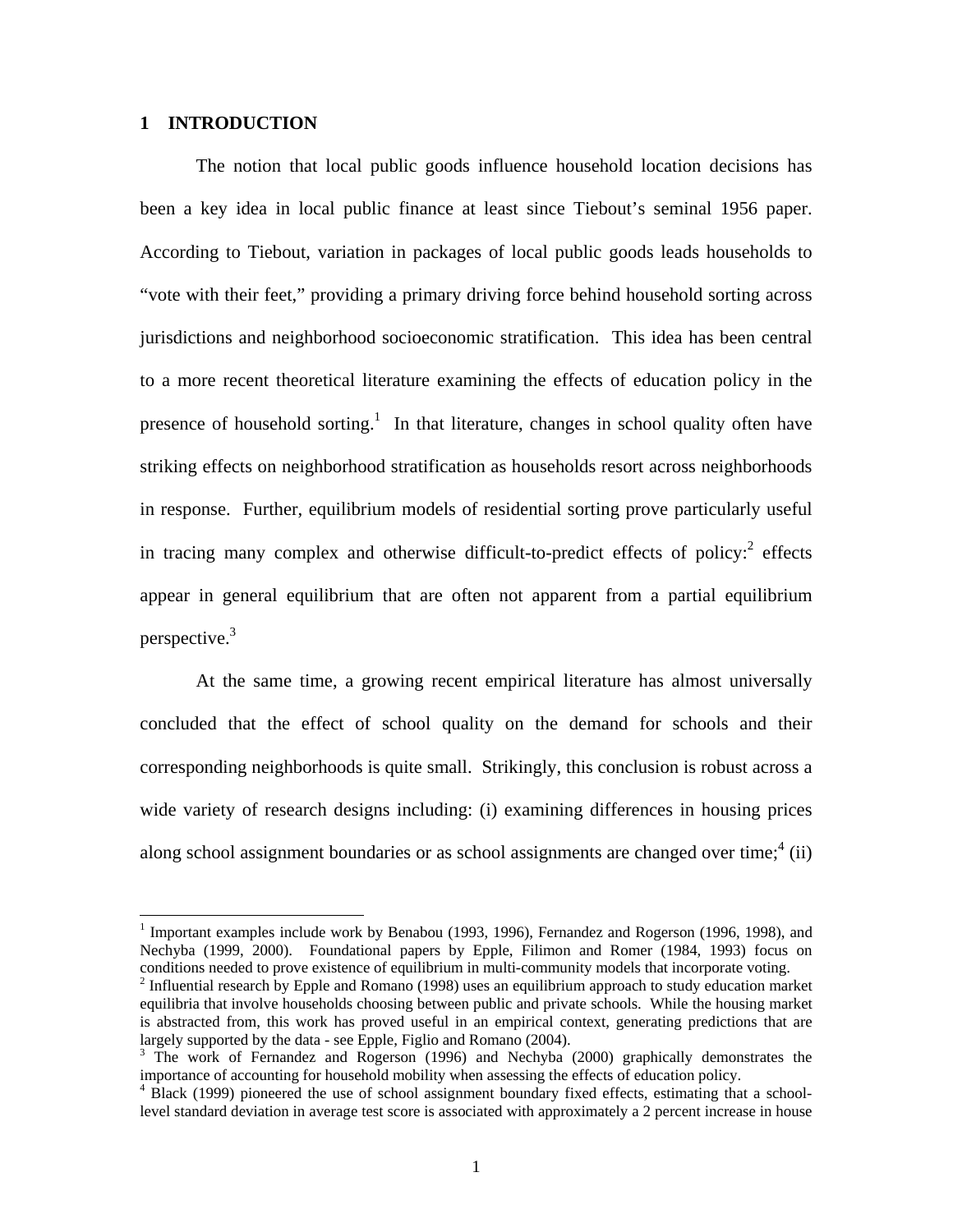## 1 INTRODUCTION

The notion that local public goods influence household location decisions has been a key idea in local public finance at least since Tiebout's seminal 1956 paper. According to Tiebout, variation in packages of local public goods leads households to "vote with their feet," providing a primary driving force behind household sorting across jurisdictions and neighborhood socioeconomic stratification. This idea has been central to a more recent theoretical literature examining the effects of education policy in the presence of household sorting.[1] In that literature, changes in school quality often have striking effects on neighborhood stratification as households resort across neighborhoods in response. Further, equilibrium models of residential sorting prove particularly useful in tracing many complex and otherwise difficult-to-predict effects of policy:[2] effects appear in general equilibrium that are often not apparent from a partial equilibrium perspective.[3]

At the same time, a growing recent empirical literature has almost universally concluded that the effect of school quality on the demand for schools and their corresponding neighborhoods is quite small. Strikingly, this conclusion is robust across a wide variety of research designs including: (i) examining differences in housing prices along school assignment boundaries or as school assignments are changed over time;[4] (ii)

---

[1] Important examples include work by Benabou (1993, 1996), Fernandez and Rogerson (1996, 1998), and Nechyba (1999, 2000). Foundational papers by Epple, Filimon and Romer (1984, 1993) focus on conditions needed to prove existence of equilibrium in multi-community models that incorporate voting.

[2] Influential research by Epple and Romano (1998) uses an equilibrium approach to study education market equilibria that involve households choosing between public and private schools. While the housing market is abstracted from, this work has proved useful in an empirical context, generating predictions that are largely supported by the data - see Epple, Figlio and Romano (2004).

[3] The work of Fernandez and Rogerson (1996) and Nechyba (2000) graphically demonstrates the importance of accounting for household mobility when assessing the effects of education policy.

[4] Black (1999) pioneered the use of school assignment boundary fixed effects, estimating that a school-level standard deviation in average test score is associated with approximately a 2 percent increase in house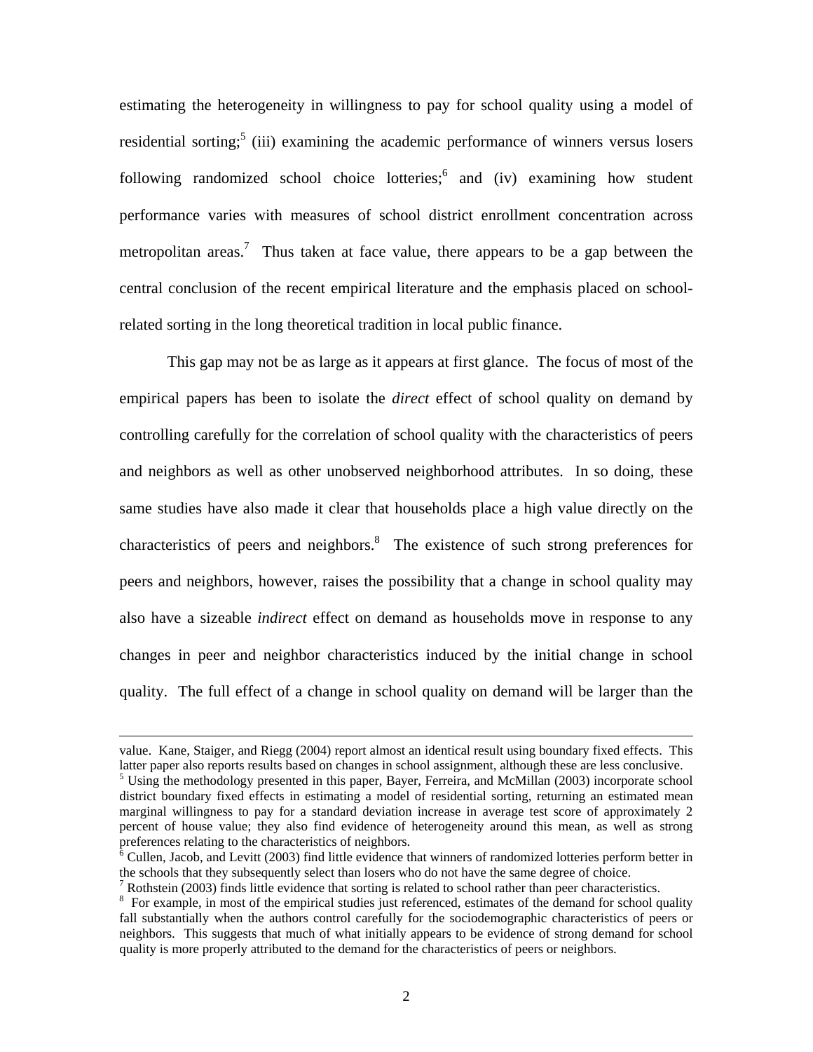estimating the heterogeneity in willingness to pay for school quality using a model of residential sorting;[5] (iii) examining the academic performance of winners versus losers following randomized school choice lotteries;[6] and (iv) examining how student performance varies with measures of school district enrollment concentration across metropolitan areas.[7] Thus taken at face value, there appears to be a gap between the central conclusion of the recent empirical literature and the emphasis placed on school-related sorting in the long theoretical tradition in local public finance.

This gap may not be as large as it appears at first glance. The focus of most of the empirical papers has been to isolate the *direct* effect of school quality on demand by controlling carefully for the correlation of school quality with the characteristics of peers and neighbors as well as other unobserved neighborhood attributes. In so doing, these same studies have also made it clear that households place a high value directly on the characteristics of peers and neighbors.[8] The existence of such strong preferences for peers and neighbors, however, raises the possibility that a change in school quality may also have a sizeable *indirect* effect on demand as households move in response to any changes in peer and neighbor characteristics induced by the initial change in school quality. The full effect of a change in school quality on demand will be larger than the

---

value. Kane, Staiger, and Riegg (2004) report almost an identical result using boundary fixed effects. This latter paper also reports results based on changes in school assignment, although these are less conclusive.

[5] Using the methodology presented in this paper, Bayer, Ferreira, and McMillan (2003) incorporate school district boundary fixed effects in estimating a model of residential sorting, returning an estimated mean marginal willingness to pay for a standard deviation increase in average test score of approximately 2 percent of house value; they also find evidence of heterogeneity around this mean, as well as strong preferences relating to the characteristics of neighbors.

[6] Cullen, Jacob, and Levitt (2003) find little evidence that winners of randomized lotteries perform better in the schools that they subsequently select than losers who do not have the same degree of choice.

[7] Rothstein (2003) finds little evidence that sorting is related to school rather than peer characteristics.

[8] For example, in most of the empirical studies just referenced, estimates of the demand for school quality fall substantially when the authors control carefully for the sociodemographic characteristics of peers or neighbors. This suggests that much of what initially appears to be evidence of strong demand for school quality is more properly attributed to the demand for the characteristics of peers or neighbors.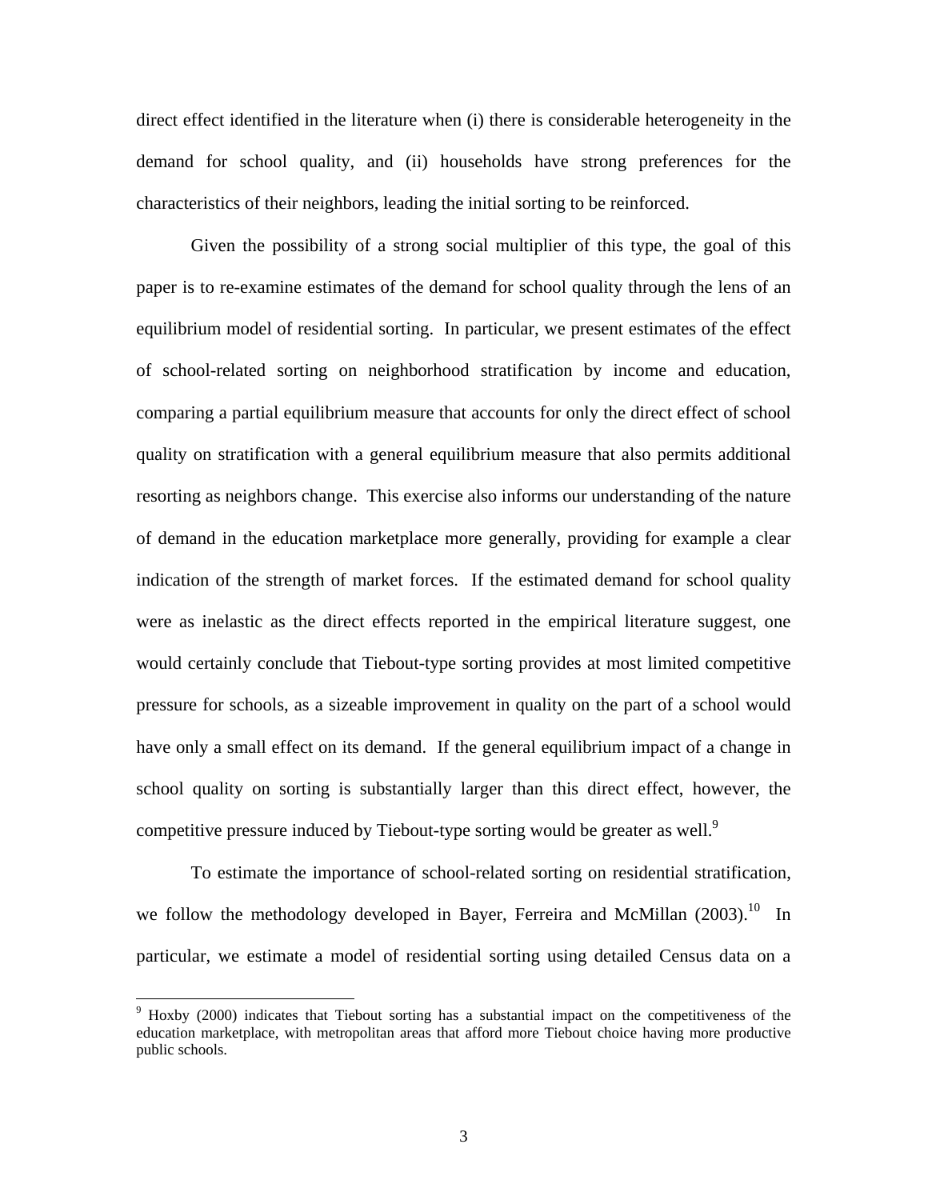direct effect identified in the literature when (i) there is considerable heterogeneity in the demand for school quality, and (ii) households have strong preferences for the characteristics of their neighbors, leading the initial sorting to be reinforced.

Given the possibility of a strong social multiplier of this type, the goal of this paper is to re-examine estimates of the demand for school quality through the lens of an equilibrium model of residential sorting. In particular, we present estimates of the effect of school-related sorting on neighborhood stratification by income and education, comparing a partial equilibrium measure that accounts for only the direct effect of school quality on stratification with a general equilibrium measure that also permits additional resorting as neighbors change. This exercise also informs our understanding of the nature of demand in the education marketplace more generally, providing for example a clear indication of the strength of market forces. If the estimated demand for school quality were as inelastic as the direct effects reported in the empirical literature suggest, one would certainly conclude that Tiebout-type sorting provides at most limited competitive pressure for schools, as a sizeable improvement in quality on the part of a school would have only a small effect on its demand. If the general equilibrium impact of a change in school quality on sorting is substantially larger than this direct effect, however, the competitive pressure induced by Tiebout-type sorting would be greater as well.[9]

To estimate the importance of school-related sorting on residential stratification, we follow the methodology developed in Bayer, Ferreira and McMillan (2003).[10] In particular, we estimate a model of residential sorting using detailed Census data on a

[9] Hoxby (2000) indicates that Tiebout sorting has a substantial impact on the competitiveness of the education marketplace, with metropolitan areas that afford more Tiebout choice having more productive public schools.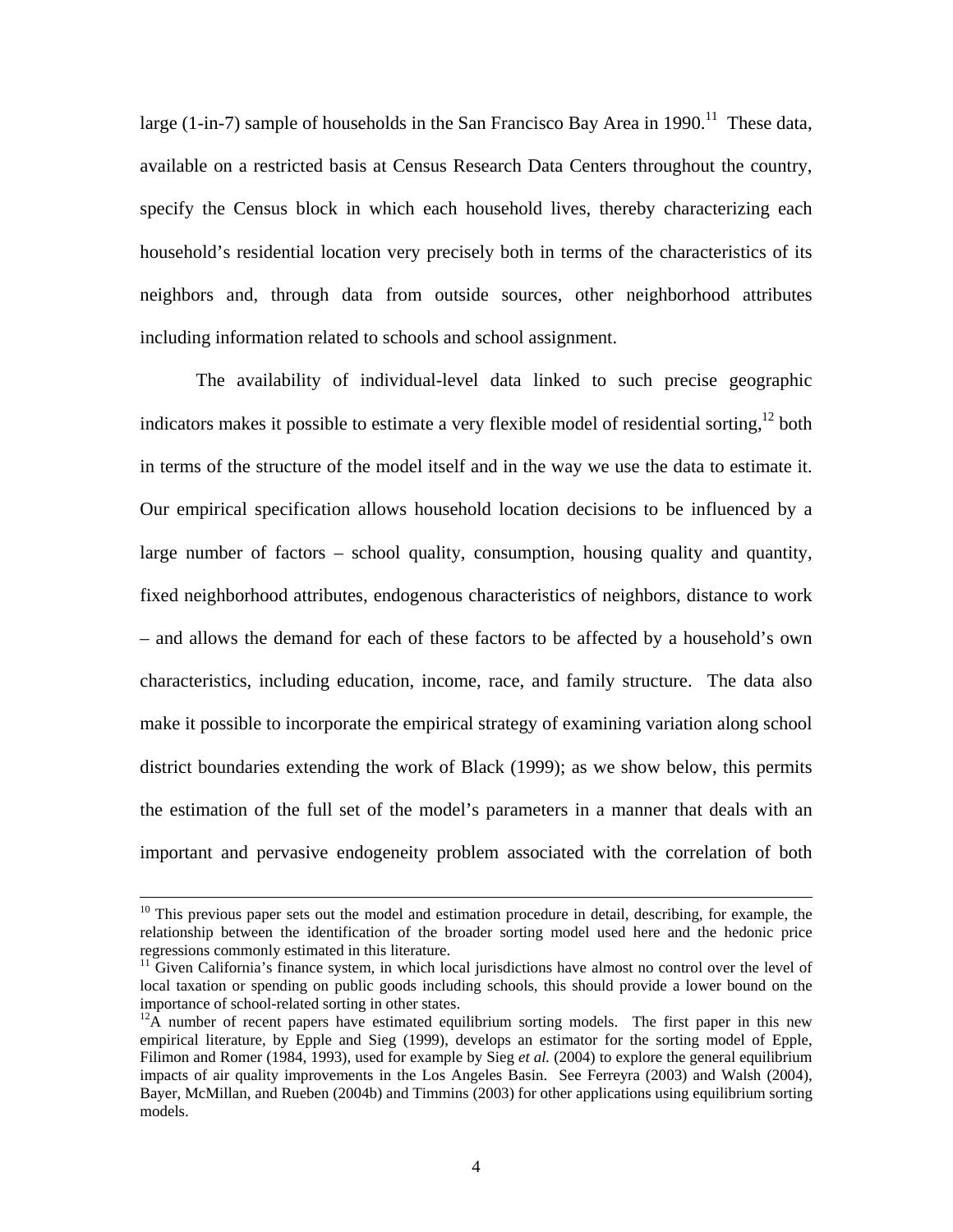large (1-in-7) sample of households in the San Francisco Bay Area in 1990.[11] These data, available on a restricted basis at Census Research Data Centers throughout the country, specify the Census block in which each household lives, thereby characterizing each household's residential location very precisely both in terms of the characteristics of its neighbors and, through data from outside sources, other neighborhood attributes including information related to schools and school assignment.

The availability of individual-level data linked to such precise geographic indicators makes it possible to estimate a very flexible model of residential sorting,[12] both in terms of the structure of the model itself and in the way we use the data to estimate it. Our empirical specification allows household location decisions to be influenced by a large number of factors – school quality, consumption, housing quality and quantity, fixed neighborhood attributes, endogenous characteristics of neighbors, distance to work – and allows the demand for each of these factors to be affected by a household's own characteristics, including education, income, race, and family structure. The data also make it possible to incorporate the empirical strategy of examining variation along school district boundaries extending the work of Black (1999); as we show below, this permits the estimation of the full set of the model's parameters in a manner that deals with an important and pervasive endogeneity problem associated with the correlation of both

---

[10] This previous paper sets out the model and estimation procedure in detail, describing, for example, the relationship between the identification of the broader sorting model used here and the hedonic price regressions commonly estimated in this literature.

[11] Given California's finance system, in which local jurisdictions have almost no control over the level of local taxation or spending on public goods including schools, this should provide a lower bound on the importance of school-related sorting in other states.

[12] A number of recent papers have estimated equilibrium sorting models. The first paper in this new empirical literature, by Epple and Sieg (1999), develops an estimator for the sorting model of Epple, Filimon and Romer (1984, 1993), used for example by Sieg *et al.* (2004) to explore the general equilibrium impacts of air quality improvements in the Los Angeles Basin. See Ferreyra (2003) and Walsh (2004), Bayer, McMillan, and Rueben (2004b) and Timmins (2003) for other applications using equilibrium sorting models.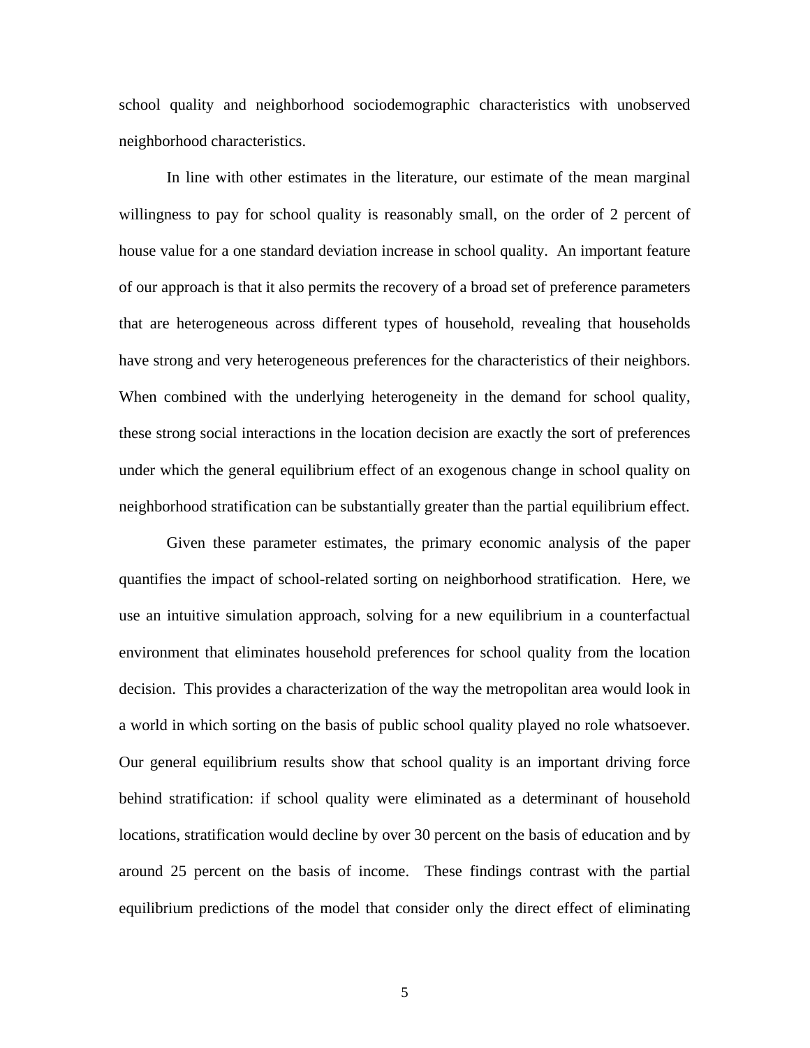school quality and neighborhood sociodemographic characteristics with unobserved neighborhood characteristics.

In line with other estimates in the literature, our estimate of the mean marginal willingness to pay for school quality is reasonably small, on the order of 2 percent of house value for a one standard deviation increase in school quality. An important feature of our approach is that it also permits the recovery of a broad set of preference parameters that are heterogeneous across different types of household, revealing that households have strong and very heterogeneous preferences for the characteristics of their neighbors. When combined with the underlying heterogeneity in the demand for school quality, these strong social interactions in the location decision are exactly the sort of preferences under which the general equilibrium effect of an exogenous change in school quality on neighborhood stratification can be substantially greater than the partial equilibrium effect.

Given these parameter estimates, the primary economic analysis of the paper quantifies the impact of school-related sorting on neighborhood stratification. Here, we use an intuitive simulation approach, solving for a new equilibrium in a counterfactual environment that eliminates household preferences for school quality from the location decision. This provides a characterization of the way the metropolitan area would look in a world in which sorting on the basis of public school quality played no role whatsoever. Our general equilibrium results show that school quality is an important driving force behind stratification: if school quality were eliminated as a determinant of household locations, stratification would decline by over 30 percent on the basis of education and by around 25 percent on the basis of income. These findings contrast with the partial equilibrium predictions of the model that consider only the direct effect of eliminating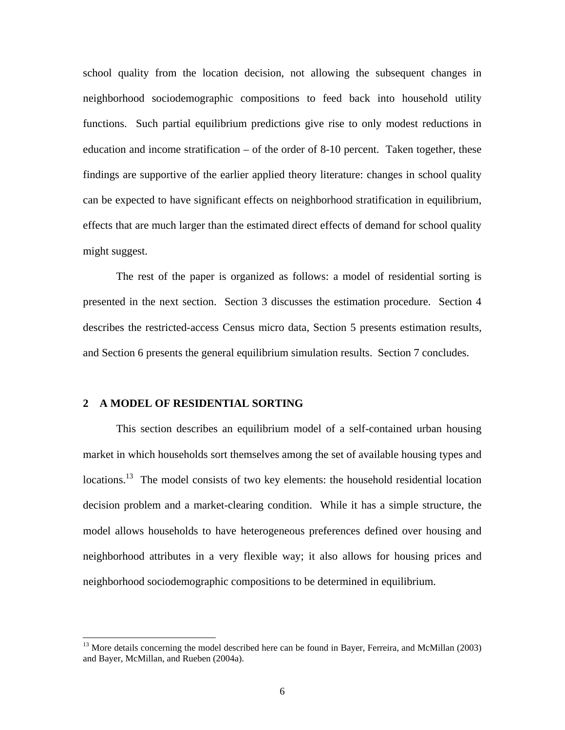school quality from the location decision, not allowing the subsequent changes in neighborhood sociodemographic compositions to feed back into household utility functions. Such partial equilibrium predictions give rise to only modest reductions in education and income stratification – of the order of 8-10 percent. Taken together, these findings are supportive of the earlier applied theory literature: changes in school quality can be expected to have significant effects on neighborhood stratification in equilibrium, effects that are much larger than the estimated direct effects of demand for school quality might suggest.

The rest of the paper is organized as follows: a model of residential sorting is presented in the next section. Section 3 discusses the estimation procedure. Section 4 describes the restricted-access Census micro data, Section 5 presents estimation results, and Section 6 presents the general equilibrium simulation results. Section 7 concludes.

## 2 A MODEL OF RESIDENTIAL SORTING

This section describes an equilibrium model of a self-contained urban housing market in which households sort themselves among the set of available housing types and locations.[13] The model consists of two key elements: the household residential location decision problem and a market-clearing condition. While it has a simple structure, the model allows households to have heterogeneous preferences defined over housing and neighborhood attributes in a very flexible way; it also allows for housing prices and neighborhood sociodemographic compositions to be determined in equilibrium.

---

[13] More details concerning the model described here can be found in Bayer, Ferreira, and McMillan (2003) and Bayer, McMillan, and Rueben (2004a).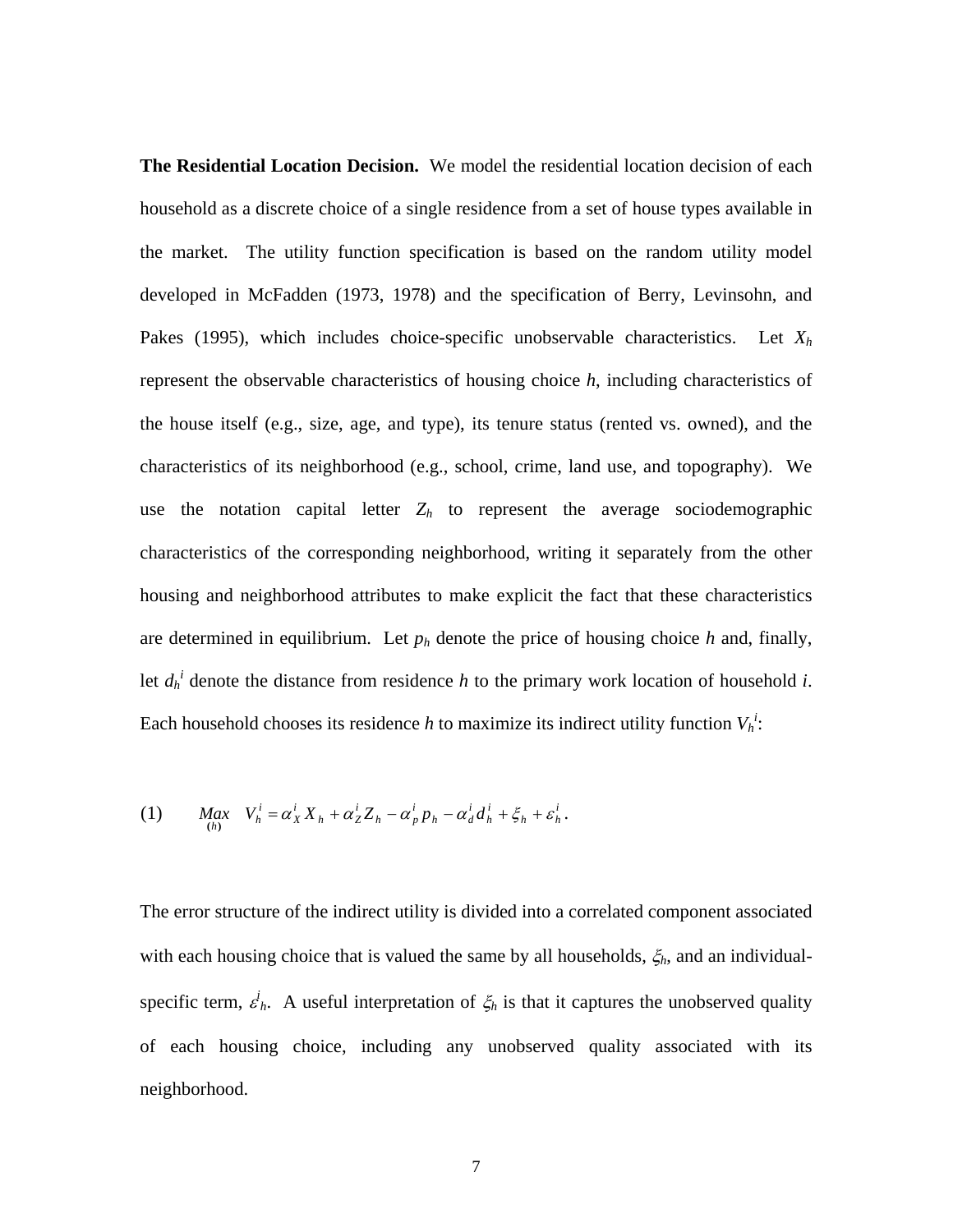**The Residential Location Decision.** We model the residential location decision of each household as a discrete choice of a single residence from a set of house types available in the market. The utility function specification is based on the random utility model developed in McFadden (1973, 1978) and the specification of Berry, Levinsohn, and Pakes (1995), which includes choice-specific unobservable characteristics. Let $X_h$ represent the observable characteristics of housing choice $h$, including characteristics of the house itself (e.g., size, age, and type), its tenure status (rented vs. owned), and the characteristics of its neighborhood (e.g., school, crime, land use, and topography). We use the notation capital letter $Z_h$ to represent the average sociodemographic characteristics of the corresponding neighborhood, writing it separately from the other housing and neighborhood attributes to make explicit the fact that these characteristics are determined in equilibrium. Let $p_h$ denote the price of housing choice $h$ and, finally, let $d_h^i$ denote the distance from residence $h$ to the primary work location of household $i$. Each household chooses its residence $h$ to maximize its indirect utility function $V_h^i$:

$$\text{(1)} \qquad \underset{(h)}{Max} \quad V_h^i = \alpha_X^i X_h + \alpha_Z^i Z_h - \alpha_p^i p_h - \alpha_d^i d_h^i + \xi_h + \varepsilon_h^i \,.$$

The error structure of the indirect utility is divided into a correlated component associated with each housing choice that is valued the same by all households, $\xi_h$, and an individual-specific term, $\varepsilon^i_h$. A useful interpretation of $\xi_h$ is that it captures the unobserved quality of each housing choice, including any unobserved quality associated with its neighborhood.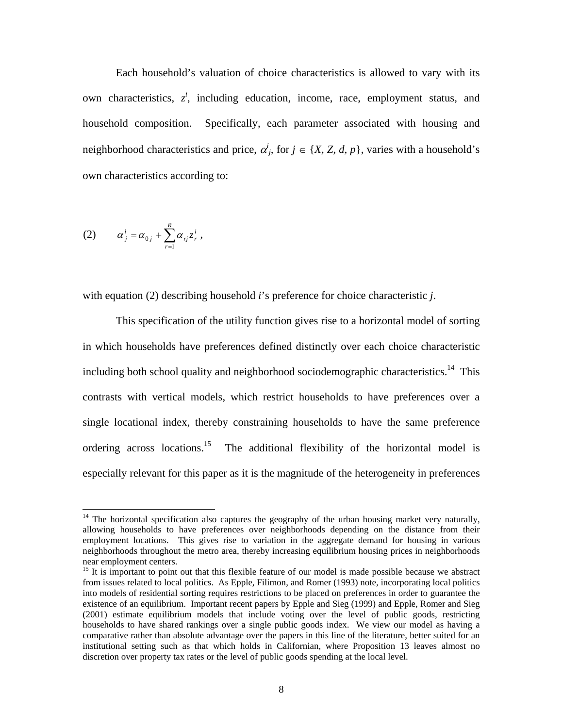Each household's valuation of choice characteristics is allowed to vary with its own characteristics, $z^i$, including education, income, race, employment status, and household composition. Specifically, each parameter associated with housing and neighborhood characteristics and price, $\alpha^i_j$, for $j \in \{X, Z, d, p\}$, varies with a household's own characteristics according to:

$$(2) \qquad \alpha^i_j = \alpha_{0j} + \sum_{r=1}^{R} \alpha_{rj} z^i_r \,,$$

with equation (2) describing household *i*'s preference for choice characteristic *j*.

This specification of the utility function gives rise to a horizontal model of sorting in which households have preferences defined distinctly over each choice characteristic including both school quality and neighborhood sociodemographic characteristics.[14] This contrasts with vertical models, which restrict households to have preferences over a single locational index, thereby constraining households to have the same preference ordering across locations.[15] The additional flexibility of the horizontal model is especially relevant for this paper as it is the magnitude of the heterogeneity in preferences

[14] The horizontal specification also captures the geography of the urban housing market very naturally, allowing households to have preferences over neighborhoods depending on the distance from their employment locations. This gives rise to variation in the aggregate demand for housing in various neighborhoods throughout the metro area, thereby increasing equilibrium housing prices in neighborhoods near employment centers.

[15] It is important to point out that this flexible feature of our model is made possible because we abstract from issues related to local politics. As Epple, Filimon, and Romer (1993) note, incorporating local politics into models of residential sorting requires restrictions to be placed on preferences in order to guarantee the existence of an equilibrium. Important recent papers by Epple and Sieg (1999) and Epple, Romer and Sieg (2001) estimate equilibrium models that include voting over the level of public goods, restricting households to have shared rankings over a single public goods index. We view our model as having a comparative rather than absolute advantage over the papers in this line of the literature, better suited for an institutional setting such as that which holds in Californian, where Proposition 13 leaves almost no discretion over property tax rates or the level of public goods spending at the local level.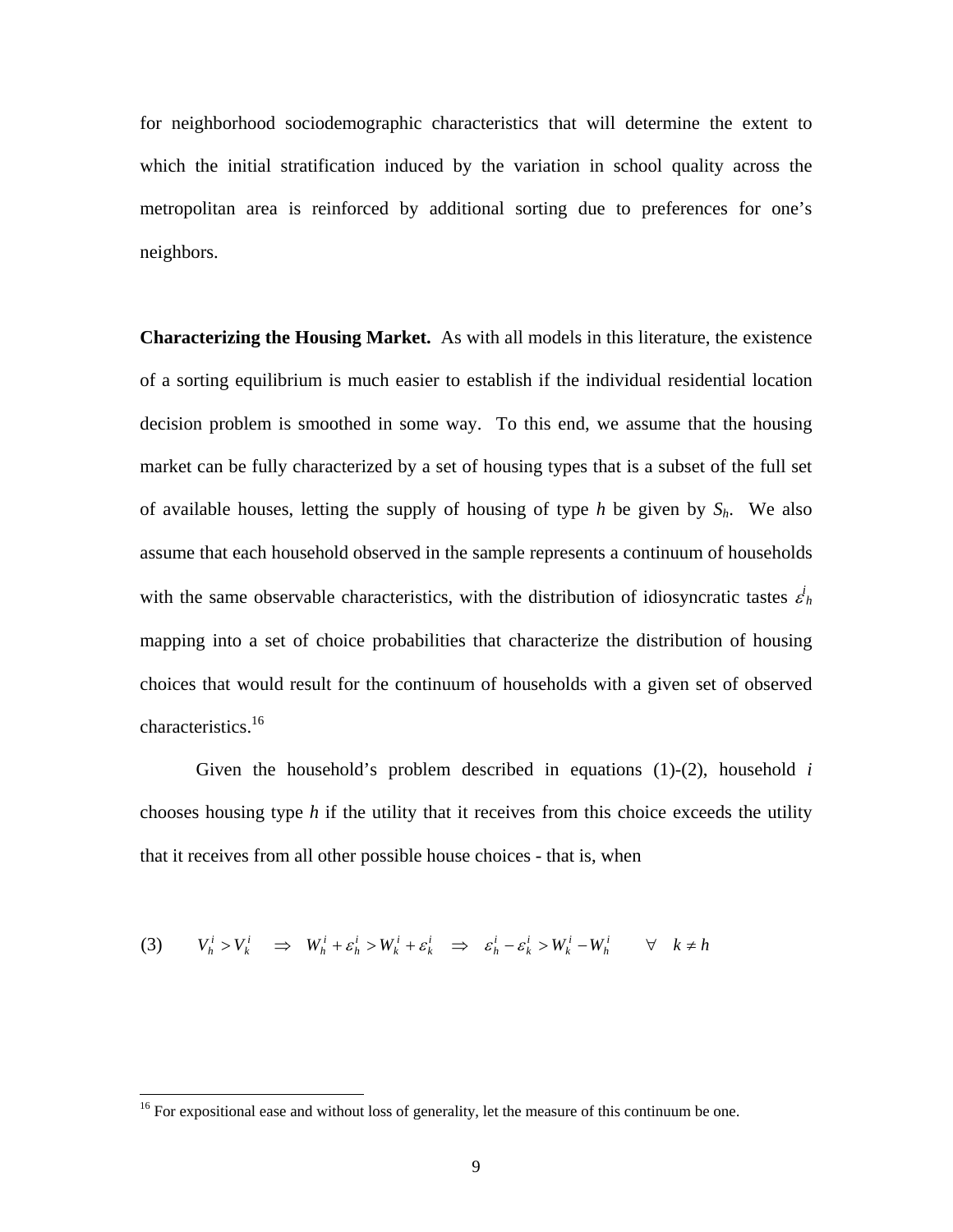for neighborhood sociodemographic characteristics that will determine the extent to which the initial stratification induced by the variation in school quality across the metropolitan area is reinforced by additional sorting due to preferences for one's neighbors.

**Characterizing the Housing Market.** As with all models in this literature, the existence of a sorting equilibrium is much easier to establish if the individual residential location decision problem is smoothed in some way. To this end, we assume that the housing market can be fully characterized by a set of housing types that is a subset of the full set of available houses, letting the supply of housing of type $h$ be given by $S_h$. We also assume that each household observed in the sample represents a continuum of households with the same observable characteristics, with the distribution of idiosyncratic tastes $\varepsilon^i_h$ mapping into a set of choice probabilities that characterize the distribution of housing choices that would result for the continuum of households with a given set of observed characteristics.[16]

Given the household's problem described in equations (1)-(2), household $i$ chooses housing type $h$ if the utility that it receives from this choice exceeds the utility that it receives from all other possible house choices - that is, when

$$(3) \qquad V_h^i > V_k^i \quad \Rightarrow \quad W_h^i + \varepsilon_h^i > W_k^i + \varepsilon_k^i \quad \Rightarrow \quad \varepsilon_h^i - \varepsilon_k^i > W_k^i - W_h^i \qquad \forall \quad k \neq h$$

[16] For expositional ease and without loss of generality, let the measure of this continuum be one.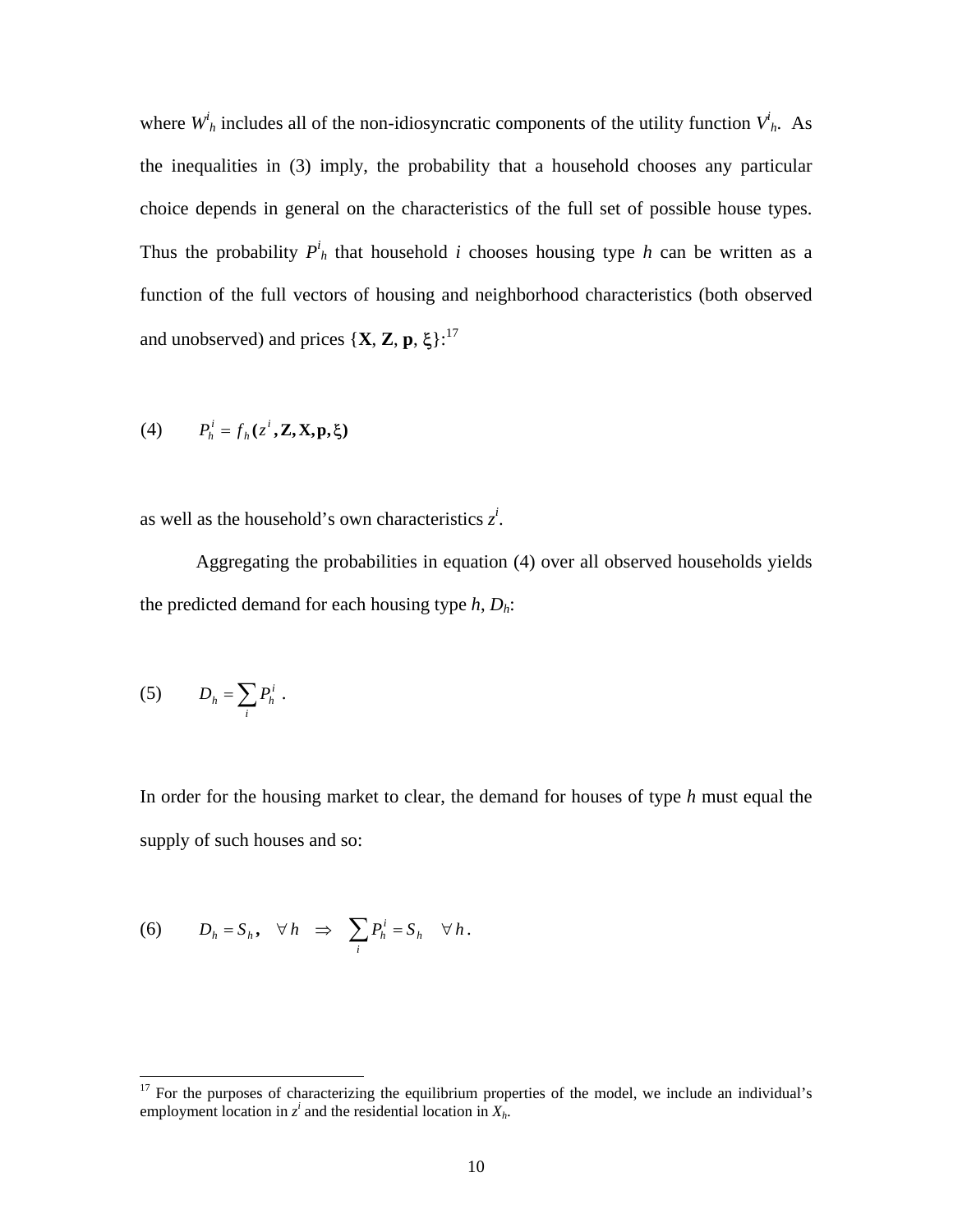where $W^i_h$ includes all of the non-idiosyncratic components of the utility function $V^i_h$. As the inequalities in (3) imply, the probability that a household chooses any particular choice depends in general on the characteristics of the full set of possible house types. Thus the probability $P^i_h$ that household $i$ chooses housing type $h$ can be written as a function of the full vectors of housing and neighborhood characteristics (both observed and unobserved) and prices {**X**, **Z**, **p**, ξ}:[17]

$$(4) \qquad P_h^i = f_h(z^i, \mathbf{Z}, \mathbf{X}, \mathbf{p}, \xi)$$

as well as the household's own characteristics $z^i$.

Aggregating the probabilities in equation (4) over all observed households yields the predicted demand for each housing type $h$, $D_h$:

$$(5) \qquad D_h = \sum_i P_h^i \ .$$

In order for the housing market to clear, the demand for houses of type $h$ must equal the supply of such houses and so:

$$(6) \qquad D_h = S_h, \quad \forall\, h \quad \Rightarrow \quad \sum_i P_h^i = S_h \quad \forall\, h \, .$$

[17] For the purposes of characterizing the equilibrium properties of the model, we include an individual's employment location in $z^i$ and the residential location in $X_h$.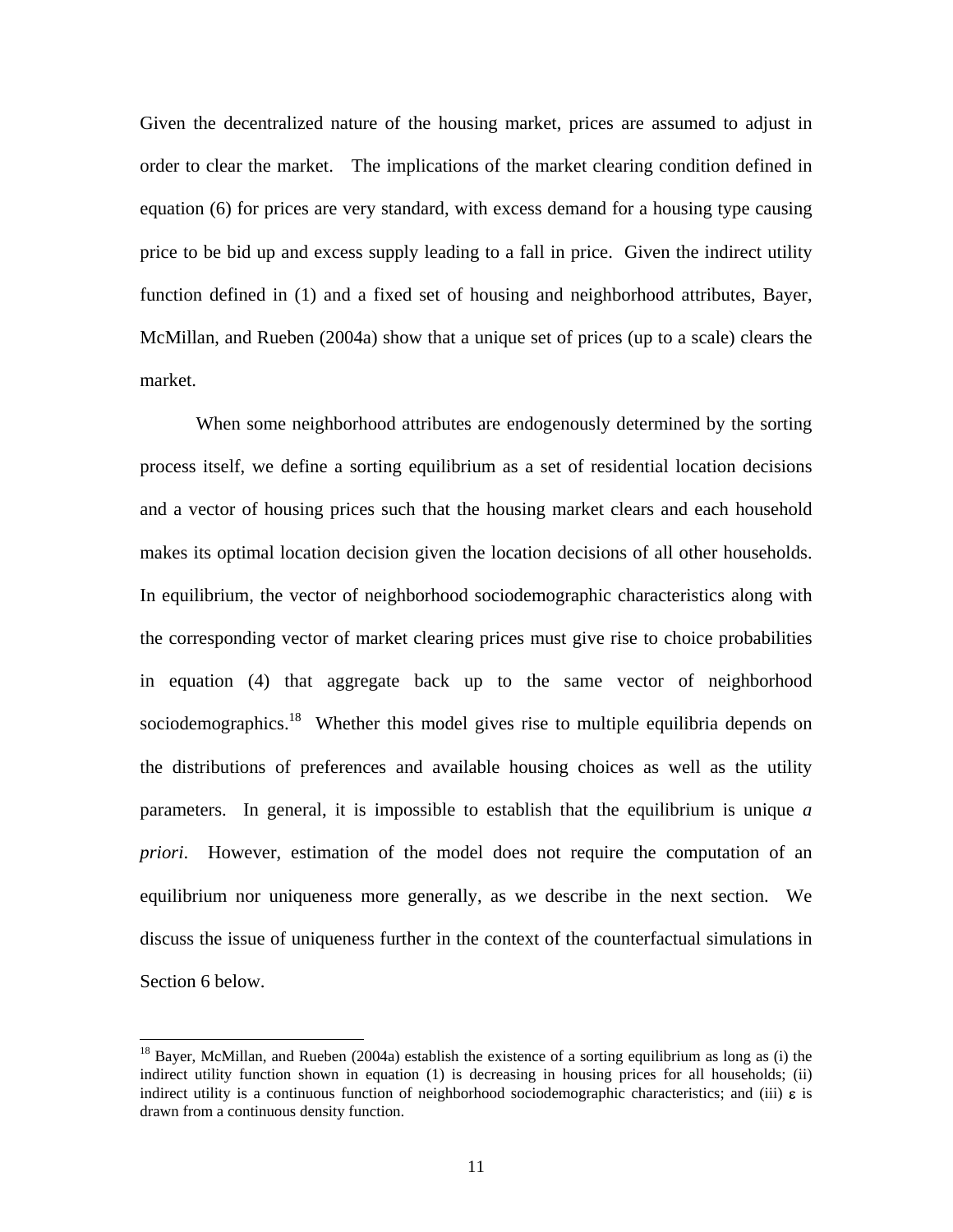Given the decentralized nature of the housing market, prices are assumed to adjust in order to clear the market. The implications of the market clearing condition defined in equation (6) for prices are very standard, with excess demand for a housing type causing price to be bid up and excess supply leading to a fall in price. Given the indirect utility function defined in (1) and a fixed set of housing and neighborhood attributes, Bayer, McMillan, and Rueben (2004a) show that a unique set of prices (up to a scale) clears the market.

When some neighborhood attributes are endogenously determined by the sorting process itself, we define a sorting equilibrium as a set of residential location decisions and a vector of housing prices such that the housing market clears and each household makes its optimal location decision given the location decisions of all other households. In equilibrium, the vector of neighborhood sociodemographic characteristics along with the corresponding vector of market clearing prices must give rise to choice probabilities in equation (4) that aggregate back up to the same vector of neighborhood sociodemographics.[18] Whether this model gives rise to multiple equilibria depends on the distributions of preferences and available housing choices as well as the utility parameters. In general, it is impossible to establish that the equilibrium is unique *a priori*. However, estimation of the model does not require the computation of an equilibrium nor uniqueness more generally, as we describe in the next section. We discuss the issue of uniqueness further in the context of the counterfactual simulations in Section 6 below.

[18] Bayer, McMillan, and Rueben (2004a) establish the existence of a sorting equilibrium as long as (i) the indirect utility function shown in equation (1) is decreasing in housing prices for all households; (ii) indirect utility is a continuous function of neighborhood sociodemographic characteristics; and (iii) $\varepsilon$ is drawn from a continuous density function.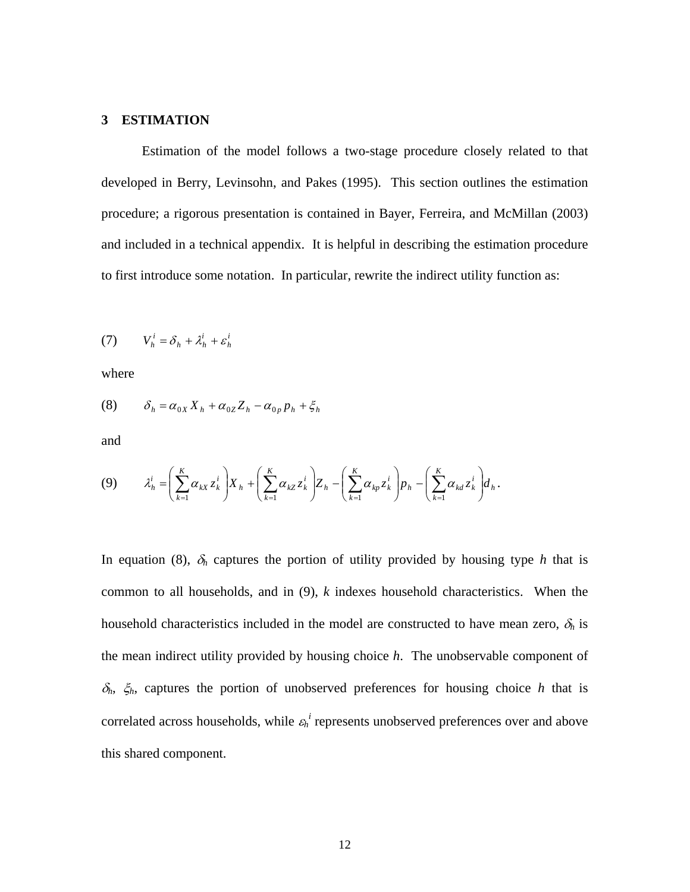## 3 ESTIMATION

Estimation of the model follows a two-stage procedure closely related to that developed in Berry, Levinsohn, and Pakes (1995). This section outlines the estimation procedure; a rigorous presentation is contained in Bayer, Ferreira, and McMillan (2003) and included in a technical appendix. It is helpful in describing the estimation procedure to first introduce some notation. In particular, rewrite the indirect utility function as:

$$(7) \qquad V_h^i = \delta_h + \lambda_h^i + \varepsilon_h^i$$

where

$$(8) \qquad \delta_h = \alpha_{0X} X_h + \alpha_{0Z} Z_h - \alpha_{0p} p_h + \xi_h$$

and

$$(9) \qquad \lambda_h^i = \left( \sum_{k=1}^{K} \alpha_{kX} z_k^i \right) X_h + \left( \sum_{k=1}^{K} \alpha_{kZ} z_k^i \right) Z_h - \left( \sum_{k=1}^{K} \alpha_{kp} z_k^i \right) p_h - \left( \sum_{k=1}^{K} \alpha_{kd} z_k^i \right) d_h .$$

In equation (8), $\delta_h$ captures the portion of utility provided by housing type $h$ that is common to all households, and in (9), $k$ indexes household characteristics. When the household characteristics included in the model are constructed to have mean zero, $\delta_h$ is the mean indirect utility provided by housing choice $h$. The unobservable component of $\delta_h$, $\xi_h$, captures the portion of unobserved preferences for housing choice $h$ that is correlated across households, while $\varepsilon_h^i$ represents unobserved preferences over and above this shared component.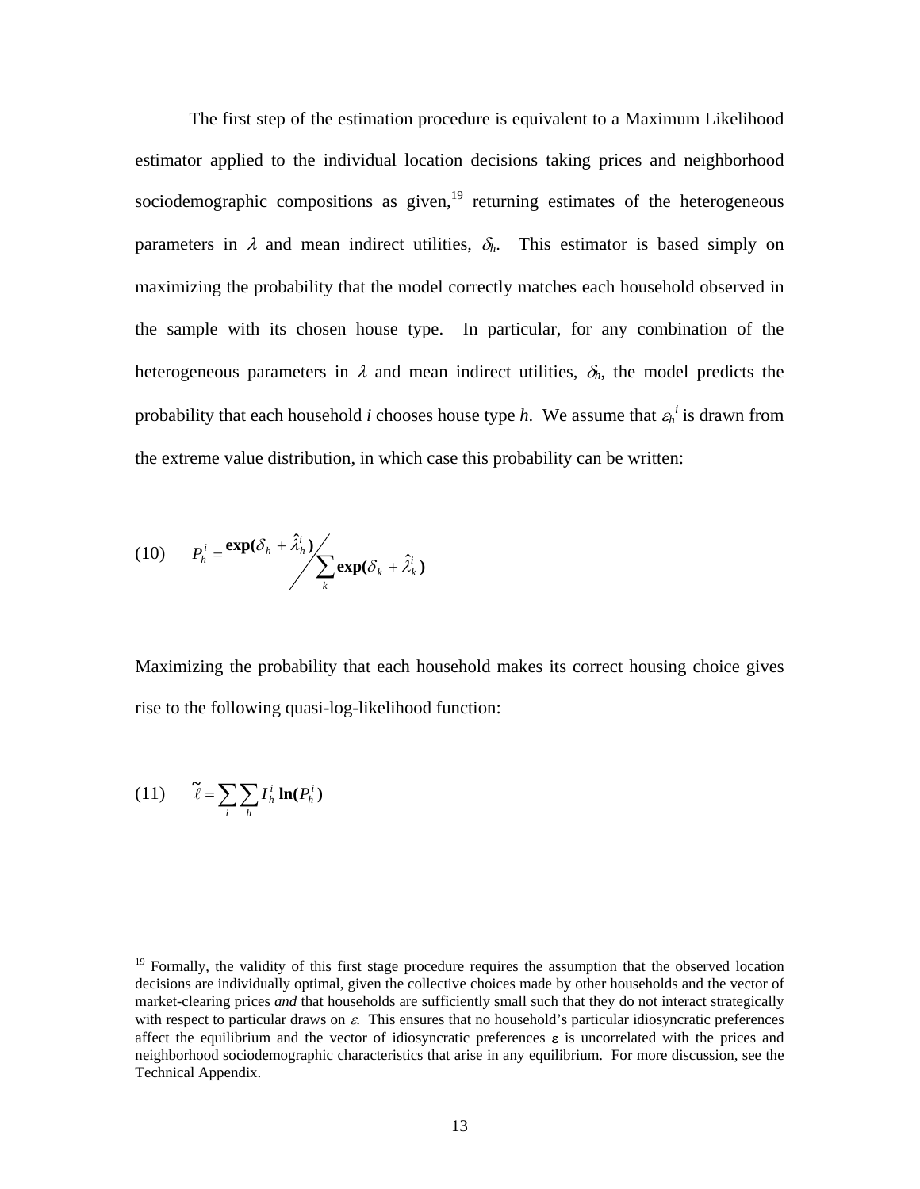The first step of the estimation procedure is equivalent to a Maximum Likelihood estimator applied to the individual location decisions taking prices and neighborhood sociodemographic compositions as given,[19] returning estimates of the heterogeneous parameters in $\lambda$ and mean indirect utilities, $\delta_h$. This estimator is based simply on maximizing the probability that the model correctly matches each household observed in the sample with its chosen house type. In particular, for any combination of the heterogeneous parameters in $\lambda$ and mean indirect utilities, $\delta_h$, the model predicts the probability that each household *i* chooses house type *h*. We assume that $\varepsilon_h^{\,i}$ is drawn from the extreme value distribution, in which case this probability can be written:

$$(10) \qquad P_h^i = \mathbf{exp(}\delta_h + \hat{\lambda}_h^i\mathbf{)} \Big/ \sum_k \mathbf{exp(}\delta_k + \hat{\lambda}_k^i\mathbf{)}$$

Maximizing the probability that each household makes its correct housing choice gives rise to the following quasi-log-likelihood function:

$$(11) \qquad \tilde{\ell} = \sum_i \sum_h I_h^i \, \mathbf{ln(}P_h^i\mathbf{)}$$

[19] Formally, the validity of this first stage procedure requires the assumption that the observed location decisions are individually optimal, given the collective choices made by other households and the vector of market-clearing prices *and* that households are sufficiently small such that they do not interact strategically with respect to particular draws on $\varepsilon$. This ensures that no household's particular idiosyncratic preferences affect the equilibrium and the vector of idiosyncratic preferences $\boldsymbol{\varepsilon}$ is uncorrelated with the prices and neighborhood sociodemographic characteristics that arise in any equilibrium. For more discussion, see the Technical Appendix.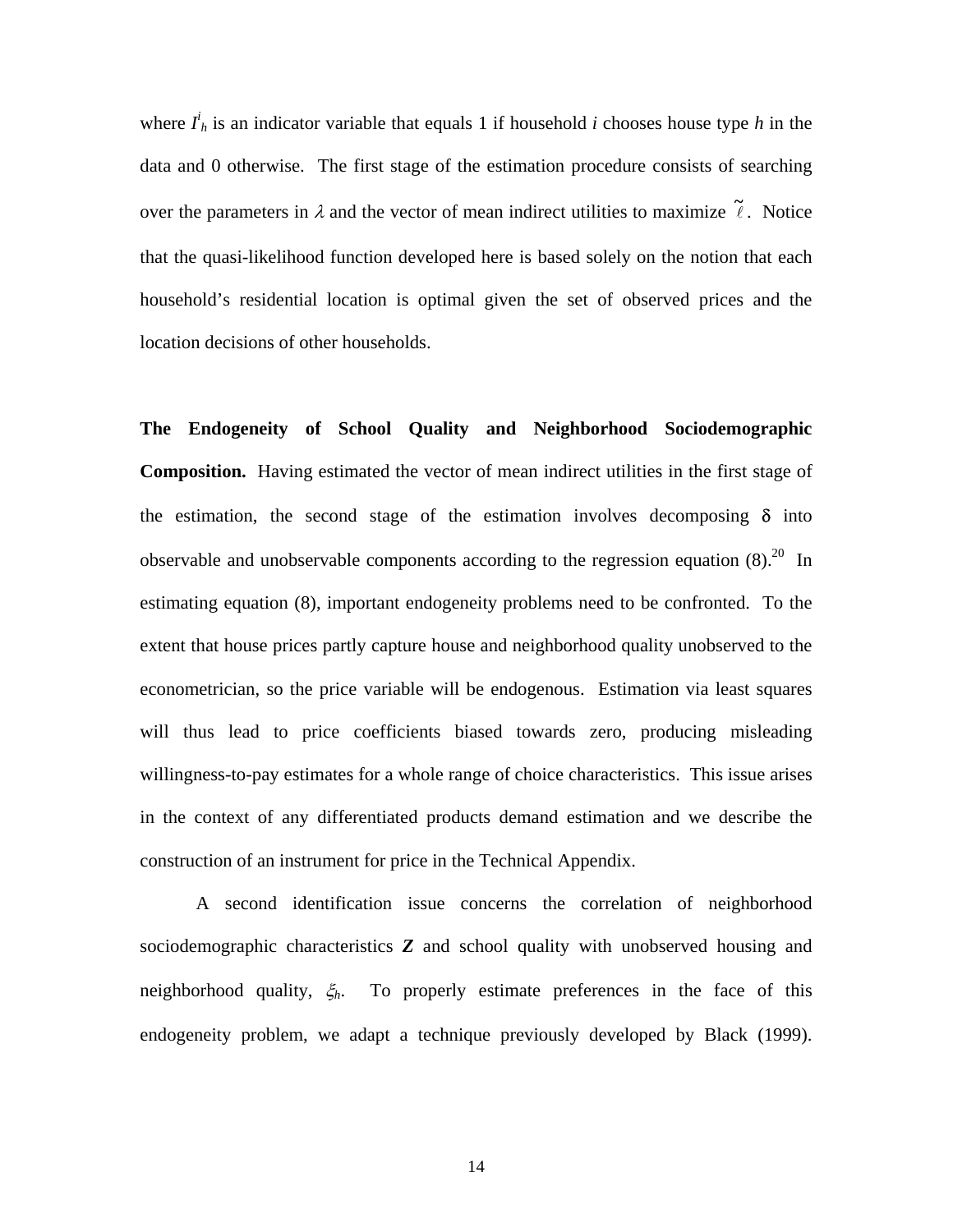where $I^i_h$ is an indicator variable that equals 1 if household *i* chooses house type *h* in the data and 0 otherwise. The first stage of the estimation procedure consists of searching over the parameters in $\lambda$ and the vector of mean indirect utilities to maximize $\tilde{\ell}$. Notice that the quasi-likelihood function developed here is based solely on the notion that each household's residential location is optimal given the set of observed prices and the location decisions of other households.

**The Endogeneity of School Quality and Neighborhood Sociodemographic Composition.** Having estimated the vector of mean indirect utilities in the first stage of the estimation, the second stage of the estimation involves decomposing $\delta$ into observable and unobservable components according to the regression equation (8).[20] In estimating equation (8), important endogeneity problems need to be confronted. To the extent that house prices partly capture house and neighborhood quality unobserved to the econometrician, so the price variable will be endogenous. Estimation via least squares will thus lead to price coefficients biased towards zero, producing misleading willingness-to-pay estimates for a whole range of choice characteristics. This issue arises in the context of any differentiated products demand estimation and we describe the construction of an instrument for price in the Technical Appendix.

A second identification issue concerns the correlation of neighborhood sociodemographic characteristics $\boldsymbol{Z}$ and school quality with unobserved housing and neighborhood quality, $\xi_h$. To properly estimate preferences in the face of this endogeneity problem, we adapt a technique previously developed by Black (1999).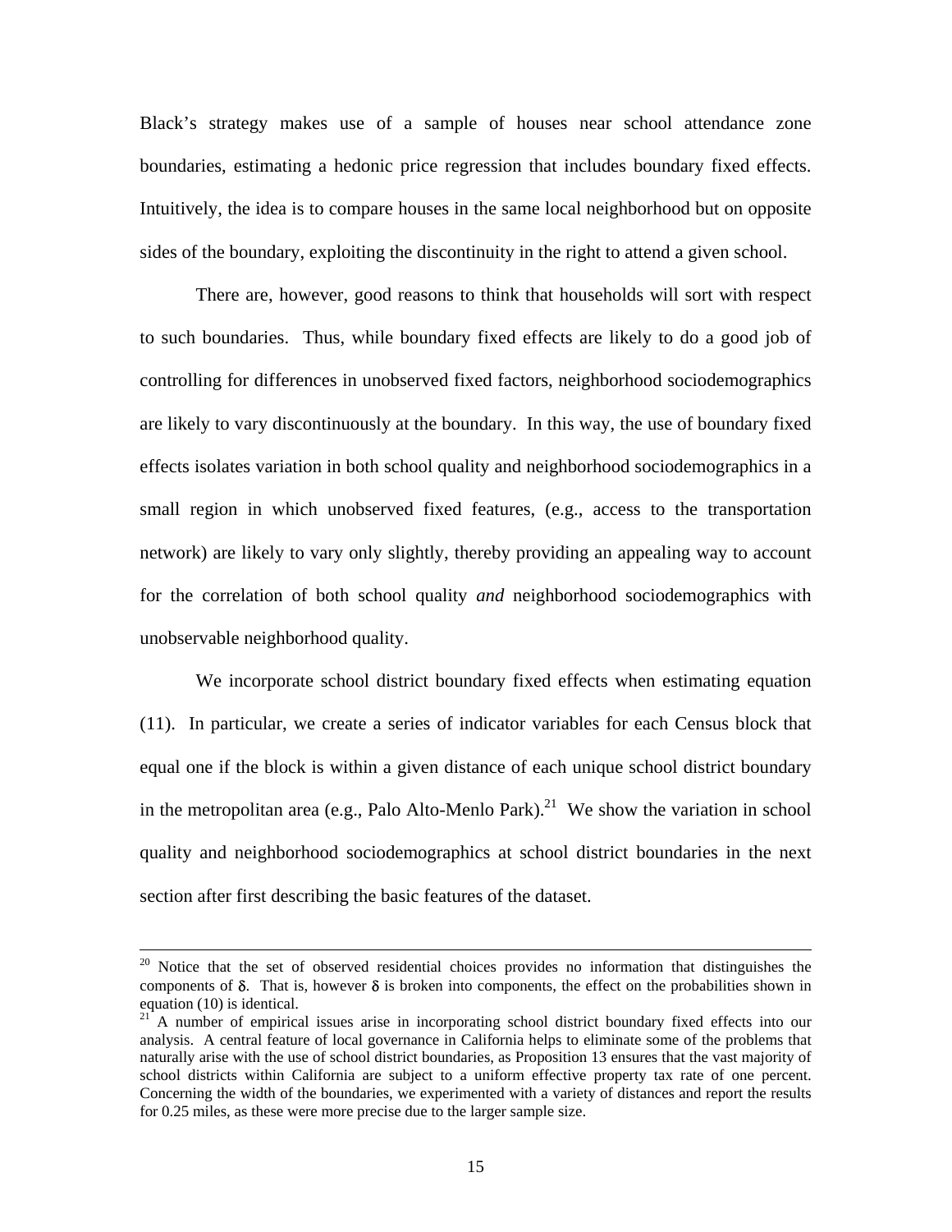Black's strategy makes use of a sample of houses near school attendance zone boundaries, estimating a hedonic price regression that includes boundary fixed effects. Intuitively, the idea is to compare houses in the same local neighborhood but on opposite sides of the boundary, exploiting the discontinuity in the right to attend a given school.

There are, however, good reasons to think that households will sort with respect to such boundaries. Thus, while boundary fixed effects are likely to do a good job of controlling for differences in unobserved fixed factors, neighborhood sociodemographics are likely to vary discontinuously at the boundary. In this way, the use of boundary fixed effects isolates variation in both school quality and neighborhood sociodemographics in a small region in which unobserved fixed features, (e.g., access to the transportation network) are likely to vary only slightly, thereby providing an appealing way to account for the correlation of both school quality *and* neighborhood sociodemographics with unobservable neighborhood quality.

We incorporate school district boundary fixed effects when estimating equation (11). In particular, we create a series of indicator variables for each Census block that equal one if the block is within a given distance of each unique school district boundary in the metropolitan area (e.g., Palo Alto-Menlo Park).[21] We show the variation in school quality and neighborhood sociodemographics at school district boundaries in the next section after first describing the basic features of the dataset.

---

[20] Notice that the set of observed residential choices provides no information that distinguishes the components of $\delta$. That is, however $\delta$ is broken into components, the effect on the probabilities shown in equation (10) is identical.

[21] A number of empirical issues arise in incorporating school district boundary fixed effects into our analysis. A central feature of local governance in California helps to eliminate some of the problems that naturally arise with the use of school district boundaries, as Proposition 13 ensures that the vast majority of school districts within California are subject to a uniform effective property tax rate of one percent. Concerning the width of the boundaries, we experimented with a variety of distances and report the results for 0.25 miles, as these were more precise due to the larger sample size.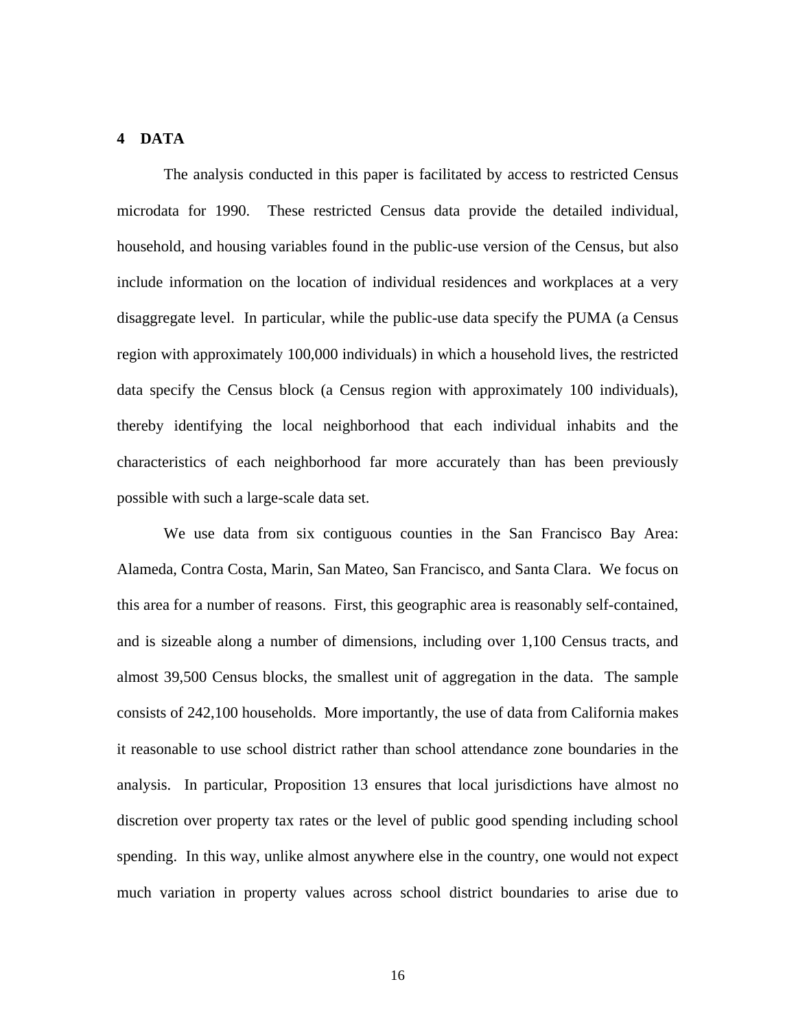## 4 DATA

The analysis conducted in this paper is facilitated by access to restricted Census microdata for 1990. These restricted Census data provide the detailed individual, household, and housing variables found in the public-use version of the Census, but also include information on the location of individual residences and workplaces at a very disaggregate level. In particular, while the public-use data specify the PUMA (a Census region with approximately 100,000 individuals) in which a household lives, the restricted data specify the Census block (a Census region with approximately 100 individuals), thereby identifying the local neighborhood that each individual inhabits and the characteristics of each neighborhood far more accurately than has been previously possible with such a large-scale data set.

We use data from six contiguous counties in the San Francisco Bay Area: Alameda, Contra Costa, Marin, San Mateo, San Francisco, and Santa Clara. We focus on this area for a number of reasons. First, this geographic area is reasonably self-contained, and is sizeable along a number of dimensions, including over 1,100 Census tracts, and almost 39,500 Census blocks, the smallest unit of aggregation in the data. The sample consists of 242,100 households. More importantly, the use of data from California makes it reasonable to use school district rather than school attendance zone boundaries in the analysis. In particular, Proposition 13 ensures that local jurisdictions have almost no discretion over property tax rates or the level of public good spending including school spending. In this way, unlike almost anywhere else in the country, one would not expect much variation in property values across school district boundaries to arise due to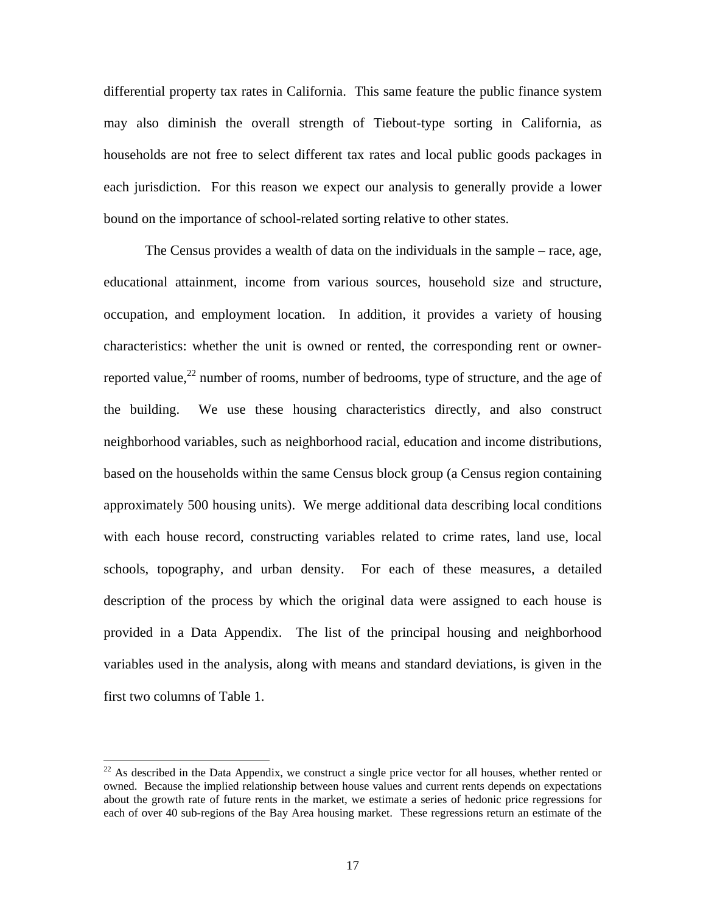differential property tax rates in California. This same feature the public finance system may also diminish the overall strength of Tiebout-type sorting in California, as households are not free to select different tax rates and local public goods packages in each jurisdiction. For this reason we expect our analysis to generally provide a lower bound on the importance of school-related sorting relative to other states.

The Census provides a wealth of data on the individuals in the sample – race, age, educational attainment, income from various sources, household size and structure, occupation, and employment location. In addition, it provides a variety of housing characteristics: whether the unit is owned or rented, the corresponding rent or owner-reported value,[22] number of rooms, number of bedrooms, type of structure, and the age of the building. We use these housing characteristics directly, and also construct neighborhood variables, such as neighborhood racial, education and income distributions, based on the households within the same Census block group (a Census region containing approximately 500 housing units). We merge additional data describing local conditions with each house record, constructing variables related to crime rates, land use, local schools, topography, and urban density. For each of these measures, a detailed description of the process by which the original data were assigned to each house is provided in a Data Appendix. The list of the principal housing and neighborhood variables used in the analysis, along with means and standard deviations, is given in the first two columns of Table 1.

[22] As described in the Data Appendix, we construct a single price vector for all houses, whether rented or owned. Because the implied relationship between house values and current rents depends on expectations about the growth rate of future rents in the market, we estimate a series of hedonic price regressions for each of over 40 sub-regions of the Bay Area housing market. These regressions return an estimate of the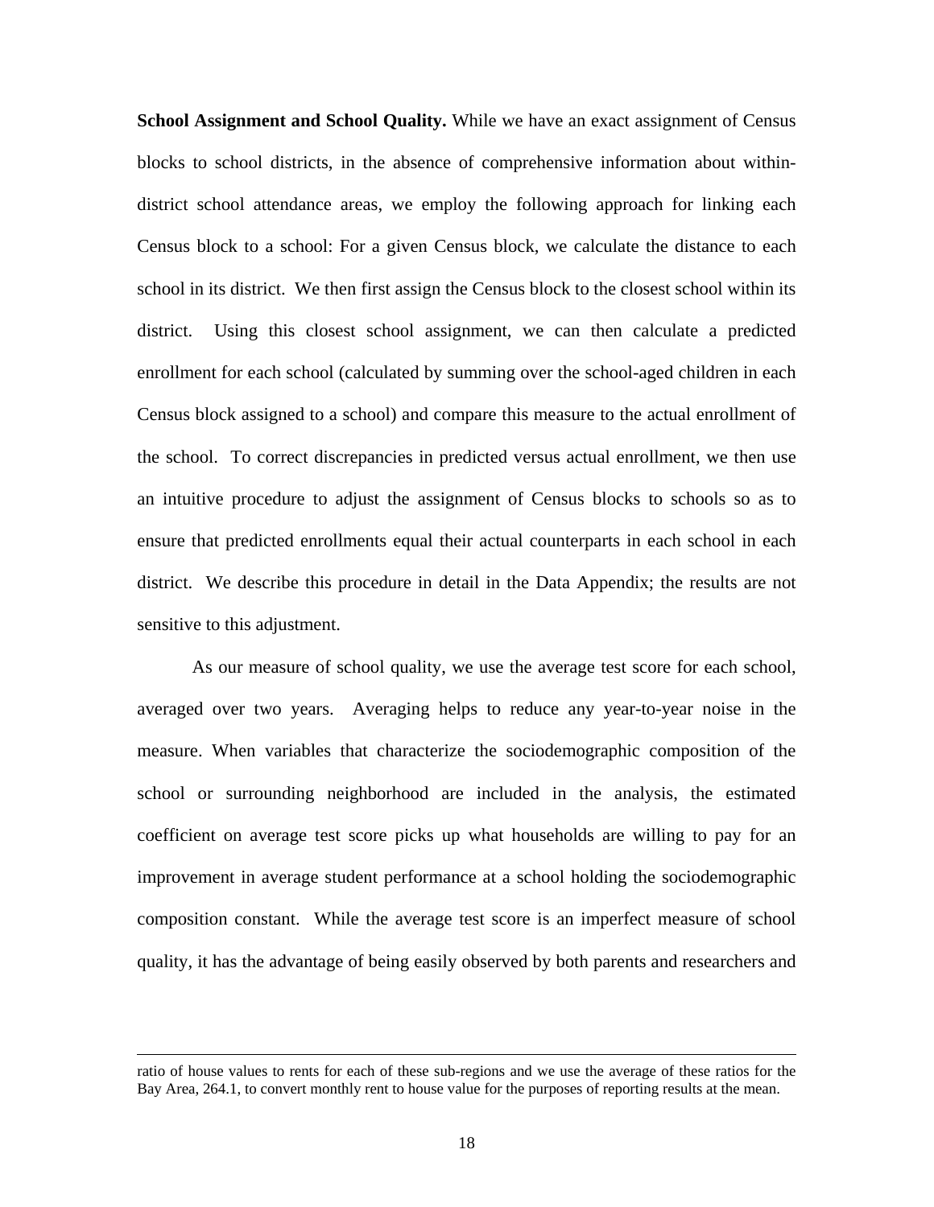**School Assignment and School Quality.** While we have an exact assignment of Census blocks to school districts, in the absence of comprehensive information about within-district school attendance areas, we employ the following approach for linking each Census block to a school: For a given Census block, we calculate the distance to each school in its district. We then first assign the Census block to the closest school within its district. Using this closest school assignment, we can then calculate a predicted enrollment for each school (calculated by summing over the school-aged children in each Census block assigned to a school) and compare this measure to the actual enrollment of the school. To correct discrepancies in predicted versus actual enrollment, we then use an intuitive procedure to adjust the assignment of Census blocks to schools so as to ensure that predicted enrollments equal their actual counterparts in each school in each district. We describe this procedure in detail in the Data Appendix; the results are not sensitive to this adjustment.

As our measure of school quality, we use the average test score for each school, averaged over two years. Averaging helps to reduce any year-to-year noise in the measure. When variables that characterize the sociodemographic composition of the school or surrounding neighborhood are included in the analysis, the estimated coefficient on average test score picks up what households are willing to pay for an improvement in average student performance at a school holding the sociodemographic composition constant. While the average test score is an imperfect measure of school quality, it has the advantage of being easily observed by both parents and researchers and

---

ratio of house values to rents for each of these sub-regions and we use the average of these ratios for the Bay Area, 264.1, to convert monthly rent to house value for the purposes of reporting results at the mean.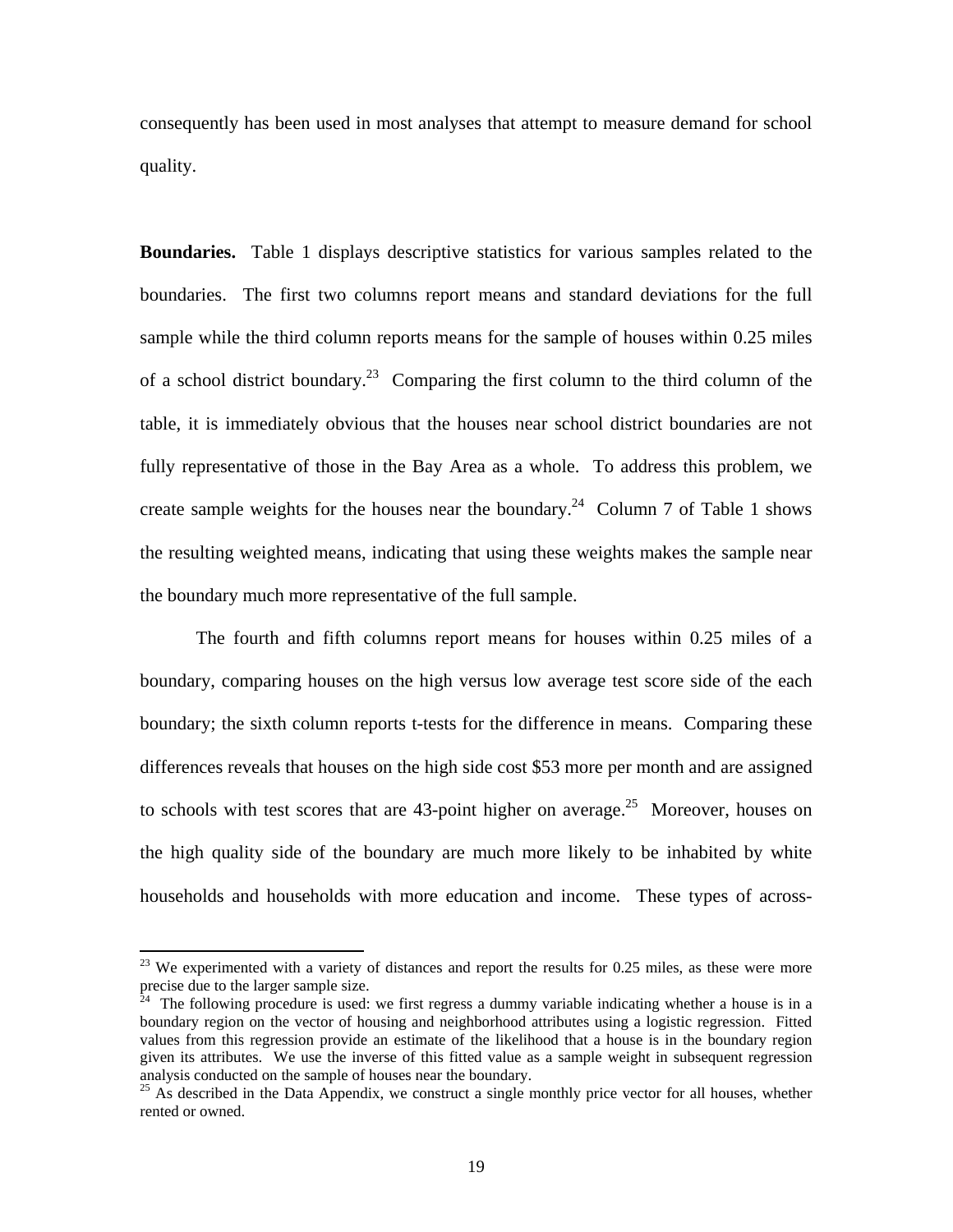consequently has been used in most analyses that attempt to measure demand for school quality.

**Boundaries.** Table 1 displays descriptive statistics for various samples related to the boundaries. The first two columns report means and standard deviations for the full sample while the third column reports means for the sample of houses within 0.25 miles of a school district boundary.[23] Comparing the first column to the third column of the table, it is immediately obvious that the houses near school district boundaries are not fully representative of those in the Bay Area as a whole. To address this problem, we create sample weights for the houses near the boundary.[24] Column 7 of Table 1 shows the resulting weighted means, indicating that using these weights makes the sample near the boundary much more representative of the full sample.

The fourth and fifth columns report means for houses within 0.25 miles of a boundary, comparing houses on the high versus low average test score side of the each boundary; the sixth column reports t-tests for the difference in means. Comparing these differences reveals that houses on the high side cost $53 more per month and are assigned to schools with test scores that are 43-point higher on average.[25] Moreover, houses on the high quality side of the boundary are much more likely to be inhabited by white households and households with more education and income. These types of across-

---

[23] We experimented with a variety of distances and report the results for 0.25 miles, as these were more precise due to the larger sample size.

[24] The following procedure is used: we first regress a dummy variable indicating whether a house is in a boundary region on the vector of housing and neighborhood attributes using a logistic regression. Fitted values from this regression provide an estimate of the likelihood that a house is in the boundary region given its attributes. We use the inverse of this fitted value as a sample weight in subsequent regression analysis conducted on the sample of houses near the boundary.

[25] As described in the Data Appendix, we construct a single monthly price vector for all houses, whether rented or owned.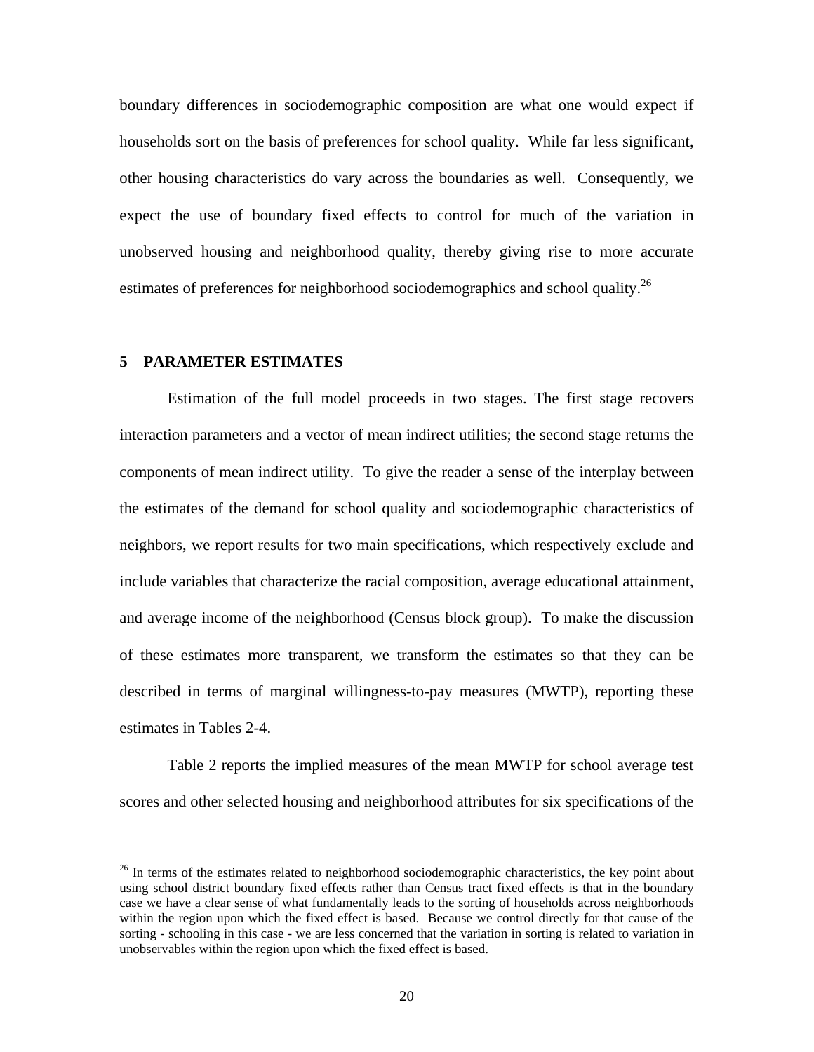boundary differences in sociodemographic composition are what one would expect if households sort on the basis of preferences for school quality. While far less significant, other housing characteristics do vary across the boundaries as well. Consequently, we expect the use of boundary fixed effects to control for much of the variation in unobserved housing and neighborhood quality, thereby giving rise to more accurate estimates of preferences for neighborhood sociodemographics and school quality.[26]

## 5 PARAMETER ESTIMATES

Estimation of the full model proceeds in two stages. The first stage recovers interaction parameters and a vector of mean indirect utilities; the second stage returns the components of mean indirect utility. To give the reader a sense of the interplay between the estimates of the demand for school quality and sociodemographic characteristics of neighbors, we report results for two main specifications, which respectively exclude and include variables that characterize the racial composition, average educational attainment, and average income of the neighborhood (Census block group). To make the discussion of these estimates more transparent, we transform the estimates so that they can be described in terms of marginal willingness-to-pay measures (MWTP), reporting these estimates in Tables 2-4.

Table 2 reports the implied measures of the mean MWTP for school average test scores and other selected housing and neighborhood attributes for six specifications of the

---

[26] In terms of the estimates related to neighborhood sociodemographic characteristics, the key point about using school district boundary fixed effects rather than Census tract fixed effects is that in the boundary case we have a clear sense of what fundamentally leads to the sorting of households across neighborhoods within the region upon which the fixed effect is based. Because we control directly for that cause of the sorting - schooling in this case - we are less concerned that the variation in sorting is related to variation in unobservables within the region upon which the fixed effect is based.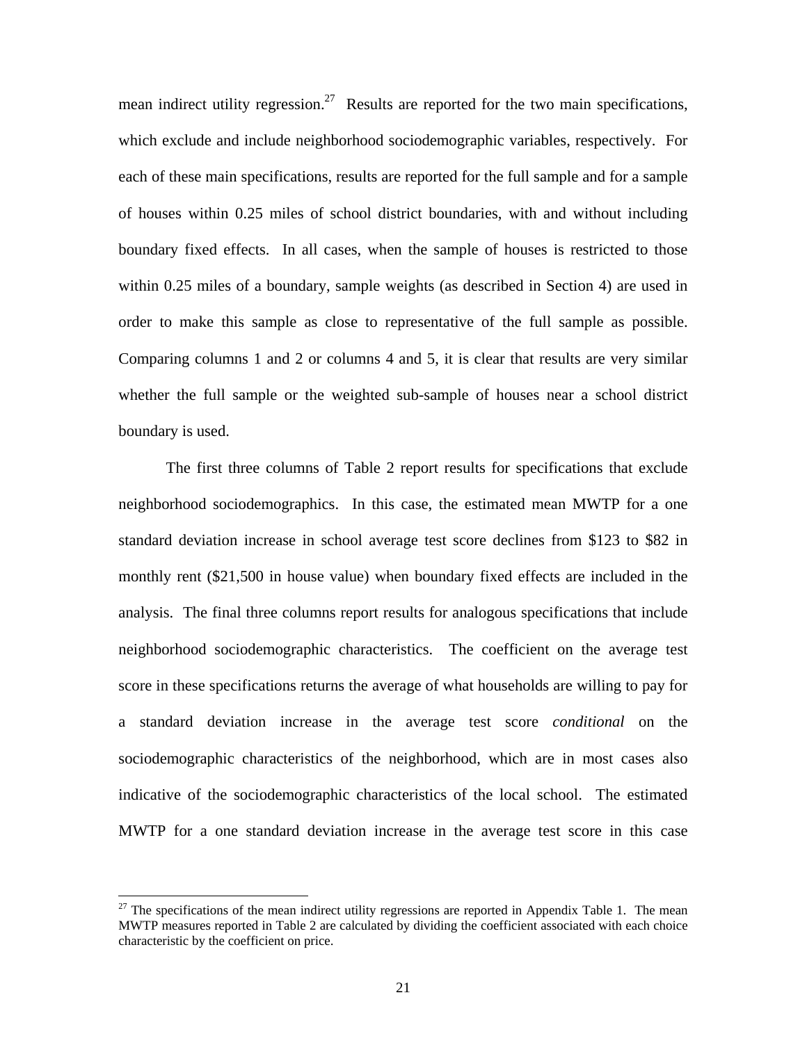mean indirect utility regression.[27] Results are reported for the two main specifications, which exclude and include neighborhood sociodemographic variables, respectively. For each of these main specifications, results are reported for the full sample and for a sample of houses within 0.25 miles of school district boundaries, with and without including boundary fixed effects. In all cases, when the sample of houses is restricted to those within 0.25 miles of a boundary, sample weights (as described in Section 4) are used in order to make this sample as close to representative of the full sample as possible. Comparing columns 1 and 2 or columns 4 and 5, it is clear that results are very similar whether the full sample or the weighted sub-sample of houses near a school district boundary is used.

The first three columns of Table 2 report results for specifications that exclude neighborhood sociodemographics. In this case, the estimated mean MWTP for a one standard deviation increase in school average test score declines from $123 to $82 in monthly rent ($21,500 in house value) when boundary fixed effects are included in the analysis. The final three columns report results for analogous specifications that include neighborhood sociodemographic characteristics. The coefficient on the average test score in these specifications returns the average of what households are willing to pay for a standard deviation increase in the average test score *conditional* on the sociodemographic characteristics of the neighborhood, which are in most cases also indicative of the sociodemographic characteristics of the local school. The estimated MWTP for a one standard deviation increase in the average test score in this case

[27] The specifications of the mean indirect utility regressions are reported in Appendix Table 1. The mean MWTP measures reported in Table 2 are calculated by dividing the coefficient associated with each choice characteristic by the coefficient on price.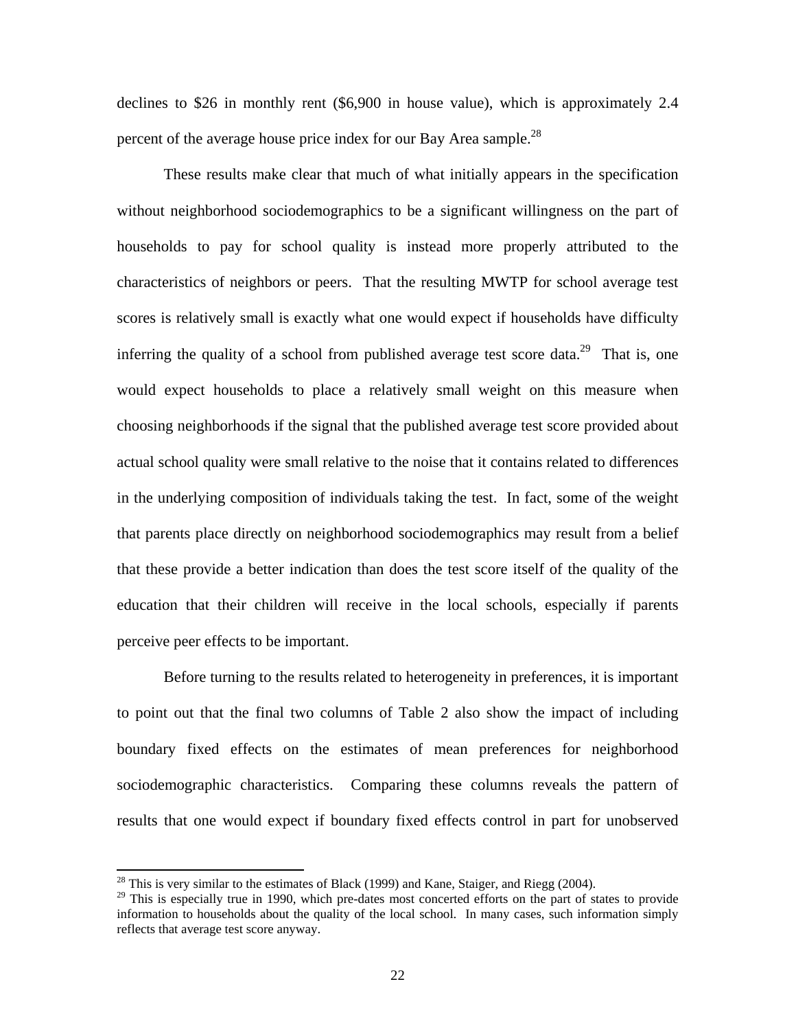declines to \$26 in monthly rent (\$6,900 in house value), which is approximately 2.4 percent of the average house price index for our Bay Area sample.[28]

These results make clear that much of what initially appears in the specification without neighborhood sociodemographics to be a significant willingness on the part of households to pay for school quality is instead more properly attributed to the characteristics of neighbors or peers. That the resulting MWTP for school average test scores is relatively small is exactly what one would expect if households have difficulty inferring the quality of a school from published average test score data.[29] That is, one would expect households to place a relatively small weight on this measure when choosing neighborhoods if the signal that the published average test score provided about actual school quality were small relative to the noise that it contains related to differences in the underlying composition of individuals taking the test. In fact, some of the weight that parents place directly on neighborhood sociodemographics may result from a belief that these provide a better indication than does the test score itself of the quality of the education that their children will receive in the local schools, especially if parents perceive peer effects to be important.

Before turning to the results related to heterogeneity in preferences, it is important to point out that the final two columns of Table 2 also show the impact of including boundary fixed effects on the estimates of mean preferences for neighborhood sociodemographic characteristics. Comparing these columns reveals the pattern of results that one would expect if boundary fixed effects control in part for unobserved

---

[28] This is very similar to the estimates of Black (1999) and Kane, Staiger, and Riegg (2004).

[29] This is especially true in 1990, which pre-dates most concerted efforts on the part of states to provide information to households about the quality of the local school. In many cases, such information simply reflects that average test score anyway.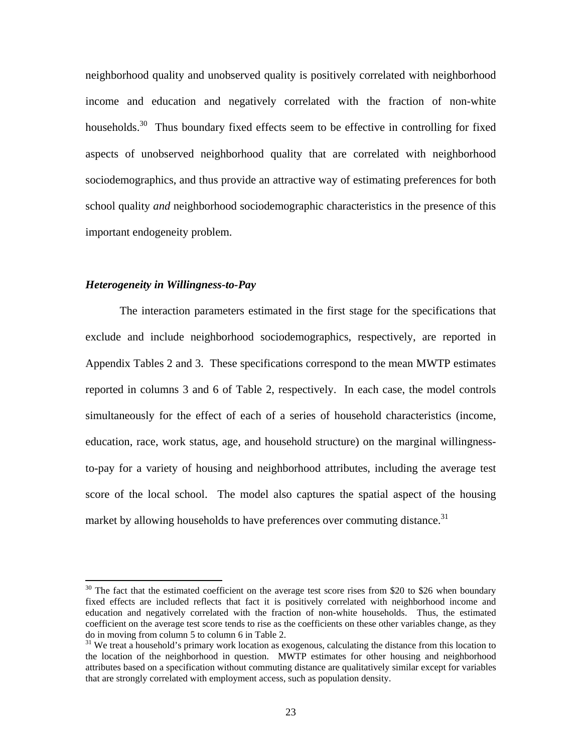neighborhood quality and unobserved quality is positively correlated with neighborhood income and education and negatively correlated with the fraction of non-white households.[30] Thus boundary fixed effects seem to be effective in controlling for fixed aspects of unobserved neighborhood quality that are correlated with neighborhood sociodemographics, and thus provide an attractive way of estimating preferences for both school quality *and* neighborhood sociodemographic characteristics in the presence of this important endogeneity problem.

### *Heterogeneity in Willingness-to-Pay*

The interaction parameters estimated in the first stage for the specifications that exclude and include neighborhood sociodemographics, respectively, are reported in Appendix Tables 2 and 3. These specifications correspond to the mean MWTP estimates reported in columns 3 and 6 of Table 2, respectively. In each case, the model controls simultaneously for the effect of each of a series of household characteristics (income, education, race, work status, age, and household structure) on the marginal willingness-to-pay for a variety of housing and neighborhood attributes, including the average test score of the local school. The model also captures the spatial aspect of the housing market by allowing households to have preferences over commuting distance.[31]

---

[30] The fact that the estimated coefficient on the average test score rises from $20 to $26 when boundary fixed effects are included reflects that fact it is positively correlated with neighborhood income and education and negatively correlated with the fraction of non-white households. Thus, the estimated coefficient on the average test score tends to rise as the coefficients on these other variables change, as they do in moving from column 5 to column 6 in Table 2.

[31] We treat a household's primary work location as exogenous, calculating the distance from this location to the location of the neighborhood in question. MWTP estimates for other housing and neighborhood attributes based on a specification without commuting distance are qualitatively similar except for variables that are strongly correlated with employment access, such as population density.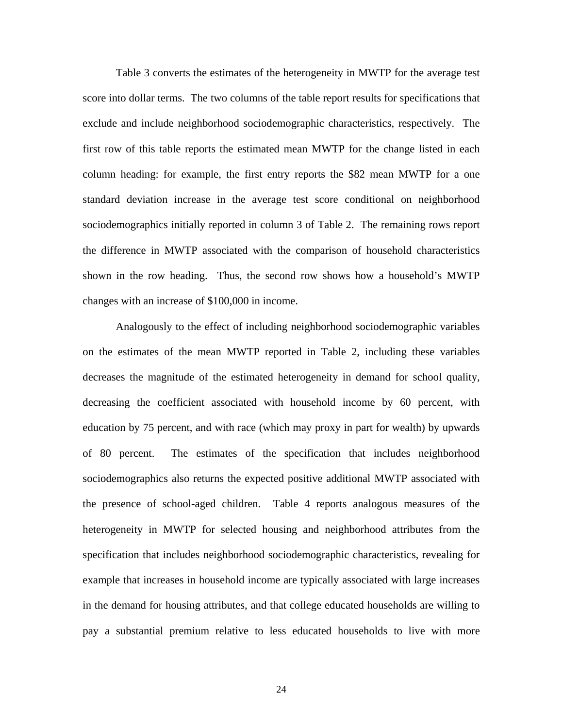Table 3 converts the estimates of the heterogeneity in MWTP for the average test score into dollar terms. The two columns of the table report results for specifications that exclude and include neighborhood sociodemographic characteristics, respectively. The first row of this table reports the estimated mean MWTP for the change listed in each column heading: for example, the first entry reports the $82 mean MWTP for a one standard deviation increase in the average test score conditional on neighborhood sociodemographics initially reported in column 3 of Table 2. The remaining rows report the difference in MWTP associated with the comparison of household characteristics shown in the row heading. Thus, the second row shows how a household's MWTP changes with an increase of $100,000 in income.

Analogously to the effect of including neighborhood sociodemographic variables on the estimates of the mean MWTP reported in Table 2, including these variables decreases the magnitude of the estimated heterogeneity in demand for school quality, decreasing the coefficient associated with household income by 60 percent, with education by 75 percent, and with race (which may proxy in part for wealth) by upwards of 80 percent. The estimates of the specification that includes neighborhood sociodemographics also returns the expected positive additional MWTP associated with the presence of school-aged children. Table 4 reports analogous measures of the heterogeneity in MWTP for selected housing and neighborhood attributes from the specification that includes neighborhood sociodemographic characteristics, revealing for example that increases in household income are typically associated with large increases in the demand for housing attributes, and that college educated households are willing to pay a substantial premium relative to less educated households to live with more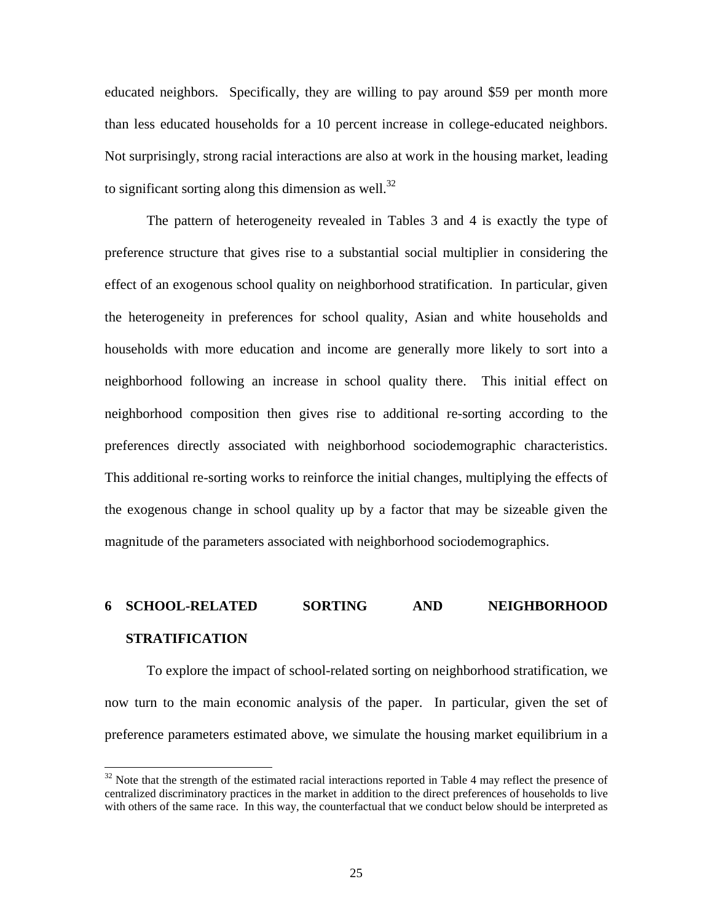educated neighbors. Specifically, they are willing to pay around $59 per month more than less educated households for a 10 percent increase in college-educated neighbors. Not surprisingly, strong racial interactions are also at work in the housing market, leading to significant sorting along this dimension as well.[32]

The pattern of heterogeneity revealed in Tables 3 and 4 is exactly the type of preference structure that gives rise to a substantial social multiplier in considering the effect of an exogenous school quality on neighborhood stratification. In particular, given the heterogeneity in preferences for school quality, Asian and white households and households with more education and income are generally more likely to sort into a neighborhood following an increase in school quality there. This initial effect on neighborhood composition then gives rise to additional re-sorting according to the preferences directly associated with neighborhood sociodemographic characteristics. This additional re-sorting works to reinforce the initial changes, multiplying the effects of the exogenous change in school quality up by a factor that may be sizeable given the magnitude of the parameters associated with neighborhood sociodemographics.

# 6 SCHOOL-RELATED SORTING AND NEIGHBORHOOD STRATIFICATION

To explore the impact of school-related sorting on neighborhood stratification, we now turn to the main economic analysis of the paper. In particular, given the set of preference parameters estimated above, we simulate the housing market equilibrium in a

[32] Note that the strength of the estimated racial interactions reported in Table 4 may reflect the presence of centralized discriminatory practices in the market in addition to the direct preferences of households to live with others of the same race. In this way, the counterfactual that we conduct below should be interpreted as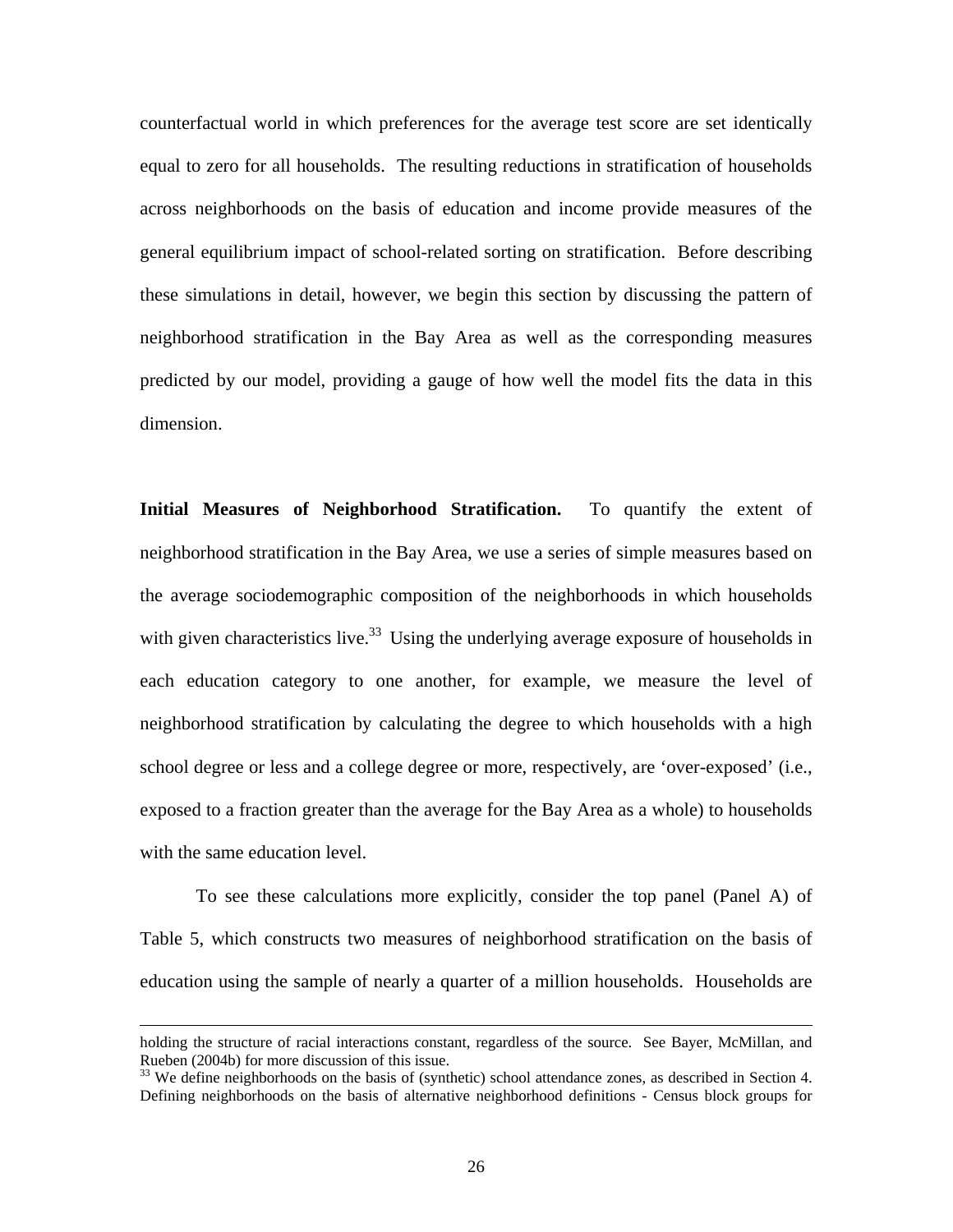counterfactual world in which preferences for the average test score are set identically equal to zero for all households. The resulting reductions in stratification of households across neighborhoods on the basis of education and income provide measures of the general equilibrium impact of school-related sorting on stratification. Before describing these simulations in detail, however, we begin this section by discussing the pattern of neighborhood stratification in the Bay Area as well as the corresponding measures predicted by our model, providing a gauge of how well the model fits the data in this dimension.

**Initial Measures of Neighborhood Stratification.** To quantify the extent of neighborhood stratification in the Bay Area, we use a series of simple measures based on the average sociodemographic composition of the neighborhoods in which households with given characteristics live.[33] Using the underlying average exposure of households in each education category to one another, for example, we measure the level of neighborhood stratification by calculating the degree to which households with a high school degree or less and a college degree or more, respectively, are 'over-exposed' (i.e., exposed to a fraction greater than the average for the Bay Area as a whole) to households with the same education level.

To see these calculations more explicitly, consider the top panel (Panel A) of Table 5, which constructs two measures of neighborhood stratification on the basis of education using the sample of nearly a quarter of a million households. Households are

---

holding the structure of racial interactions constant, regardless of the source. See Bayer, McMillan, and Rueben (2004b) for more discussion of this issue.

[33] We define neighborhoods on the basis of (synthetic) school attendance zones, as described in Section 4. Defining neighborhoods on the basis of alternative neighborhood definitions - Census block groups for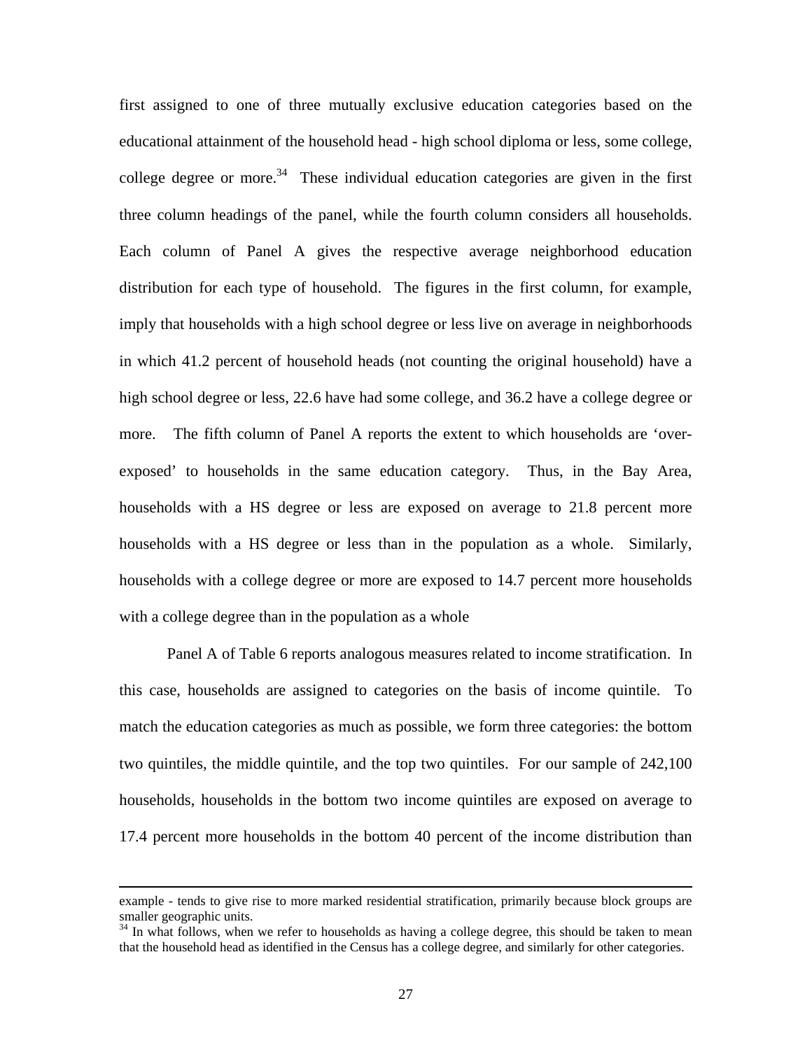first assigned to one of three mutually exclusive education categories based on the educational attainment of the household head - high school diploma or less, some college, college degree or more.[34] These individual education categories are given in the first three column headings of the panel, while the fourth column considers all households. Each column of Panel A gives the respective average neighborhood education distribution for each type of household. The figures in the first column, for example, imply that households with a high school degree or less live on average in neighborhoods in which 41.2 percent of household heads (not counting the original household) have a high school degree or less, 22.6 have had some college, and 36.2 have a college degree or more. The fifth column of Panel A reports the extent to which households are 'over-exposed' to households in the same education category. Thus, in the Bay Area, households with a HS degree or less are exposed on average to 21.8 percent more households with a HS degree or less than in the population as a whole. Similarly, households with a college degree or more are exposed to 14.7 percent more households with a college degree than in the population as a whole

Panel A of Table 6 reports analogous measures related to income stratification. In this case, households are assigned to categories on the basis of income quintile. To match the education categories as much as possible, we form three categories: the bottom two quintiles, the middle quintile, and the top two quintiles. For our sample of 242,100 households, households in the bottom two income quintiles are exposed on average to 17.4 percent more households in the bottom 40 percent of the income distribution than

---

example - tends to give rise to more marked residential stratification, primarily because block groups are smaller geographic units.

[34] In what follows, when we refer to households as having a college degree, this should be taken to mean that the household head as identified in the Census has a college degree, and similarly for other categories.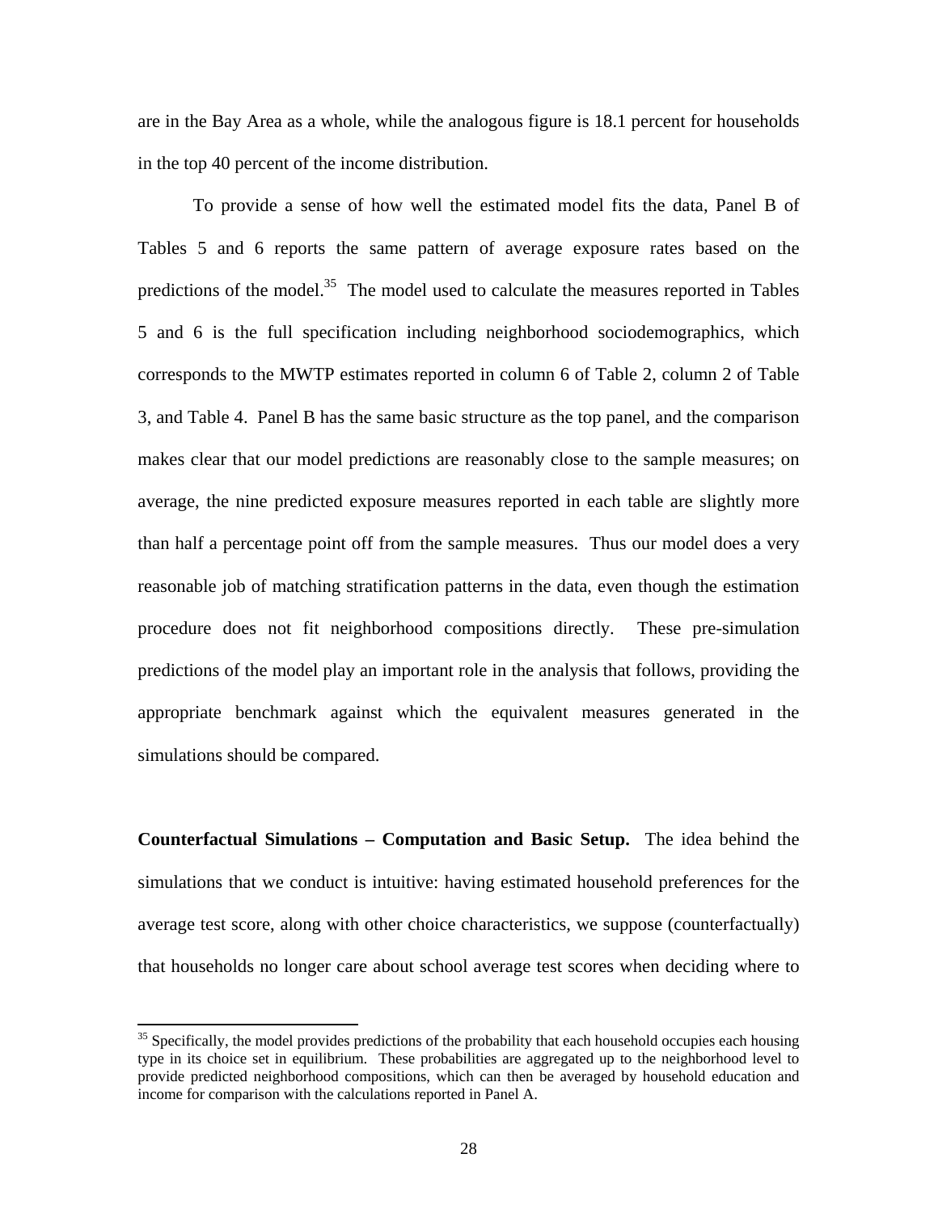are in the Bay Area as a whole, while the analogous figure is 18.1 percent for households in the top 40 percent of the income distribution.

To provide a sense of how well the estimated model fits the data, Panel B of Tables 5 and 6 reports the same pattern of average exposure rates based on the predictions of the model.[35] The model used to calculate the measures reported in Tables 5 and 6 is the full specification including neighborhood sociodemographics, which corresponds to the MWTP estimates reported in column 6 of Table 2, column 2 of Table 3, and Table 4. Panel B has the same basic structure as the top panel, and the comparison makes clear that our model predictions are reasonably close to the sample measures; on average, the nine predicted exposure measures reported in each table are slightly more than half a percentage point off from the sample measures. Thus our model does a very reasonable job of matching stratification patterns in the data, even though the estimation procedure does not fit neighborhood compositions directly. These pre-simulation predictions of the model play an important role in the analysis that follows, providing the appropriate benchmark against which the equivalent measures generated in the simulations should be compared.

**Counterfactual Simulations – Computation and Basic Setup.** The idea behind the simulations that we conduct is intuitive: having estimated household preferences for the average test score, along with other choice characteristics, we suppose (counterfactually) that households no longer care about school average test scores when deciding where to

[35] Specifically, the model provides predictions of the probability that each household occupies each housing type in its choice set in equilibrium. These probabilities are aggregated up to the neighborhood level to provide predicted neighborhood compositions, which can then be averaged by household education and income for comparison with the calculations reported in Panel A.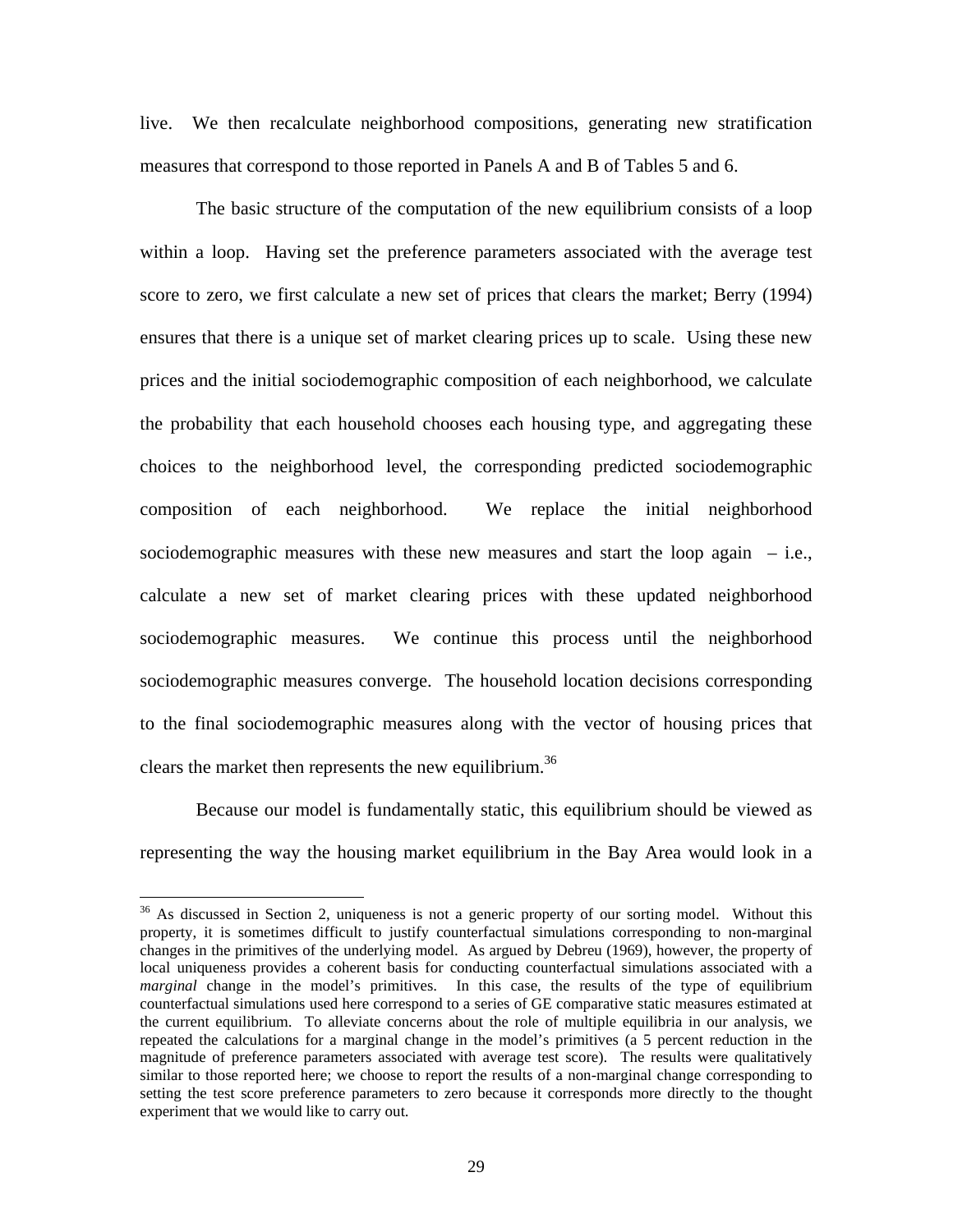live. We then recalculate neighborhood compositions, generating new stratification measures that correspond to those reported in Panels A and B of Tables 5 and 6.

The basic structure of the computation of the new equilibrium consists of a loop within a loop. Having set the preference parameters associated with the average test score to zero, we first calculate a new set of prices that clears the market; Berry (1994) ensures that there is a unique set of market clearing prices up to scale. Using these new prices and the initial sociodemographic composition of each neighborhood, we calculate the probability that each household chooses each housing type, and aggregating these choices to the neighborhood level, the corresponding predicted sociodemographic composition of each neighborhood. We replace the initial neighborhood sociodemographic measures with these new measures and start the loop again – i.e., calculate a new set of market clearing prices with these updated neighborhood sociodemographic measures. We continue this process until the neighborhood sociodemographic measures converge. The household location decisions corresponding to the final sociodemographic measures along with the vector of housing prices that clears the market then represents the new equilibrium.[36]

Because our model is fundamentally static, this equilibrium should be viewed as representing the way the housing market equilibrium in the Bay Area would look in a

---

[36] As discussed in Section 2, uniqueness is not a generic property of our sorting model. Without this property, it is sometimes difficult to justify counterfactual simulations corresponding to non-marginal changes in the primitives of the underlying model. As argued by Debreu (1969), however, the property of local uniqueness provides a coherent basis for conducting counterfactual simulations associated with a *marginal* change in the model's primitives. In this case, the results of the type of equilibrium counterfactual simulations used here correspond to a series of GE comparative static measures estimated at the current equilibrium. To alleviate concerns about the role of multiple equilibria in our analysis, we repeated the calculations for a marginal change in the model's primitives (a 5 percent reduction in the magnitude of preference parameters associated with average test score). The results were qualitatively similar to those reported here; we choose to report the results of a non-marginal change corresponding to setting the test score preference parameters to zero because it corresponds more directly to the thought experiment that we would like to carry out.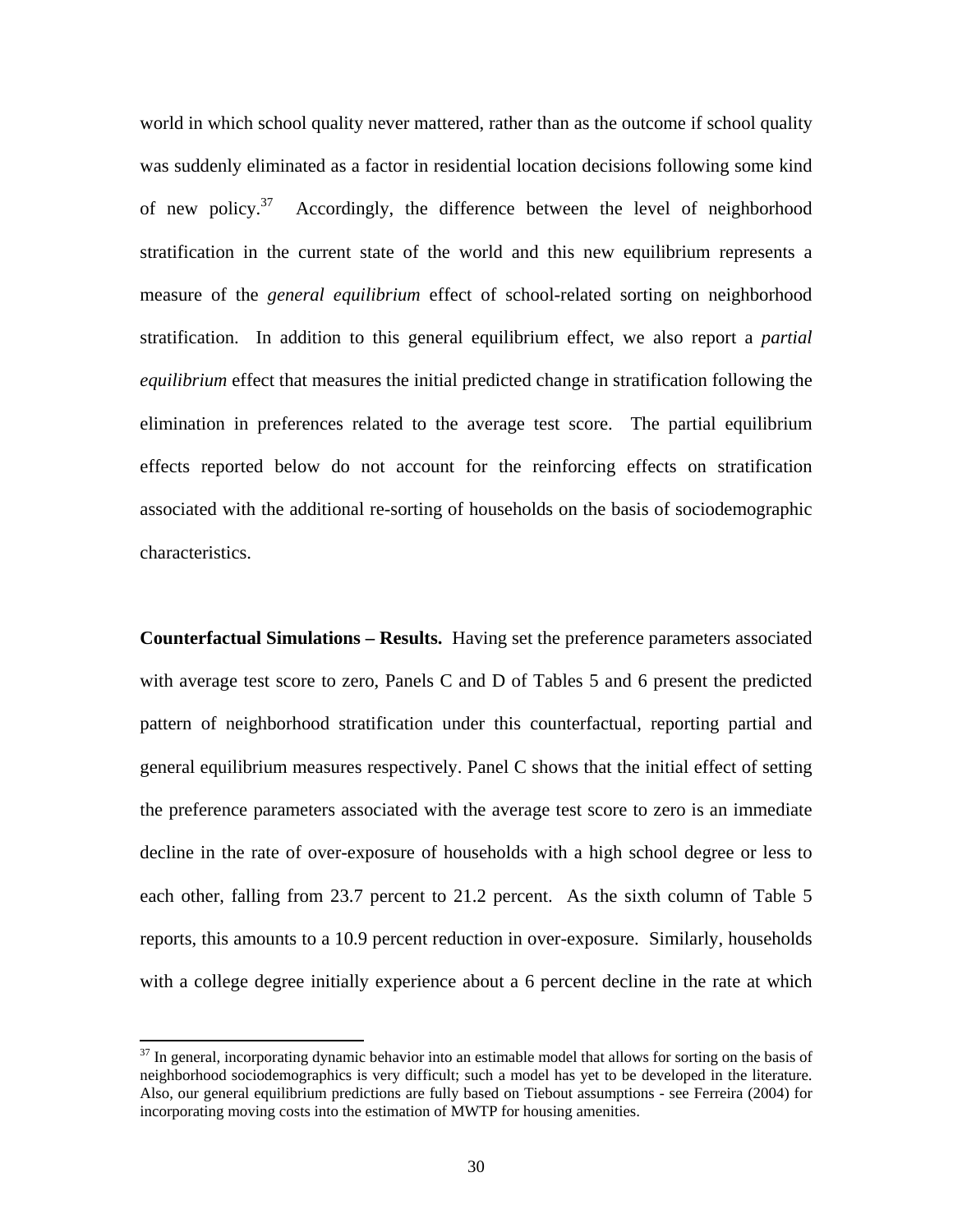world in which school quality never mattered, rather than as the outcome if school quality was suddenly eliminated as a factor in residential location decisions following some kind of new policy.[37] Accordingly, the difference between the level of neighborhood stratification in the current state of the world and this new equilibrium represents a measure of the *general equilibrium* effect of school-related sorting on neighborhood stratification. In addition to this general equilibrium effect, we also report a *partial equilibrium* effect that measures the initial predicted change in stratification following the elimination in preferences related to the average test score. The partial equilibrium effects reported below do not account for the reinforcing effects on stratification associated with the additional re-sorting of households on the basis of sociodemographic characteristics.

**Counterfactual Simulations – Results.** Having set the preference parameters associated with average test score to zero, Panels C and D of Tables 5 and 6 present the predicted pattern of neighborhood stratification under this counterfactual, reporting partial and general equilibrium measures respectively. Panel C shows that the initial effect of setting the preference parameters associated with the average test score to zero is an immediate decline in the rate of over-exposure of households with a high school degree or less to each other, falling from 23.7 percent to 21.2 percent. As the sixth column of Table 5 reports, this amounts to a 10.9 percent reduction in over-exposure. Similarly, households with a college degree initially experience about a 6 percent decline in the rate at which

[37] In general, incorporating dynamic behavior into an estimable model that allows for sorting on the basis of neighborhood sociodemographics is very difficult; such a model has yet to be developed in the literature. Also, our general equilibrium predictions are fully based on Tiebout assumptions - see Ferreira (2004) for incorporating moving costs into the estimation of MWTP for housing amenities.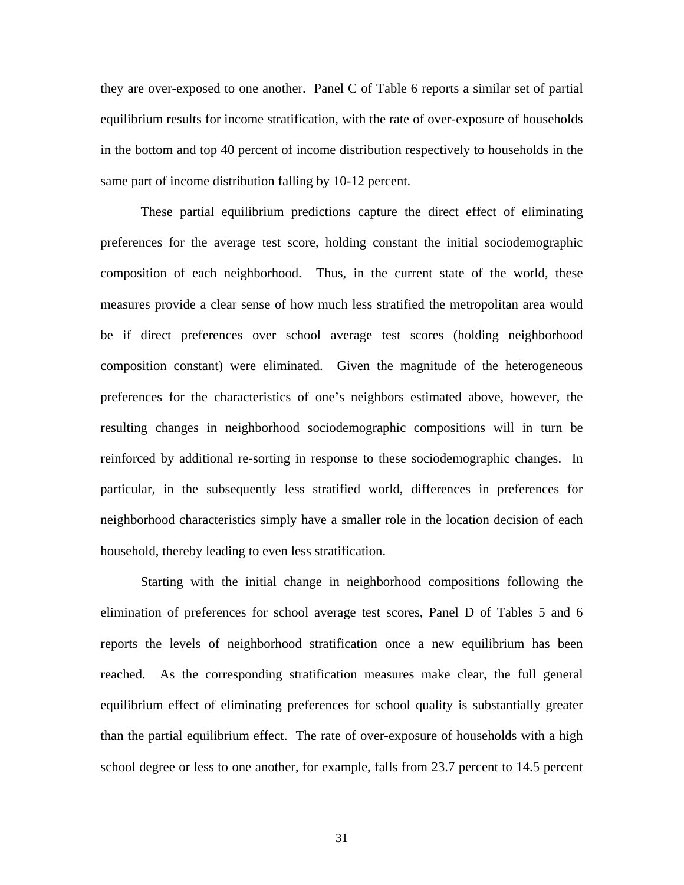they are over-exposed to one another. Panel C of Table 6 reports a similar set of partial equilibrium results for income stratification, with the rate of over-exposure of households in the bottom and top 40 percent of income distribution respectively to households in the same part of income distribution falling by 10-12 percent.

These partial equilibrium predictions capture the direct effect of eliminating preferences for the average test score, holding constant the initial sociodemographic composition of each neighborhood. Thus, in the current state of the world, these measures provide a clear sense of how much less stratified the metropolitan area would be if direct preferences over school average test scores (holding neighborhood composition constant) were eliminated. Given the magnitude of the heterogeneous preferences for the characteristics of one's neighbors estimated above, however, the resulting changes in neighborhood sociodemographic compositions will in turn be reinforced by additional re-sorting in response to these sociodemographic changes. In particular, in the subsequently less stratified world, differences in preferences for neighborhood characteristics simply have a smaller role in the location decision of each household, thereby leading to even less stratification.

Starting with the initial change in neighborhood compositions following the elimination of preferences for school average test scores, Panel D of Tables 5 and 6 reports the levels of neighborhood stratification once a new equilibrium has been reached. As the corresponding stratification measures make clear, the full general equilibrium effect of eliminating preferences for school quality is substantially greater than the partial equilibrium effect. The rate of over-exposure of households with a high school degree or less to one another, for example, falls from 23.7 percent to 14.5 percent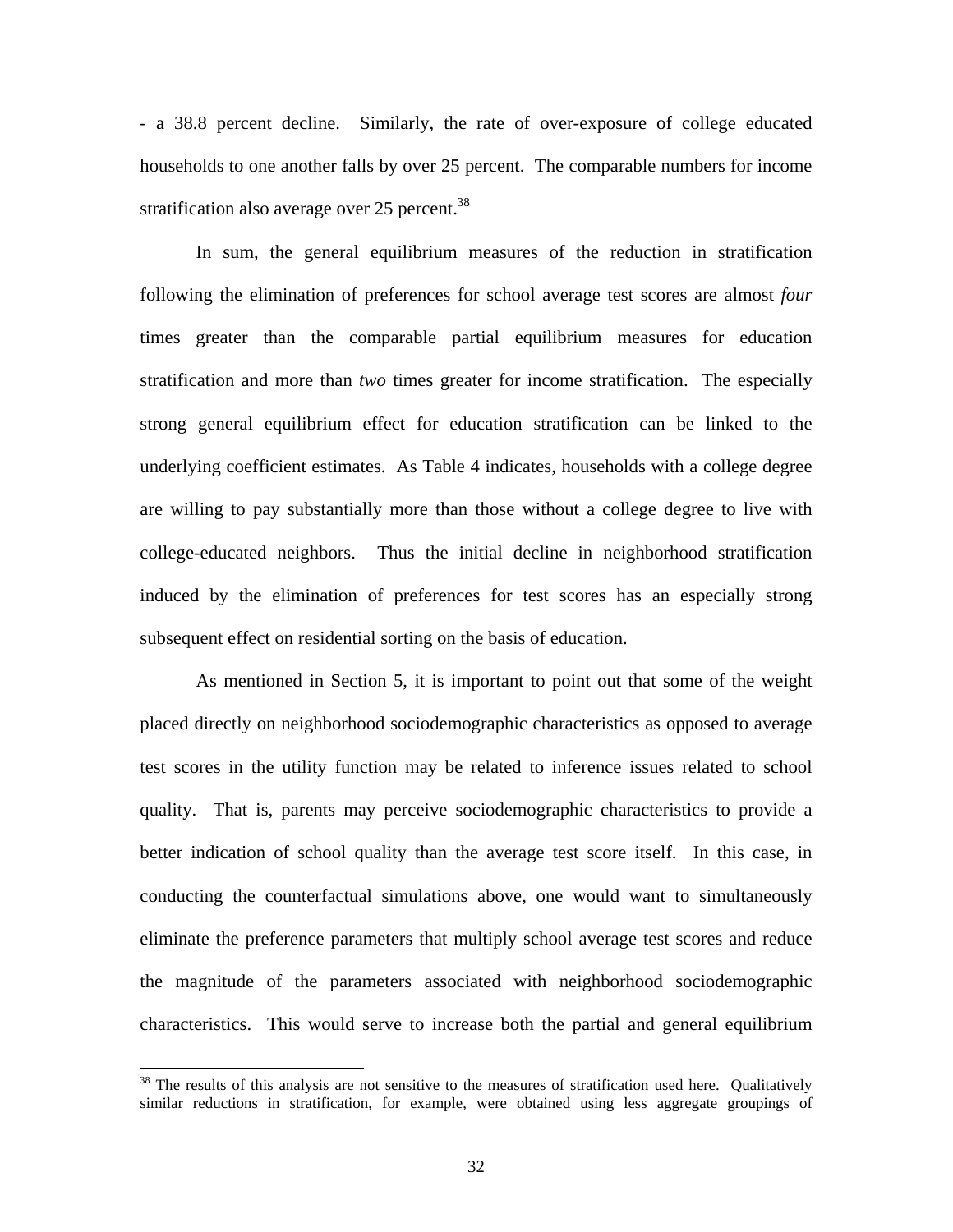- a 38.8 percent decline. Similarly, the rate of over-exposure of college educated households to one another falls by over 25 percent. The comparable numbers for income stratification also average over 25 percent.[38]

In sum, the general equilibrium measures of the reduction in stratification following the elimination of preferences for school average test scores are almost *four* times greater than the comparable partial equilibrium measures for education stratification and more than *two* times greater for income stratification. The especially strong general equilibrium effect for education stratification can be linked to the underlying coefficient estimates. As Table 4 indicates, households with a college degree are willing to pay substantially more than those without a college degree to live with college-educated neighbors. Thus the initial decline in neighborhood stratification induced by the elimination of preferences for test scores has an especially strong subsequent effect on residential sorting on the basis of education.

As mentioned in Section 5, it is important to point out that some of the weight placed directly on neighborhood sociodemographic characteristics as opposed to average test scores in the utility function may be related to inference issues related to school quality. That is, parents may perceive sociodemographic characteristics to provide a better indication of school quality than the average test score itself. In this case, in conducting the counterfactual simulations above, one would want to simultaneously eliminate the preference parameters that multiply school average test scores and reduce the magnitude of the parameters associated with neighborhood sociodemographic characteristics. This would serve to increase both the partial and general equilibrium

[38] The results of this analysis are not sensitive to the measures of stratification used here. Qualitatively similar reductions in stratification, for example, were obtained using less aggregate groupings of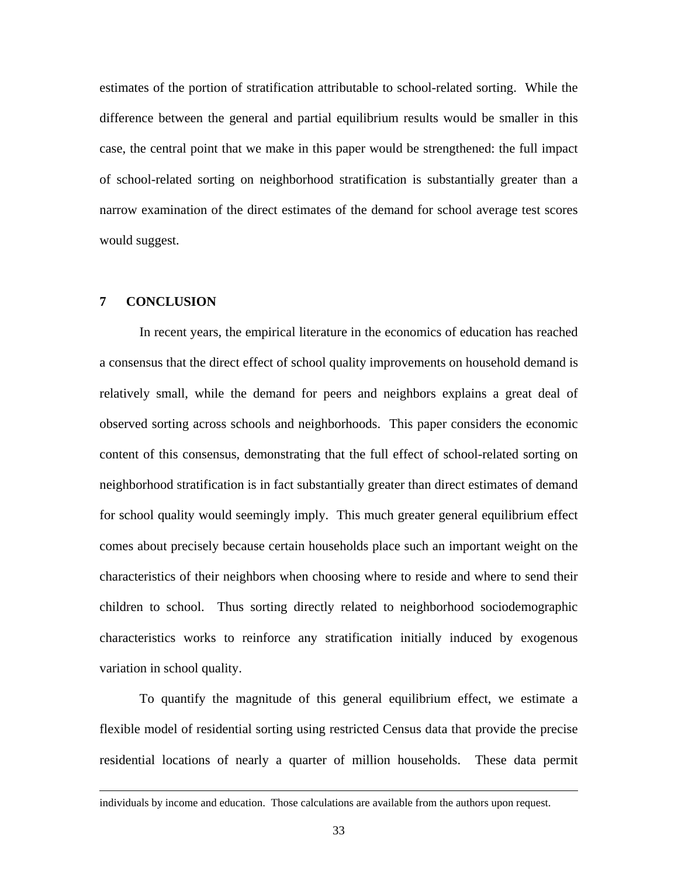estimates of the portion of stratification attributable to school-related sorting. While the difference between the general and partial equilibrium results would be smaller in this case, the central point that we make in this paper would be strengthened: the full impact of school-related sorting on neighborhood stratification is substantially greater than a narrow examination of the direct estimates of the demand for school average test scores would suggest.

## 7 CONCLUSION

In recent years, the empirical literature in the economics of education has reached a consensus that the direct effect of school quality improvements on household demand is relatively small, while the demand for peers and neighbors explains a great deal of observed sorting across schools and neighborhoods. This paper considers the economic content of this consensus, demonstrating that the full effect of school-related sorting on neighborhood stratification is in fact substantially greater than direct estimates of demand for school quality would seemingly imply. This much greater general equilibrium effect comes about precisely because certain households place such an important weight on the characteristics of their neighbors when choosing where to reside and where to send their children to school. Thus sorting directly related to neighborhood sociodemographic characteristics works to reinforce any stratification initially induced by exogenous variation in school quality.

To quantify the magnitude of this general equilibrium effect, we estimate a flexible model of residential sorting using restricted Census data that provide the precise residential locations of nearly a quarter of million households. These data permit

---

individuals by income and education. Those calculations are available from the authors upon request.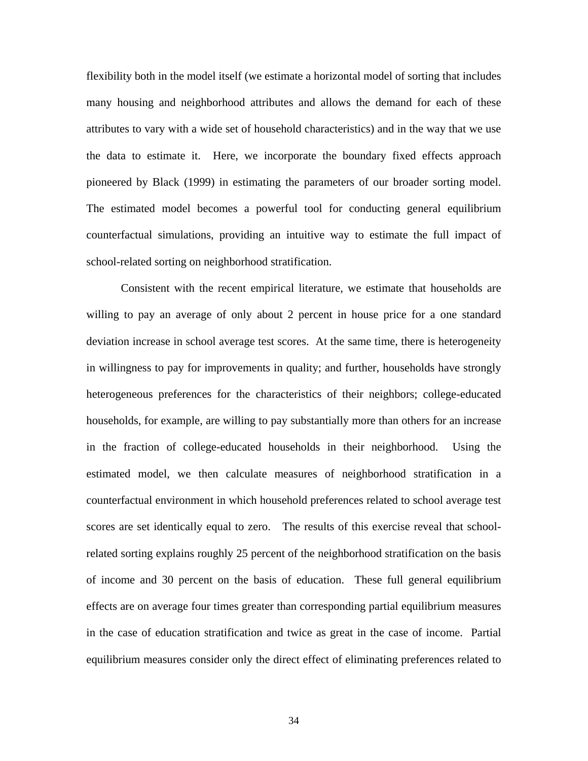flexibility both in the model itself (we estimate a horizontal model of sorting that includes many housing and neighborhood attributes and allows the demand for each of these attributes to vary with a wide set of household characteristics) and in the way that we use the data to estimate it. Here, we incorporate the boundary fixed effects approach pioneered by Black (1999) in estimating the parameters of our broader sorting model. The estimated model becomes a powerful tool for conducting general equilibrium counterfactual simulations, providing an intuitive way to estimate the full impact of school-related sorting on neighborhood stratification.

Consistent with the recent empirical literature, we estimate that households are willing to pay an average of only about 2 percent in house price for a one standard deviation increase in school average test scores. At the same time, there is heterogeneity in willingness to pay for improvements in quality; and further, households have strongly heterogeneous preferences for the characteristics of their neighbors; college-educated households, for example, are willing to pay substantially more than others for an increase in the fraction of college-educated households in their neighborhood. Using the estimated model, we then calculate measures of neighborhood stratification in a counterfactual environment in which household preferences related to school average test scores are set identically equal to zero. The results of this exercise reveal that school-related sorting explains roughly 25 percent of the neighborhood stratification on the basis of income and 30 percent on the basis of education. These full general equilibrium effects are on average four times greater than corresponding partial equilibrium measures in the case of education stratification and twice as great in the case of income. Partial equilibrium measures consider only the direct effect of eliminating preferences related to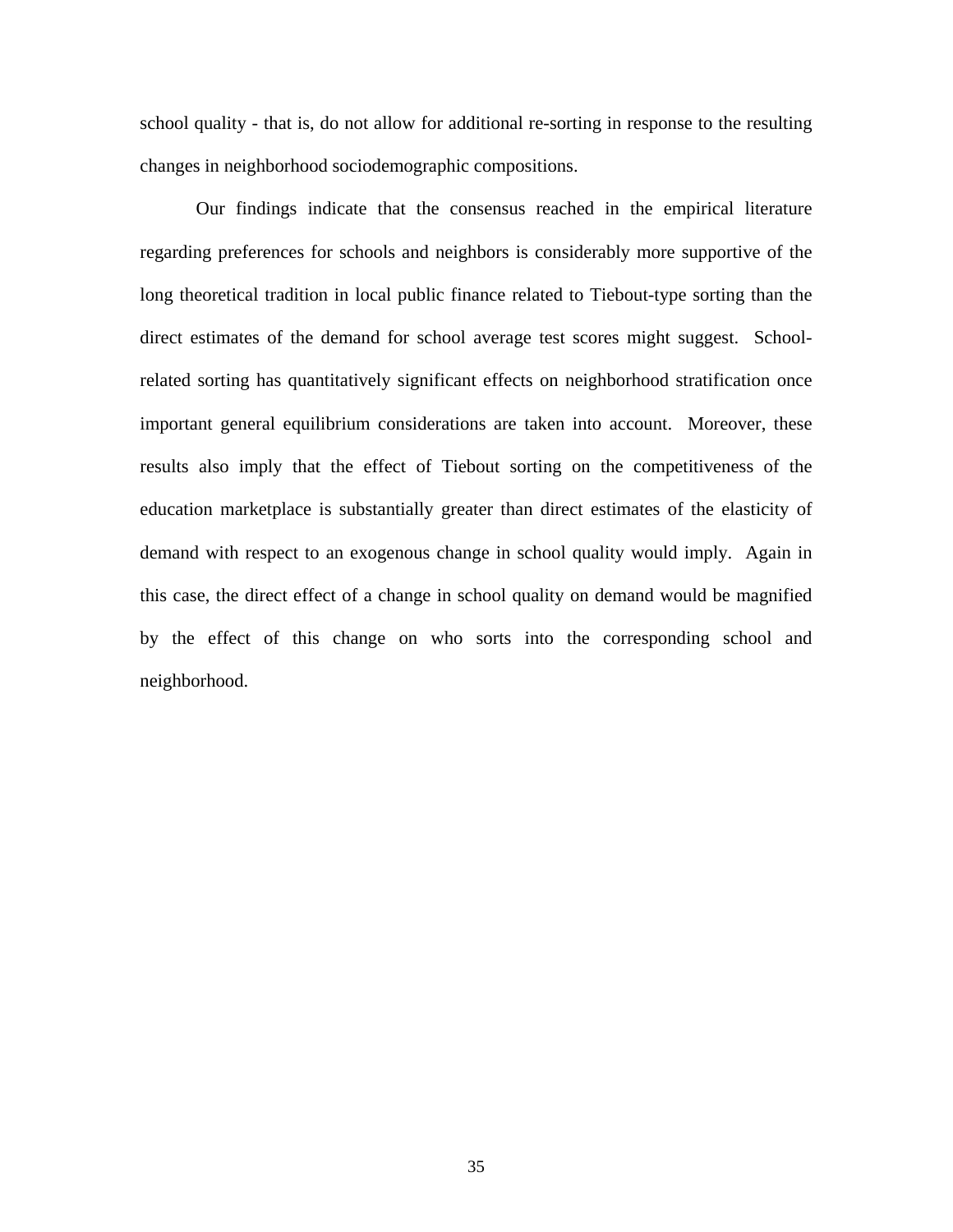school quality - that is, do not allow for additional re-sorting in response to the resulting changes in neighborhood sociodemographic compositions.

Our findings indicate that the consensus reached in the empirical literature regarding preferences for schools and neighbors is considerably more supportive of the long theoretical tradition in local public finance related to Tiebout-type sorting than the direct estimates of the demand for school average test scores might suggest. School-related sorting has quantitatively significant effects on neighborhood stratification once important general equilibrium considerations are taken into account. Moreover, these results also imply that the effect of Tiebout sorting on the competitiveness of the education marketplace is substantially greater than direct estimates of the elasticity of demand with respect to an exogenous change in school quality would imply. Again in this case, the direct effect of a change in school quality on demand would be magnified by the effect of this change on who sorts into the corresponding school and neighborhood.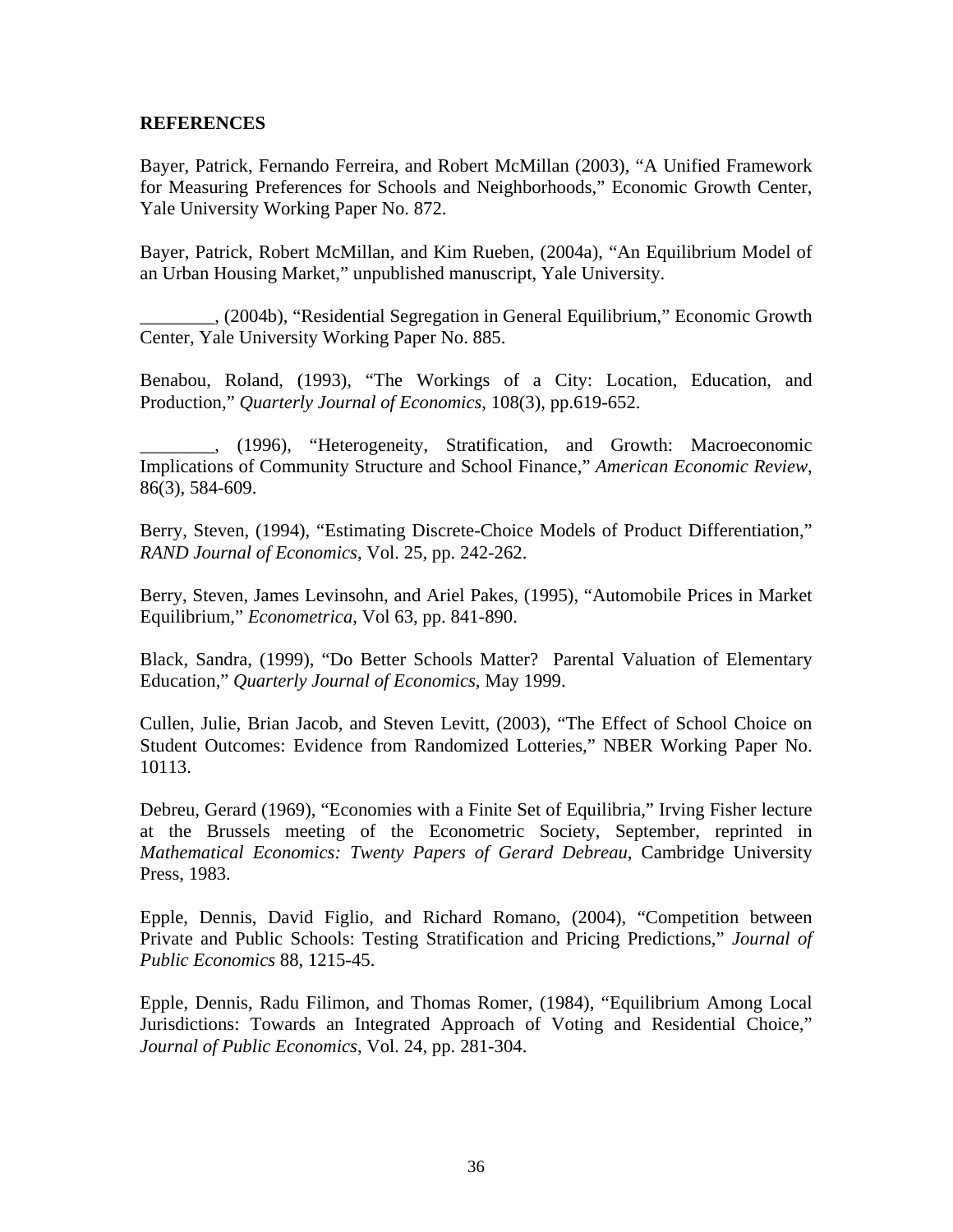**REFERENCES**

Bayer, Patrick, Fernando Ferreira, and Robert McMillan (2003), "A Unified Framework for Measuring Preferences for Schools and Neighborhoods," Economic Growth Center, Yale University Working Paper No. 872.

Bayer, Patrick, Robert McMillan, and Kim Rueben, (2004a), "An Equilibrium Model of an Urban Housing Market," unpublished manuscript, Yale University.

________, (2004b), "Residential Segregation in General Equilibrium," Economic Growth Center, Yale University Working Paper No. 885.

Benabou, Roland, (1993), "The Workings of a City: Location, Education, and Production," *Quarterly Journal of Economics*, 108(3), pp.619-652.

________, (1996), "Heterogeneity, Stratification, and Growth: Macroeconomic Implications of Community Structure and School Finance," *American Economic Review*, 86(3), 584-609.

Berry, Steven, (1994), "Estimating Discrete-Choice Models of Product Differentiation," *RAND Journal of Economics*, Vol. 25, pp. 242-262.

Berry, Steven, James Levinsohn, and Ariel Pakes, (1995), "Automobile Prices in Market Equilibrium," *Econometrica*, Vol 63, pp. 841-890.

Black, Sandra, (1999), "Do Better Schools Matter? Parental Valuation of Elementary Education," *Quarterly Journal of Economics*, May 1999.

Cullen, Julie, Brian Jacob, and Steven Levitt, (2003), "The Effect of School Choice on Student Outcomes: Evidence from Randomized Lotteries," NBER Working Paper No. 10113.

Debreu, Gerard (1969), "Economies with a Finite Set of Equilibria," Irving Fisher lecture at the Brussels meeting of the Econometric Society, September, reprinted in *Mathematical Economics: Twenty Papers of Gerard Debreau*, Cambridge University Press, 1983.

Epple, Dennis, David Figlio, and Richard Romano, (2004), "Competition between Private and Public Schools: Testing Stratification and Pricing Predictions," *Journal of Public Economics* 88, 1215-45.

Epple, Dennis, Radu Filimon, and Thomas Romer, (1984), "Equilibrium Among Local Jurisdictions: Towards an Integrated Approach of Voting and Residential Choice," *Journal of Public Economics*, Vol. 24, pp. 281-304.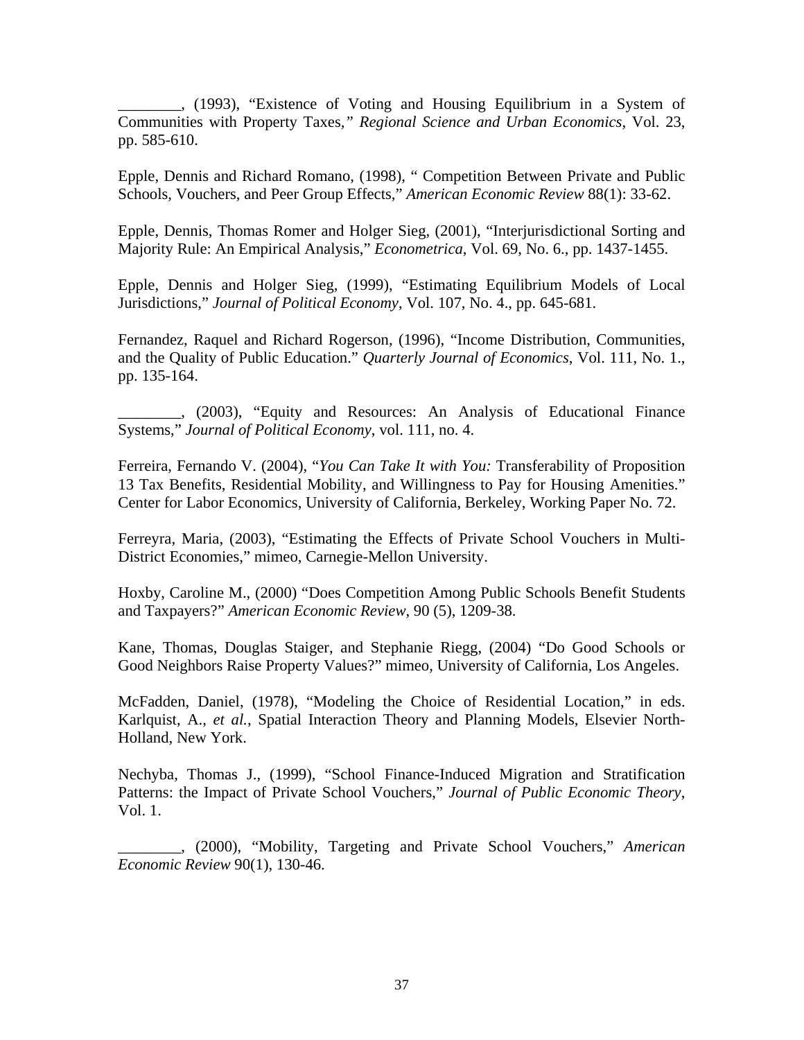________, (1993), "Existence of Voting and Housing Equilibrium in a System of Communities with Property Taxes," *Regional Science and Urban Economics*, Vol. 23, pp. 585-610.

Epple, Dennis and Richard Romano, (1998), " Competition Between Private and Public Schools, Vouchers, and Peer Group Effects," *American Economic Review* 88(1): 33-62.

Epple, Dennis, Thomas Romer and Holger Sieg, (2001), "Interjurisdictional Sorting and Majority Rule: An Empirical Analysis," *Econometrica*, Vol. 69, No. 6., pp. 1437-1455.

Epple, Dennis and Holger Sieg, (1999), "Estimating Equilibrium Models of Local Jurisdictions," *Journal of Political Economy*, Vol. 107, No. 4., pp. 645-681.

Fernandez, Raquel and Richard Rogerson, (1996), "Income Distribution, Communities, and the Quality of Public Education." *Quarterly Journal of Economics*, Vol. 111, No. 1., pp. 135-164.

________, (2003), "Equity and Resources: An Analysis of Educational Finance Systems," *Journal of Political Economy*, vol. 111, no. 4.

Ferreira, Fernando V. (2004), "*You Can Take It with You:* Transferability of Proposition 13 Tax Benefits, Residential Mobility, and Willingness to Pay for Housing Amenities." Center for Labor Economics, University of California, Berkeley, Working Paper No. 72.

Ferreyra, Maria, (2003), "Estimating the Effects of Private School Vouchers in Multi-District Economies," mimeo, Carnegie-Mellon University.

Hoxby, Caroline M., (2000) "Does Competition Among Public Schools Benefit Students and Taxpayers?" *American Economic Review*, 90 (5), 1209-38.

Kane, Thomas, Douglas Staiger, and Stephanie Riegg, (2004) "Do Good Schools or Good Neighbors Raise Property Values?" mimeo, University of California, Los Angeles.

McFadden, Daniel, (1978), "Modeling the Choice of Residential Location," in eds. Karlquist, A., *et al.*, Spatial Interaction Theory and Planning Models, Elsevier North-Holland, New York.

Nechyba, Thomas J., (1999), "School Finance-Induced Migration and Stratification Patterns: the Impact of Private School Vouchers," *Journal of Public Economic Theory*, Vol. 1.

________, (2000), "Mobility, Targeting and Private School Vouchers," *American Economic Review* 90(1), 130-46.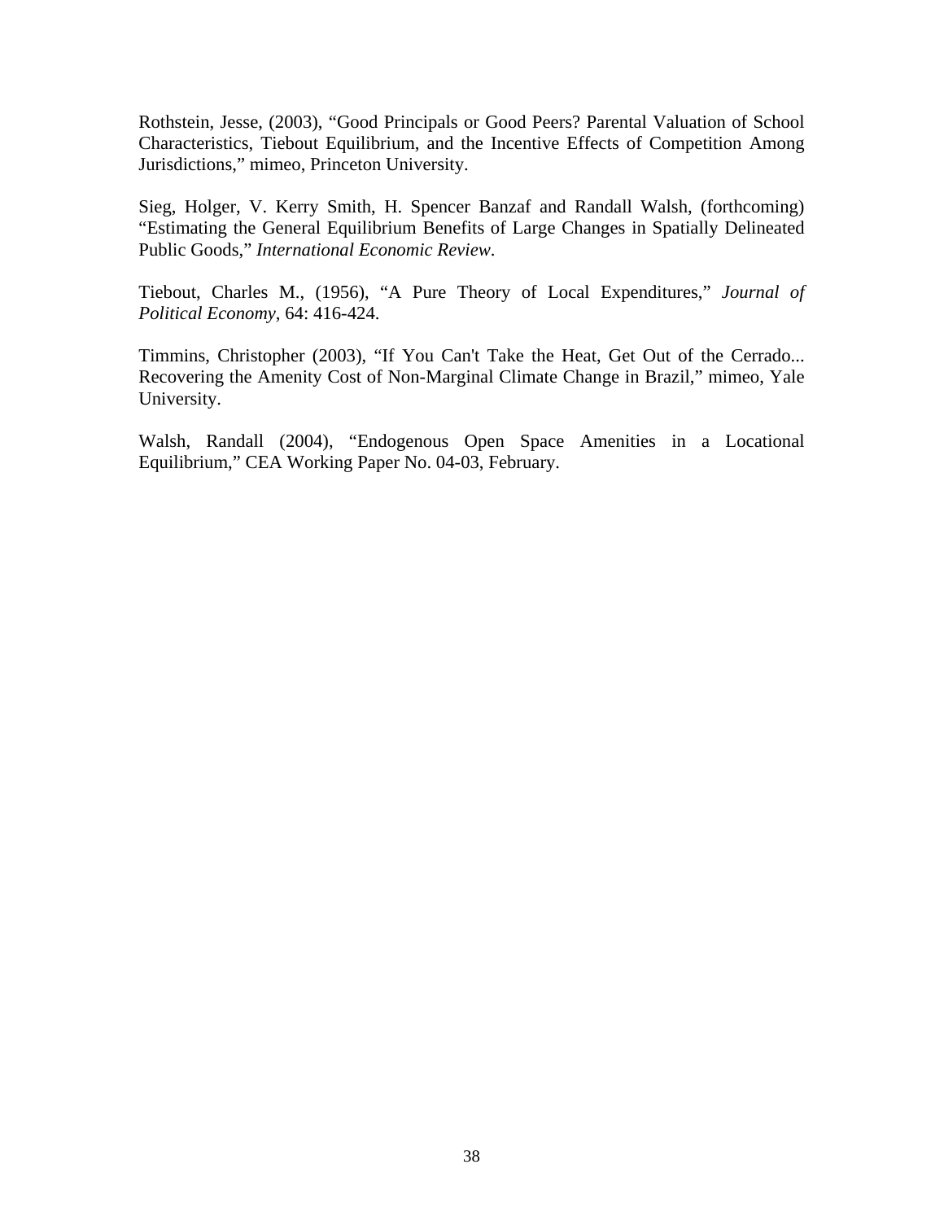Rothstein, Jesse, (2003), "Good Principals or Good Peers? Parental Valuation of School Characteristics, Tiebout Equilibrium, and the Incentive Effects of Competition Among Jurisdictions," mimeo, Princeton University.

Sieg, Holger, V. Kerry Smith, H. Spencer Banzaf and Randall Walsh, (forthcoming) "Estimating the General Equilibrium Benefits of Large Changes in Spatially Delineated Public Goods," *International Economic Review*.

Tiebout, Charles M., (1956), "A Pure Theory of Local Expenditures," *Journal of Political Economy*, 64: 416-424.

Timmins, Christopher (2003), "If You Can't Take the Heat, Get Out of the Cerrado... Recovering the Amenity Cost of Non-Marginal Climate Change in Brazil," mimeo, Yale University.

Walsh, Randall (2004), "Endogenous Open Space Amenities in a Locational Equilibrium," CEA Working Paper No. 04-03, February.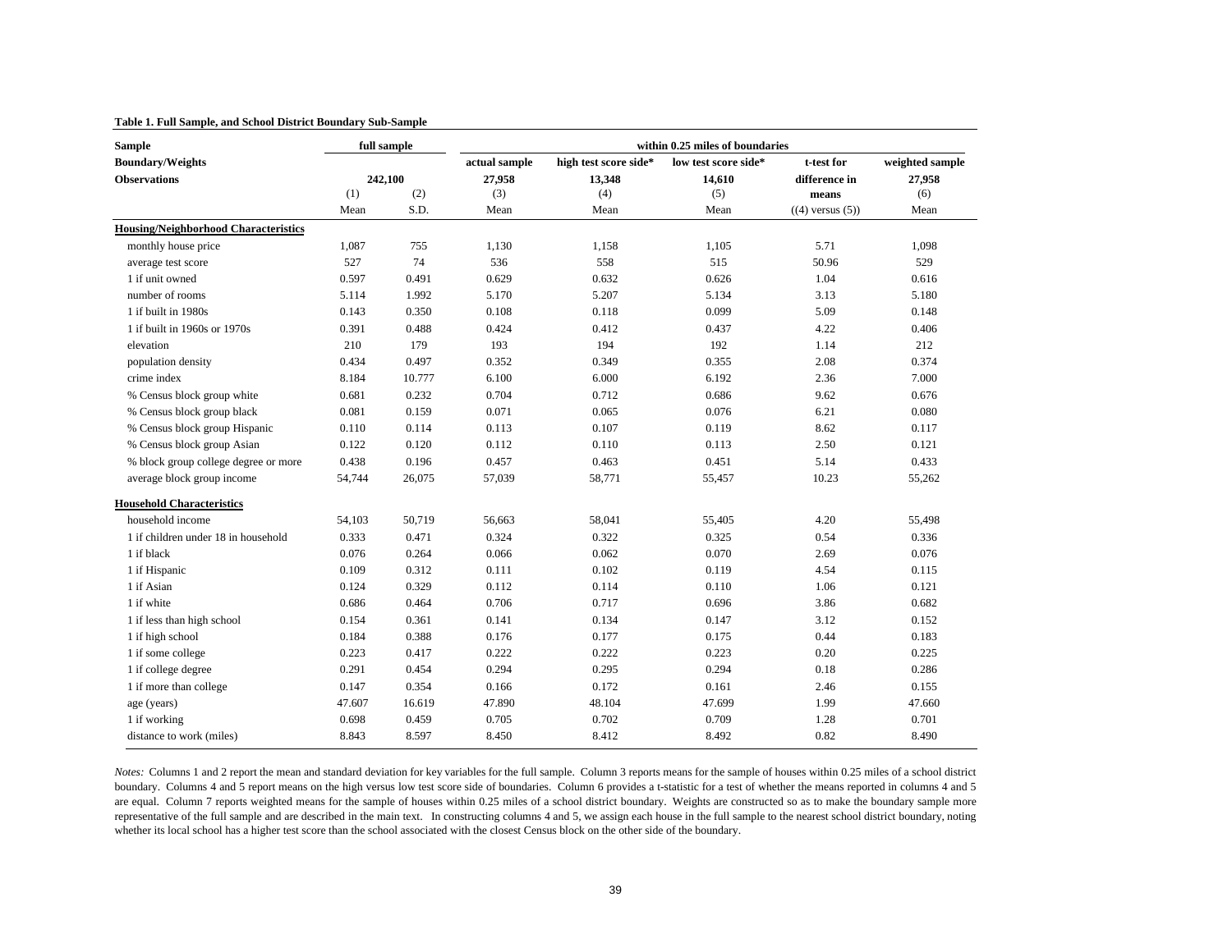**Table 1. Full Sample, and School District Boundary Sub-Sample**

| Sample | full sample | | within 0.25 miles of boundaries | | | | |
|---|---|---|---|---|---|---|---|
| Boundary/Weights | | | actual sample | high test score side* | low test score side* | t-test for | weighted sample |
| Observations | 242,100 | | 27,958 | 13,348 | 14,610 | difference in | 27,958 |
| | (1) | (2) | (3) | (4) | (5) | means | (6) |
| | Mean | S.D. | Mean | Mean | Mean | ((4) versus (5)) | Mean |
| **Housing/Neighborhood Characteristics** | | | | | | | |
| monthly house price | 1,087 | 755 | 1,130 | 1,158 | 1,105 | 5.71 | 1,098 |
| average test score | 527 | 74 | 536 | 558 | 515 | 50.96 | 529 |
| 1 if unit owned | 0.597 | 0.491 | 0.629 | 0.632 | 0.626 | 1.04 | 0.616 |
| number of rooms | 5.114 | 1.992 | 5.170 | 5.207 | 5.134 | 3.13 | 5.180 |
| 1 if built in 1980s | 0.143 | 0.350 | 0.108 | 0.118 | 0.099 | 5.09 | 0.148 |
| 1 if built in 1960s or 1970s | 0.391 | 0.488 | 0.424 | 0.412 | 0.437 | 4.22 | 0.406 |
| elevation | 210 | 179 | 193 | 194 | 192 | 1.14 | 212 |
| population density | 0.434 | 0.497 | 0.352 | 0.349 | 0.355 | 2.08 | 0.374 |
| crime index | 8.184 | 10.777 | 6.100 | 6.000 | 6.192 | 2.36 | 7.000 |
| % Census block group white | 0.681 | 0.232 | 0.704 | 0.712 | 0.686 | 9.62 | 0.676 |
| % Census block group black | 0.081 | 0.159 | 0.071 | 0.065 | 0.076 | 6.21 | 0.080 |
| % Census block group Hispanic | 0.110 | 0.114 | 0.113 | 0.107 | 0.119 | 8.62 | 0.117 |
| % Census block group Asian | 0.122 | 0.120 | 0.112 | 0.110 | 0.113 | 2.50 | 0.121 |
| % block group college degree or more | 0.438 | 0.196 | 0.457 | 0.463 | 0.451 | 5.14 | 0.433 |
| average block group income | 54,744 | 26,075 | 57,039 | 58,771 | 55,457 | 10.23 | 55,262 |
| **Household Characteristics** | | | | | | | |
| household income | 54,103 | 50,719 | 56,663 | 58,041 | 55,405 | 4.20 | 55,498 |
| 1 if children under 18 in household | 0.333 | 0.471 | 0.324 | 0.322 | 0.325 | 0.54 | 0.336 |
| 1 if black | 0.076 | 0.264 | 0.066 | 0.062 | 0.070 | 2.69 | 0.076 |
| 1 if Hispanic | 0.109 | 0.312 | 0.111 | 0.102 | 0.119 | 4.54 | 0.115 |
| 1 if Asian | 0.124 | 0.329 | 0.112 | 0.114 | 0.110 | 1.06 | 0.121 |
| 1 if white | 0.686 | 0.464 | 0.706 | 0.717 | 0.696 | 3.86 | 0.682 |
| 1 if less than high school | 0.154 | 0.361 | 0.141 | 0.134 | 0.147 | 3.12 | 0.152 |
| 1 if high school | 0.184 | 0.388 | 0.176 | 0.177 | 0.175 | 0.44 | 0.183 |
| 1 if some college | 0.223 | 0.417 | 0.222 | 0.222 | 0.223 | 0.20 | 0.225 |
| 1 if college degree | 0.291 | 0.454 | 0.294 | 0.295 | 0.294 | 0.18 | 0.286 |
| 1 if more than college | 0.147 | 0.354 | 0.166 | 0.172 | 0.161 | 2.46 | 0.155 |
| age (years) | 47.607 | 16.619 | 47.890 | 48.104 | 47.699 | 1.99 | 47.660 |
| 1 if working | 0.698 | 0.459 | 0.705 | 0.702 | 0.709 | 1.28 | 0.701 |
| distance to work (miles) | 8.843 | 8.597 | 8.450 | 8.412 | 8.492 | 0.82 | 8.490 |

*Notes:* Columns 1 and 2 report the mean and standard deviation for key variables for the full sample. Column 3 reports means for the sample of houses within 0.25 miles of a school district boundary. Columns 4 and 5 report means on the high versus low test score side of boundaries. Column 6 provides a t-statistic for a test of whether the means reported in columns 4 and 5 are equal. Column 7 reports weighted means for the sample of houses within 0.25 miles of a school district boundary. Weights are constructed so as to make the boundary sample more representative of the full sample and are described in the main text. In constructing columns 4 and 5, we assign each house in the full sample to the nearest school district boundary, noting whether its local school has a higher test score than the school associated with the closest Census block on the other side of the boundary.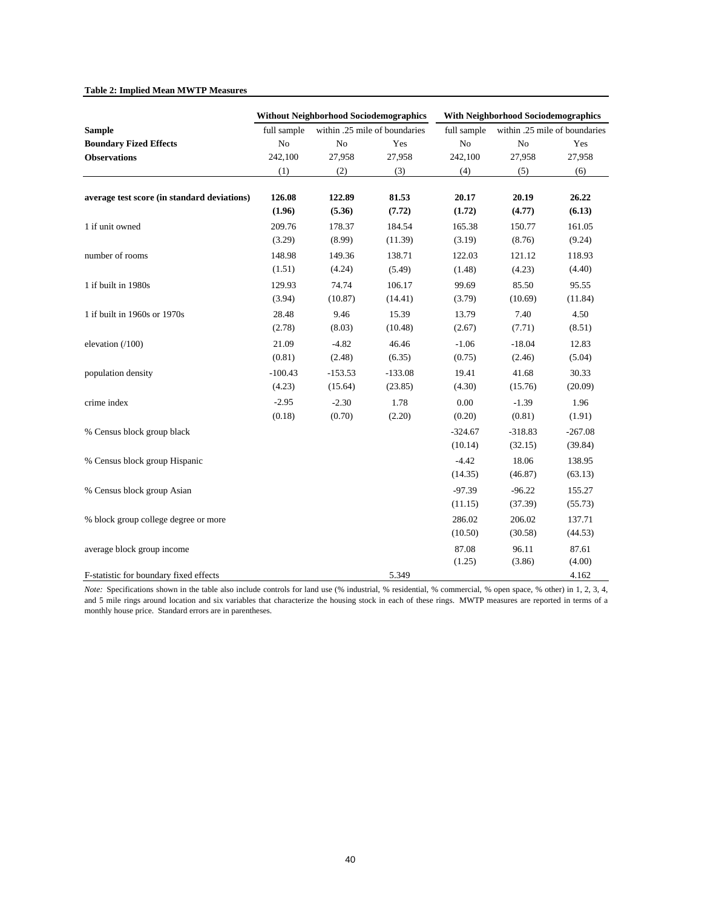**Table 2: Implied Mean MWTP Measures**

| | Without Neighborhood Sociodemographics | | | With Neighborhood Sociodemographics | | |
|---|---|---|---|---|---|---|
| **Sample** | full sample | within .25 mile of boundaries | | full sample | within .25 mile of boundaries | |
| **Boundary Fized Effects** | No | No | Yes | No | No | Yes |
| **Observations** | 242,100 | 27,958 | 27,958 | 242,100 | 27,958 | 27,958 |
| | (1) | (2) | (3) | (4) | (5) | (6) |
| **average test score (in standard deviations)** | **126.08** | **122.89** | **81.53** | **20.17** | **20.19** | **26.22** |
| | **(1.96)** | **(5.36)** | **(7.72)** | **(1.72)** | **(4.77)** | **(6.13)** |
| 1 if unit owned | 209.76 | 178.37 | 184.54 | 165.38 | 150.77 | 161.05 |
| | (3.29) | (8.99) | (11.39) | (3.19) | (8.76) | (9.24) |
| number of rooms | 148.98 | 149.36 | 138.71 | 122.03 | 121.12 | 118.93 |
| | (1.51) | (4.24) | (5.49) | (1.48) | (4.23) | (4.40) |
| 1 if built in 1980s | 129.93 | 74.74 | 106.17 | 99.69 | 85.50 | 95.55 |
| | (3.94) | (10.87) | (14.41) | (3.79) | (10.69) | (11.84) |
| 1 if built in 1960s or 1970s | 28.48 | 9.46 | 15.39 | 13.79 | 7.40 | 4.50 |
| | (2.78) | (8.03) | (10.48) | (2.67) | (7.71) | (8.51) |
| elevation (/100) | 21.09 | -4.82 | 46.46 | -1.06 | -18.04 | 12.83 |
| | (0.81) | (2.48) | (6.35) | (0.75) | (2.46) | (5.04) |
| population density | -100.43 | -153.53 | -133.08 | 19.41 | 41.68 | 30.33 |
| | (4.23) | (15.64) | (23.85) | (4.30) | (15.76) | (20.09) |
| crime index | -2.95 | -2.30 | 1.78 | 0.00 | -1.39 | 1.96 |
| | (0.18) | (0.70) | (2.20) | (0.20) | (0.81) | (1.91) |
| % Census block group black | | | | -324.67 | -318.83 | -267.08 |
| | | | | (10.14) | (32.15) | (39.84) |
| % Census block group Hispanic | | | | -4.42 | 18.06 | 138.95 |
| | | | | (14.35) | (46.87) | (63.13) |
| % Census block group Asian | | | | -97.39 | -96.22 | 155.27 |
| | | | | (11.15) | (37.39) | (55.73) |
| % block group college degree or more | | | | 286.02 | 206.02 | 137.71 |
| | | | | (10.50) | (30.58) | (44.53) |
| average block group income | | | | 87.08 | 96.11 | 87.61 |
| | | | | (1.25) | (3.86) | (4.00) |
| F-statistic for boundary fixed effects | | | 5.349 | | | 4.162 |

*Note:* Specifications shown in the table also include controls for land use (% industrial, % residential, % commercial, % open space, % other) in 1, 2, 3, 4, and 5 mile rings around location and six variables that characterize the housing stock in each of these rings. MWTP measures are reported in terms of a monthly house price. Standard errors are in parentheses.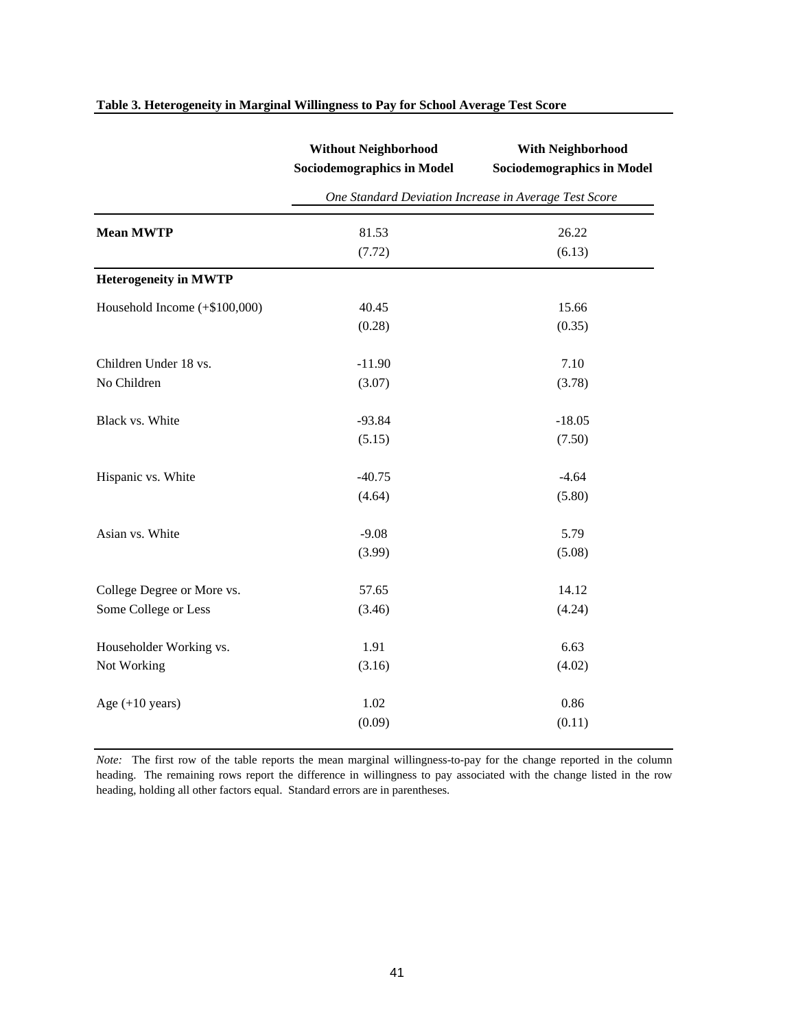**Table 3. Heterogeneity in Marginal Willingness to Pay for School Average Test Score**

| | Without Neighborhood Sociodemographics in Model | With Neighborhood Sociodemographics in Model |
|---|---|---|
| | *One Standard Deviation Increase in Average Test Score* | |
| **Mean MWTP** | 81.53 | 26.22 |
| | (7.72) | (6.13) |
| **Heterogeneity in MWTP** | | |
| Household Income (+$100,000) | 40.45 | 15.66 |
| | (0.28) | (0.35) |
| Children Under 18 vs. No Children | -11.90 | 7.10 |
| | (3.07) | (3.78) |
| Black vs. White | -93.84 | -18.05 |
| | (5.15) | (7.50) |
| Hispanic vs. White | -40.75 | -4.64 |
| | (4.64) | (5.80) |
| Asian vs. White | -9.08 | 5.79 |
| | (3.99) | (5.08) |
| College Degree or More vs. Some College or Less | 57.65 | 14.12 |
| | (3.46) | (4.24) |
| Householder Working vs. Not Working | 1.91 | 6.63 |
| | (3.16) | (4.02) |
| Age (+10 years) | 1.02 | 0.86 |
| | (0.09) | (0.11) |

*Note:* The first row of the table reports the mean marginal willingness-to-pay for the change reported in the column heading. The remaining rows report the difference in willingness to pay associated with the change listed in the row heading, holding all other factors equal. Standard errors are in parentheses.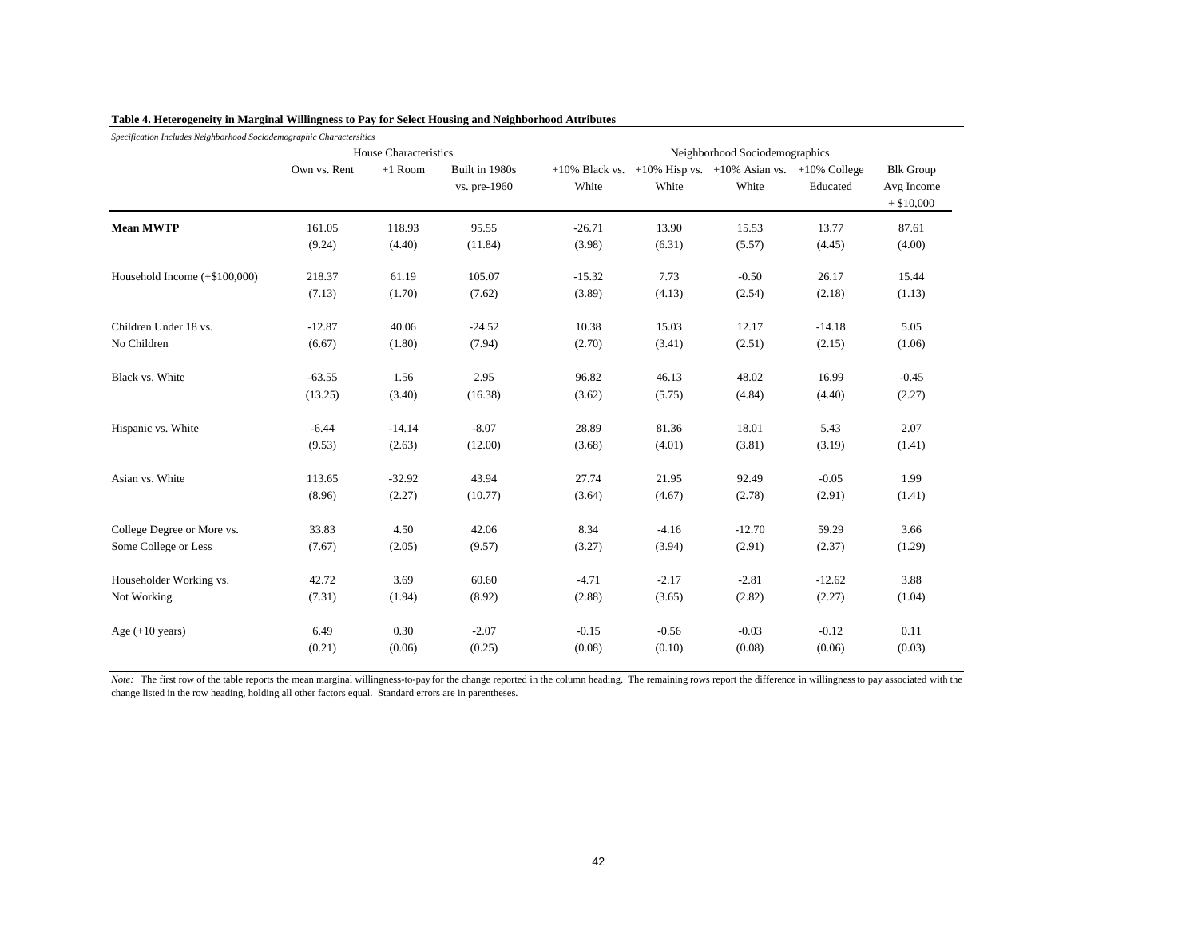**Table 4. Heterogeneity in Marginal Willingness to Pay for Select Housing and Neighborhood Attributes**

*Specification Includes Neighborhood Sociodemographic Charactersitics*

| | House Characteristics | | | Neighborhood Sociodemographics | | | | |
|---|---|---|---|---|---|---|---|---|
| | Own vs. Rent | +1 Room | Built in 1980s vs. pre-1960 | +10% Black vs. White | +10% Hisp vs. White | +10% Asian vs. White | +10% College Educated | Blk Group Avg Income + $10,000 |
| **Mean MWTP** | 161.05 | 118.93 | 95.55 | -26.71 | 13.90 | 15.53 | 13.77 | 87.61 |
| | (9.24) | (4.40) | (11.84) | (3.98) | (6.31) | (5.57) | (4.45) | (4.00) |
| Household Income (+$100,000) | 218.37 | 61.19 | 105.07 | -15.32 | 7.73 | -0.50 | 26.17 | 15.44 |
| | (7.13) | (1.70) | (7.62) | (3.89) | (4.13) | (2.54) | (2.18) | (1.13) |
| Children Under 18 vs. No Children | -12.87 | 40.06 | -24.52 | 10.38 | 15.03 | 12.17 | -14.18 | 5.05 |
| | (6.67) | (1.80) | (7.94) | (2.70) | (3.41) | (2.51) | (2.15) | (1.06) |
| Black vs. White | -63.55 | 1.56 | 2.95 | 96.82 | 46.13 | 48.02 | 16.99 | -0.45 |
| | (13.25) | (3.40) | (16.38) | (3.62) | (5.75) | (4.84) | (4.40) | (2.27) |
| Hispanic vs. White | -6.44 | -14.14 | -8.07 | 28.89 | 81.36 | 18.01 | 5.43 | 2.07 |
| | (9.53) | (2.63) | (12.00) | (3.68) | (4.01) | (3.81) | (3.19) | (1.41) |
| Asian vs. White | 113.65 | -32.92 | 43.94 | 27.74 | 21.95 | 92.49 | -0.05 | 1.99 |
| | (8.96) | (2.27) | (10.77) | (3.64) | (4.67) | (2.78) | (2.91) | (1.41) |
| College Degree or More vs. Some College or Less | 33.83 | 4.50 | 42.06 | 8.34 | -4.16 | -12.70 | 59.29 | 3.66 |
| | (7.67) | (2.05) | (9.57) | (3.27) | (3.94) | (2.91) | (2.37) | (1.29) |
| Householder Working vs. Not Working | 42.72 | 3.69 | 60.60 | -4.71 | -2.17 | -2.81 | -12.62 | 3.88 |
| | (7.31) | (1.94) | (8.92) | (2.88) | (3.65) | (2.82) | (2.27) | (1.04) |
| Age (+10 years) | 6.49 | 0.30 | -2.07 | -0.15 | -0.56 | -0.03 | -0.12 | 0.11 |
| | (0.21) | (0.06) | (0.25) | (0.08) | (0.10) | (0.08) | (0.06) | (0.03) |

*Note:* The first row of the table reports the mean marginal willingness-to-pay for the change reported in the column heading. The remaining rows report the difference in willingness to pay associated with the change listed in the row heading, holding all other factors equal. Standard errors are in parentheses.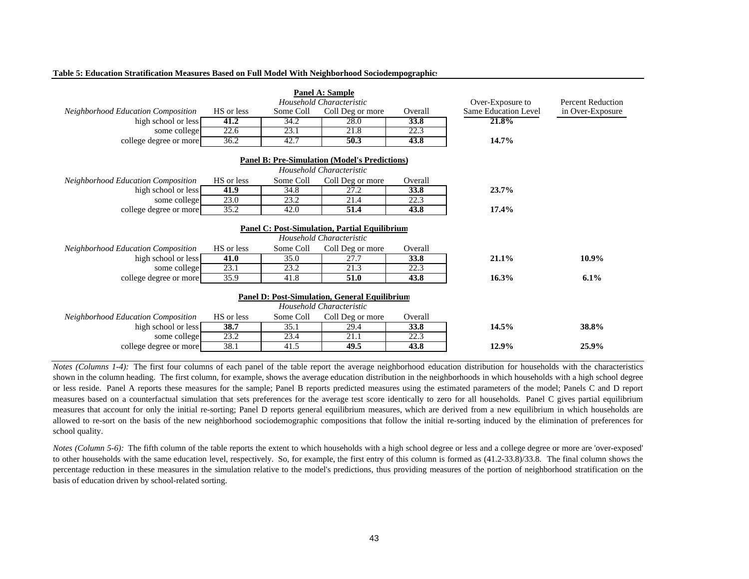**Table 5: Education Stratification Measures Based on Full Model With Neighborhood Sociodempographics**

**Panel A: Sample**

| *Neighborhood Education Composition* | HS or less | Some Coll | Coll Deg or more | Overall | Over-Exposure to Same Education Level | Percent Reduction in Over-Exposure |
|---|---|---|---|---|---|---|
| | *Household Characteristic* | | | | | |
| high school or less | **41.2** | 34.2 | 28.0 | **33.8** | **21.8%** | |
| some college | 22.6 | 23.1 | 21.8 | 22.3 | | |
| college degree or more | 36.2 | 42.7 | **50.3** | **43.8** | **14.7%** | |

**Panel B: Pre-Simulation (Model's Predictions)**

| *Neighborhood Education Composition* | HS or less | Some Coll | Coll Deg or more | Overall | Over-Exposure to Same Education Level | Percent Reduction in Over-Exposure |
|---|---|---|---|---|---|---|
| | *Household Characteristic* | | | | | |
| high school or less | **41.9** | 34.8 | 27.2 | **33.8** | **23.7%** | |
| some college | 23.0 | 23.2 | 21.4 | 22.3 | | |
| college degree or more | 35.2 | 42.0 | **51.4** | **43.8** | **17.4%** | |

**Panel C: Post-Simulation, Partial Equilibrium**

| *Neighborhood Education Composition* | HS or less | Some Coll | Coll Deg or more | Overall | Over-Exposure to Same Education Level | Percent Reduction in Over-Exposure |
|---|---|---|---|---|---|---|
| | *Household Characteristic* | | | | | |
| high school or less | **41.0** | 35.0 | 27.7 | **33.8** | **21.1%** | **10.9%** |
| some college | 23.1 | 23.2 | 21.3 | 22.3 | | |
| college degree or more | 35.9 | 41.8 | **51.0** | **43.8** | **16.3%** | **6.1%** |

**Panel D: Post-Simulation, General Equilibrium**

| *Neighborhood Education Composition* | HS or less | Some Coll | Coll Deg or more | Overall | Over-Exposure to Same Education Level | Percent Reduction in Over-Exposure |
|---|---|---|---|---|---|---|
| | *Household Characteristic* | | | | | |
| high school or less | **38.7** | 35.1 | 29.4 | **33.8** | **14.5%** | **38.8%** |
| some college | 23.2 | 23.4 | 21.1 | 22.3 | | |
| college degree or more | 38.1 | 41.5 | **49.5** | **43.8** | **12.9%** | **25.9%** |

*Notes (Columns 1-4):* The first four columns of each panel of the table report the average neighborhood education distribution for households with the characteristics shown in the column heading. The first column, for example, shows the average education distribution in the neighborhoods in which households with a high school degree or less reside. Panel A reports these measures for the sample; Panel B reports predicted measures using the estimated parameters of the model; Panels C and D report measures based on a counterfactual simulation that sets preferences for the average test score identically to zero for all households. Panel C gives partial equilibrium measures that account for only the initial re-sorting; Panel D reports general equilibrium measures, which are derived from a new equilibrium in which households are allowed to re-sort on the basis of the new neighborhood sociodemographic compositions that follow the initial re-sorting induced by the elimination of preferences for school quality.

*Notes (Column 5-6):* The fifth column of the table reports the extent to which households with a high school degree or less and a college degree or more are 'over-exposed' to other households with the same education level, respectively. So, for example, the first entry of this column is formed as (41.2-33.8)/33.8. The final column shows the percentage reduction in these measures in the simulation relative to the model's predictions, thus providing measures of the portion of neighborhood stratification on the basis of education driven by school-related sorting.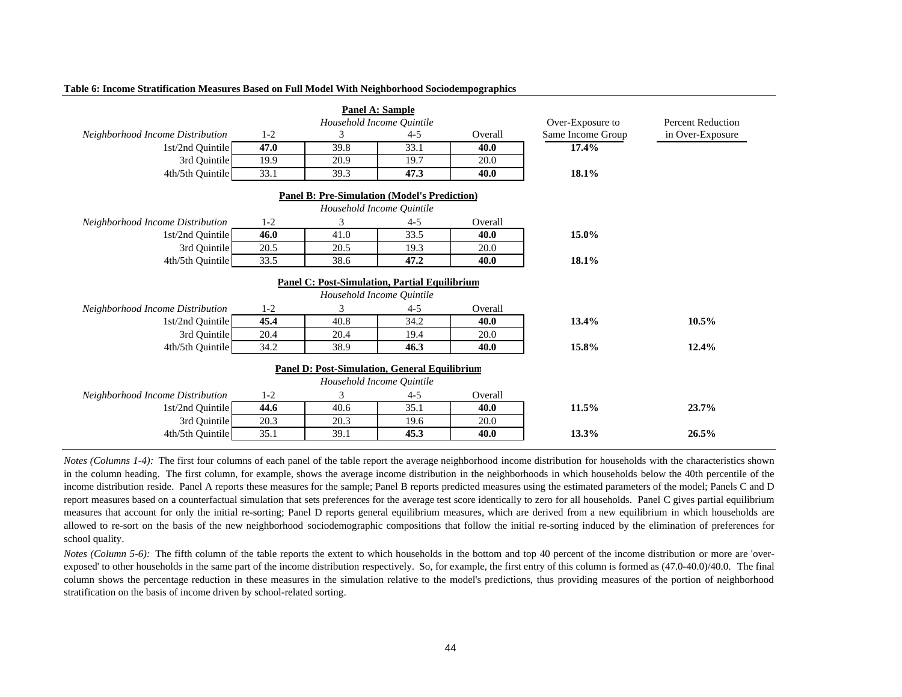**Table 6: Income Stratification Measures Based on Full Model With Neighborhood Sociodempographics**

**Panel A: Sample**

| | Household Income Quintile | | | | | |
|---|---|---|---|---|---|---|
| *Neighborhood Income Distribution* | 1-2 | 3 | 4-5 | Overall | Over-Exposure to Same Income Group | Percent Reduction in Over-Exposure |
| 1st/2nd Quintile | **47.0** | 39.8 | 33.1 | **40.0** | **17.4%** | |
| 3rd Quintile | 19.9 | 20.9 | 19.7 | 20.0 | | |
| 4th/5th Quintile | 33.1 | 39.3 | **47.3** | **40.0** | **18.1%** | |

**Panel B: Pre-Simulation (Model's Prediction)**

| | Household Income Quintile | | | | | |
|---|---|---|---|---|---|---|
| *Neighborhood Income Distribution* | 1-2 | 3 | 4-5 | Overall | | |
| 1st/2nd Quintile | **46.0** | 41.0 | 33.5 | **40.0** | **15.0%** | |
| 3rd Quintile | 20.5 | 20.5 | 19.3 | 20.0 | | |
| 4th/5th Quintile | 33.5 | 38.6 | **47.2** | **40.0** | **18.1%** | |

**Panel C: Post-Simulation, Partial Equilibrium**

| | Household Income Quintile | | | | | |
|---|---|---|---|---|---|---|
| *Neighborhood Income Distribution* | 1-2 | 3 | 4-5 | Overall | | |
| 1st/2nd Quintile | **45.4** | 40.8 | 34.2 | **40.0** | **13.4%** | **10.5%** |
| 3rd Quintile | 20.4 | 20.4 | 19.4 | 20.0 | | |
| 4th/5th Quintile | 34.2 | 38.9 | **46.3** | **40.0** | **15.8%** | **12.4%** |

**Panel D: Post-Simulation, General Equilibrium**

| | Household Income Quintile | | | | | |
|---|---|---|---|---|---|---|
| *Neighborhood Income Distribution* | 1-2 | 3 | 4-5 | Overall | | |
| 1st/2nd Quintile | **44.6** | 40.6 | 35.1 | **40.0** | **11.5%** | **23.7%** |
| 3rd Quintile | 20.3 | 20.3 | 19.6 | 20.0 | | |
| 4th/5th Quintile | 35.1 | 39.1 | **45.3** | **40.0** | **13.3%** | **26.5%** |

*Notes (Columns 1-4):* The first four columns of each panel of the table report the average neighborhood income distribution for households with the characteristics shown in the column heading. The first column, for example, shows the average income distribution in the neighborhoods in which households below the 40th percentile of the income distribution reside. Panel A reports these measures for the sample; Panel B reports predicted measures using the estimated parameters of the model; Panels C and D report measures based on a counterfactual simulation that sets preferences for the average test score identically to zero for all households. Panel C gives partial equilibrium measures that account for only the initial re-sorting; Panel D reports general equilibrium measures, which are derived from a new equilibrium in which households are allowed to re-sort on the basis of the new neighborhood sociodemographic compositions that follow the initial re-sorting induced by the elimination of preferences for school quality.

*Notes (Column 5-6):* The fifth column of the table reports the extent to which households in the bottom and top 40 percent of the income distribution or more are 'over-exposed' to other households in the same part of the income distribution respectively. So, for example, the first entry of this column is formed as (47.0-40.0)/40.0. The final column shows the percentage reduction in these measures in the simulation relative to the model's predictions, thus providing measures of the portion of neighborhood stratification on the basis of income driven by school-related sorting.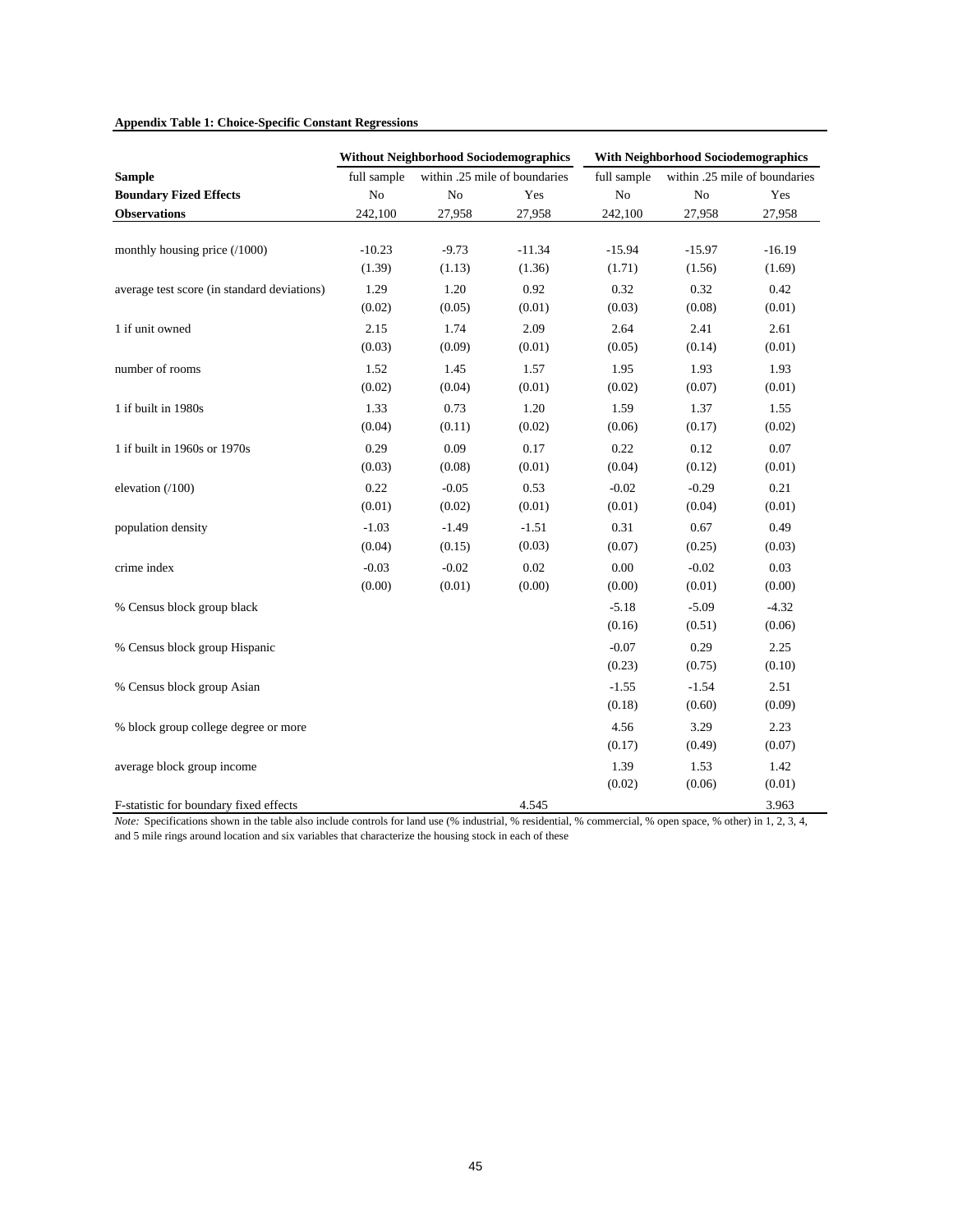**Appendix Table 1: Choice-Specific Constant Regressions**

| | Without Neighborhood Sociodemographics | | | With Neighborhood Sociodemographics | | |
|---|---|---|---|---|---|---|
| **Sample** | full sample | within .25 mile of boundaries | | full sample | within .25 mile of boundaries | |
| **Boundary Fized Effects** | No | No | Yes | No | No | Yes |
| **Observations** | 242,100 | 27,958 | 27,958 | 242,100 | 27,958 | 27,958 |
| monthly housing price (/1000) | -10.23 | -9.73 | -11.34 | -15.94 | -15.97 | -16.19 |
| | (1.39) | (1.13) | (1.36) | (1.71) | (1.56) | (1.69) |
| average test score (in standard deviations) | 1.29 | 1.20 | 0.92 | 0.32 | 0.32 | 0.42 |
| | (0.02) | (0.05) | (0.01) | (0.03) | (0.08) | (0.01) |
| 1 if unit owned | 2.15 | 1.74 | 2.09 | 2.64 | 2.41 | 2.61 |
| | (0.03) | (0.09) | (0.01) | (0.05) | (0.14) | (0.01) |
| number of rooms | 1.52 | 1.45 | 1.57 | 1.95 | 1.93 | 1.93 |
| | (0.02) | (0.04) | (0.01) | (0.02) | (0.07) | (0.01) |
| 1 if built in 1980s | 1.33 | 0.73 | 1.20 | 1.59 | 1.37 | 1.55 |
| | (0.04) | (0.11) | (0.02) | (0.06) | (0.17) | (0.02) |
| 1 if built in 1960s or 1970s | 0.29 | 0.09 | 0.17 | 0.22 | 0.12 | 0.07 |
| | (0.03) | (0.08) | (0.01) | (0.04) | (0.12) | (0.01) |
| elevation (/100) | 0.22 | -0.05 | 0.53 | -0.02 | -0.29 | 0.21 |
| | (0.01) | (0.02) | (0.01) | (0.01) | (0.04) | (0.01) |
| population density | -1.03 | -1.49 | -1.51 | 0.31 | 0.67 | 0.49 |
| | (0.04) | (0.15) | (0.03) | (0.07) | (0.25) | (0.03) |
| crime index | -0.03 | -0.02 | 0.02 | 0.00 | -0.02 | 0.03 |
| | (0.00) | (0.01) | (0.00) | (0.00) | (0.01) | (0.00) |
| % Census block group black | | | | -5.18 | -5.09 | -4.32 |
| | | | | (0.16) | (0.51) | (0.06) |
| % Census block group Hispanic | | | | -0.07 | 0.29 | 2.25 |
| | | | | (0.23) | (0.75) | (0.10) |
| % Census block group Asian | | | | -1.55 | -1.54 | 2.51 |
| | | | | (0.18) | (0.60) | (0.09) |
| % block group college degree or more | | | | 4.56 | 3.29 | 2.23 |
| | | | | (0.17) | (0.49) | (0.07) |
| average block group income | | | | 1.39 | 1.53 | 1.42 |
| | | | | (0.02) | (0.06) | (0.01) |
| F-statistic for boundary fixed effects | | | 4.545 | | | 3.963 |

*Note:* Specifications shown in the table also include controls for land use (% industrial, % residential, % commercial, % open space, % other) in 1, 2, 3, 4, and 5 mile rings around location and six variables that characterize the housing stock in each of these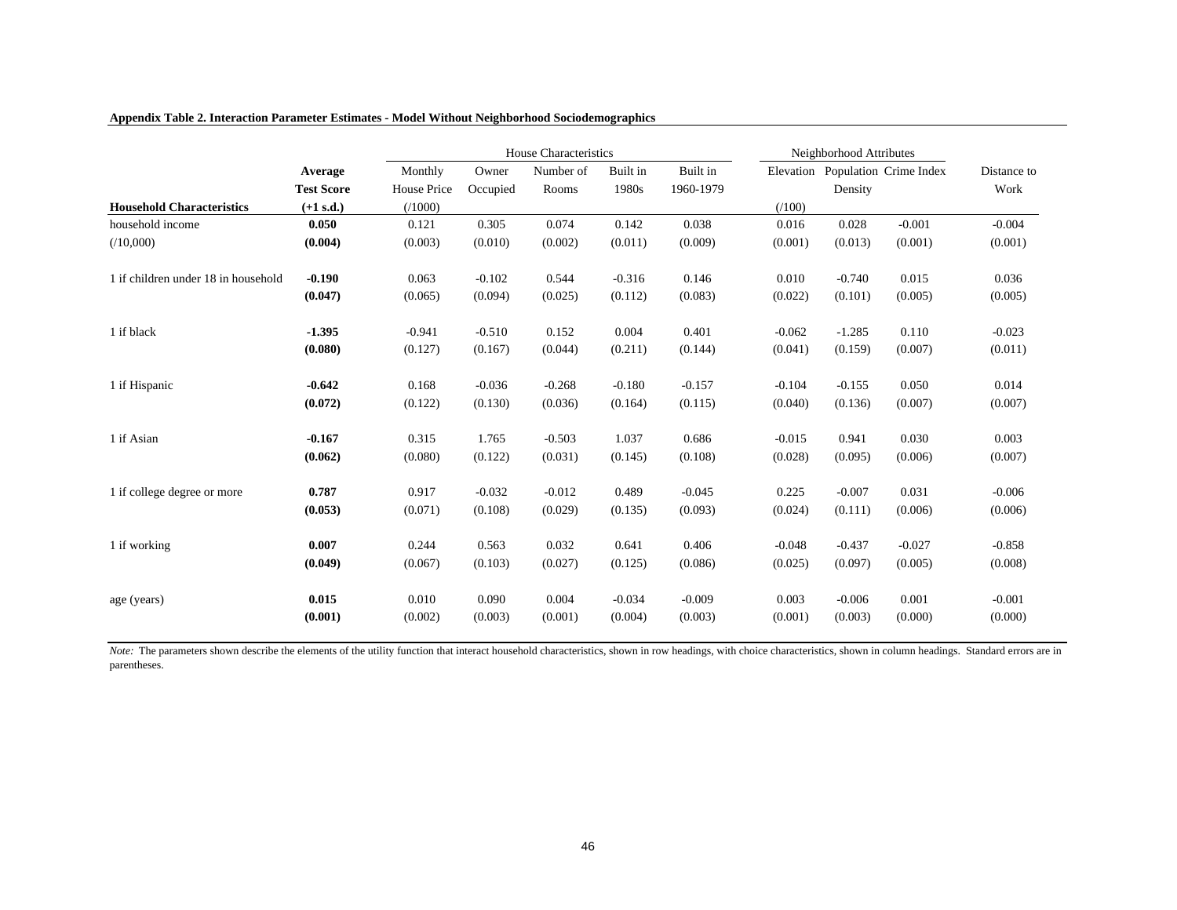**Appendix Table 2. Interaction Parameter Estimates - Model Without Neighborhood Sociodemographics**

| | | House Characteristics | | | | | Neighborhood Attributes | | | |
|---|---|---|---|---|---|---|---|---|---|---|
| **Household Characteristics** | **Average Test Score (+1 s.d.)** | Monthly House Price (/1000) | Owner Occupied | Number of Rooms | Built in 1980s | Built in 1960-1979 | Elevation (/100) | Population Density | Crime Index | Distance to Work |
| household income | **0.050** | 0.121 | 0.305 | 0.074 | 0.142 | 0.038 | 0.016 | 0.028 | -0.001 | -0.004 |
| (/10,000) | **(0.004)** | (0.003) | (0.010) | (0.002) | (0.011) | (0.009) | (0.001) | (0.013) | (0.001) | (0.001) |
| 1 if children under 18 in household | **-0.190** | 0.063 | -0.102 | 0.544 | -0.316 | 0.146 | 0.010 | -0.740 | 0.015 | 0.036 |
| | **(0.047)** | (0.065) | (0.094) | (0.025) | (0.112) | (0.083) | (0.022) | (0.101) | (0.005) | (0.005) |
| 1 if black | **-1.395** | -0.941 | -0.510 | 0.152 | 0.004 | 0.401 | -0.062 | -1.285 | 0.110 | -0.023 |
| | **(0.080)** | (0.127) | (0.167) | (0.044) | (0.211) | (0.144) | (0.041) | (0.159) | (0.007) | (0.011) |
| 1 if Hispanic | **-0.642** | 0.168 | -0.036 | -0.268 | -0.180 | -0.157 | -0.104 | -0.155 | 0.050 | 0.014 |
| | **(0.072)** | (0.122) | (0.130) | (0.036) | (0.164) | (0.115) | (0.040) | (0.136) | (0.007) | (0.007) |
| 1 if Asian | **-0.167** | 0.315 | 1.765 | -0.503 | 1.037 | 0.686 | -0.015 | 0.941 | 0.030 | 0.003 |
| | **(0.062)** | (0.080) | (0.122) | (0.031) | (0.145) | (0.108) | (0.028) | (0.095) | (0.006) | (0.007) |
| 1 if college degree or more | **0.787** | 0.917 | -0.032 | -0.012 | 0.489 | -0.045 | 0.225 | -0.007 | 0.031 | -0.006 |
| | **(0.053)** | (0.071) | (0.108) | (0.029) | (0.135) | (0.093) | (0.024) | (0.111) | (0.006) | (0.006) |
| 1 if working | **0.007** | 0.244 | 0.563 | 0.032 | 0.641 | 0.406 | -0.048 | -0.437 | -0.027 | -0.858 |
| | **(0.049)** | (0.067) | (0.103) | (0.027) | (0.125) | (0.086) | (0.025) | (0.097) | (0.005) | (0.008) |
| age (years) | **0.015** | 0.010 | 0.090 | 0.004 | -0.034 | -0.009 | 0.003 | -0.006 | 0.001 | -0.001 |
| | **(0.001)** | (0.002) | (0.003) | (0.001) | (0.004) | (0.003) | (0.001) | (0.003) | (0.000) | (0.000) |

*Note:* The parameters shown describe the elements of the utility function that interact household characteristics, shown in row headings, with choice characteristics, shown in column headings. Standard errors are in parentheses.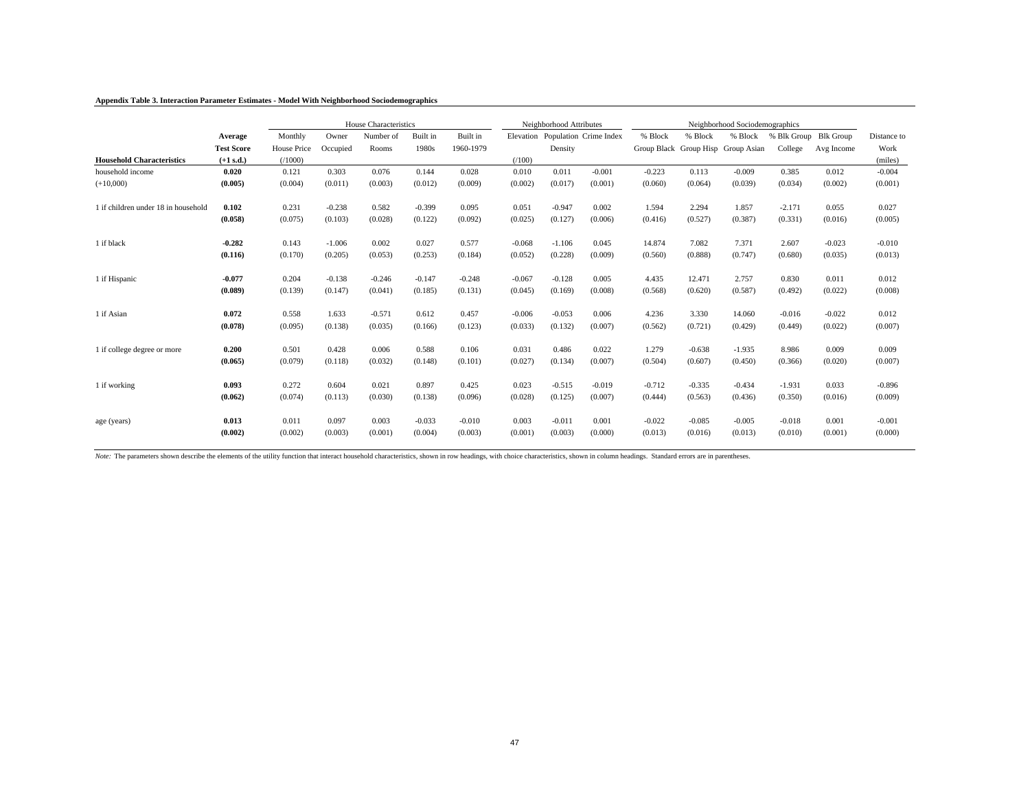**Appendix Table 3. Interaction Parameter Estimates - Model With Neighborhood Sociodemographics**

| | | House Characteristics | | | | | Neighborhood Attributes | | | Neighborhood Sociodemographics | | | | | |
|---|---|---|---|---|---|---|---|---|---|---|---|---|---|---|---|
| **Household Characteristics** | **Average Test Score (+1 s.d.)** | Monthly House Price (/1000) | Owner Occupied | Number of Rooms | Built in 1980s | Built in 1960-1979 | Elevation (/100) | Population Density | Crime Index | % Block Group Black | % Block Group Hisp | % Block Group Asian | % Blk Group College | Blk Group Avg Income | Distance to Work (miles) |
| household income | **0.020** | 0.121 | 0.303 | 0.076 | 0.144 | 0.028 | 0.010 | 0.011 | -0.001 | -0.223 | 0.113 | -0.009 | 0.385 | 0.012 | -0.004 |
| (+10,000) | **(0.005)** | (0.004) | (0.011) | (0.003) | (0.012) | (0.009) | (0.002) | (0.017) | (0.001) | (0.060) | (0.064) | (0.039) | (0.034) | (0.002) | (0.001) |
| 1 if children under 18 in household | **0.102** | 0.231 | -0.238 | 0.582 | -0.399 | 0.095 | 0.051 | -0.947 | 0.002 | 1.594 | 2.294 | 1.857 | -2.171 | 0.055 | 0.027 |
| | **(0.058)** | (0.075) | (0.103) | (0.028) | (0.122) | (0.092) | (0.025) | (0.127) | (0.006) | (0.416) | (0.527) | (0.387) | (0.331) | (0.016) | (0.005) |
| 1 if black | **-0.282** | 0.143 | -1.006 | 0.002 | 0.027 | 0.577 | -0.068 | -1.106 | 0.045 | 14.874 | 7.082 | 7.371 | 2.607 | -0.023 | -0.010 |
| | **(0.116)** | (0.170) | (0.205) | (0.053) | (0.253) | (0.184) | (0.052) | (0.228) | (0.009) | (0.560) | (0.888) | (0.747) | (0.680) | (0.035) | (0.013) |
| 1 if Hispanic | **-0.077** | 0.204 | -0.138 | -0.246 | -0.147 | -0.248 | -0.067 | -0.128 | 0.005 | 4.435 | 12.471 | 2.757 | 0.830 | 0.011 | 0.012 |
| | **(0.089)** | (0.139) | (0.147) | (0.041) | (0.185) | (0.131) | (0.045) | (0.169) | (0.008) | (0.568) | (0.620) | (0.587) | (0.492) | (0.022) | (0.008) |
| 1 if Asian | **0.072** | 0.558 | 1.633 | -0.571 | 0.612 | 0.457 | -0.006 | -0.053 | 0.006 | 4.236 | 3.330 | 14.060 | -0.016 | -0.022 | 0.012 |
| | **(0.078)** | (0.095) | (0.138) | (0.035) | (0.166) | (0.123) | (0.033) | (0.132) | (0.007) | (0.562) | (0.721) | (0.429) | (0.449) | (0.022) | (0.007) |
| 1 if college degree or more | **0.200** | 0.501 | 0.428 | 0.006 | 0.588 | 0.106 | 0.031 | 0.486 | 0.022 | 1.279 | -0.638 | -1.935 | 8.986 | 0.009 | 0.009 |
| | **(0.065)** | (0.079) | (0.118) | (0.032) | (0.148) | (0.101) | (0.027) | (0.134) | (0.007) | (0.504) | (0.607) | (0.450) | (0.366) | (0.020) | (0.007) |
| 1 if working | **0.093** | 0.272 | 0.604 | 0.021 | 0.897 | 0.425 | 0.023 | -0.515 | -0.019 | -0.712 | -0.335 | -0.434 | -1.931 | 0.033 | -0.896 |
| | **(0.062)** | (0.074) | (0.113) | (0.030) | (0.138) | (0.096) | (0.028) | (0.125) | (0.007) | (0.444) | (0.563) | (0.436) | (0.350) | (0.016) | (0.009) |
| age (years) | **0.013** | 0.011 | 0.097 | 0.003 | -0.033 | -0.010 | 0.003 | -0.011 | 0.001 | -0.022 | -0.085 | -0.005 | -0.018 | 0.001 | -0.001 |
| | **(0.002)** | (0.002) | (0.003) | (0.001) | (0.004) | (0.003) | (0.001) | (0.003) | (0.000) | (0.013) | (0.016) | (0.013) | (0.010) | (0.001) | (0.000) |

*Note:* The parameters shown describe the elements of the utility function that interact household characteristics, shown in row headings, with choice characteristics, shown in column headings. Standard errors are in parentheses.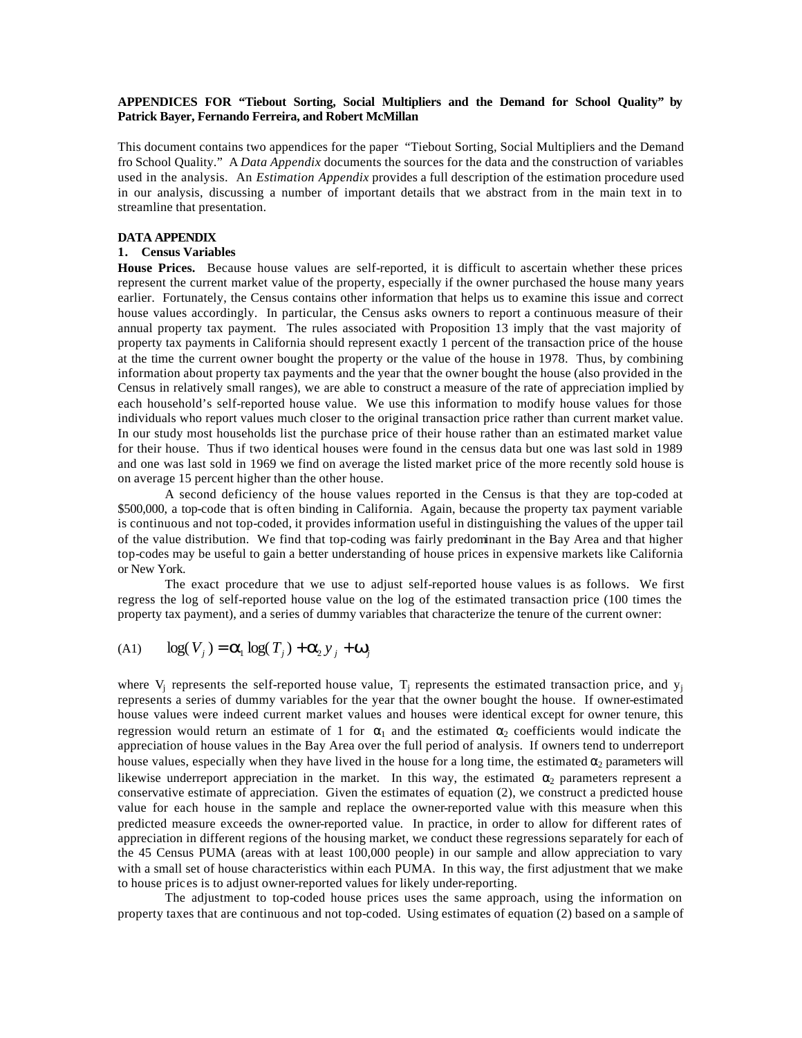**APPENDICES FOR "Tiebout Sorting, Social Multipliers and the Demand for School Quality" by Patrick Bayer, Fernando Ferreira, and Robert McMillan**

This document contains two appendices for the paper "Tiebout Sorting, Social Multipliers and the Demand fro School Quality." A *Data Appendix* documents the sources for the data and the construction of variables used in the analysis. An *Estimation Appendix* provides a full description of the estimation procedure used in our analysis, discussing a number of important details that we abstract from in the main text in to streamline that presentation.

**DATA APPENDIX**

**1. Census Variables**

**House Prices.** Because house values are self-reported, it is difficult to ascertain whether these prices represent the current market value of the property, especially if the owner purchased the house many years earlier. Fortunately, the Census contains other information that helps us to examine this issue and correct house values accordingly. In particular, the Census asks owners to report a continuous measure of their annual property tax payment. The rules associated with Proposition 13 imply that the vast majority of property tax payments in California should represent exactly 1 percent of the transaction price of the house at the time the current owner bought the property or the value of the house in 1978. Thus, by combining information about property tax payments and the year that the owner bought the house (also provided in the Census in relatively small ranges), we are able to construct a measure of the rate of appreciation implied by each household's self-reported house value. We use this information to modify house values for those individuals who report values much closer to the original transaction price rather than current market value. In our study most households list the purchase price of their house rather than an estimated market value for their house. Thus if two identical houses were found in the census data but one was last sold in 1989 and one was last sold in 1969 we find on average the listed market price of the more recently sold house is on average 15 percent higher than the other house.

A second deficiency of the house values reported in the Census is that they are top-coded at \$500,000, a top-code that is often binding in California. Again, because the property tax payment variable is continuous and not top-coded, it provides information useful in distinguishing the values of the upper tail of the value distribution. We find that top-coding was fairly predominant in the Bay Area and that higher top-codes may be useful to gain a better understanding of house prices in expensive markets like California or New York.

The exact procedure that we use to adjust self-reported house values is as follows. We first regress the log of self-reported house value on the log of the estimated transaction price (100 times the property tax payment), and a series of dummy variables that characterize the tenure of the current owner:

$$\text{(A1)} \qquad \log(V_j) = \alpha_1 \log(T_j) + \alpha_2 y_j + \omega_j$$

where $V_j$ represents the self-reported house value, $T_j$ represents the estimated transaction price, and $y_j$ represents a series of dummy variables for the year that the owner bought the house. If owner-estimated house values were indeed current market values and houses were identical except for owner tenure, this regression would return an estimate of 1 for $\alpha_1$ and the estimated $\alpha_2$ coefficients would indicate the appreciation of house values in the Bay Area over the full period of analysis. If owners tend to underreport house values, especially when they have lived in the house for a long time, the estimated $\alpha_2$ parameters will likewise underreport appreciation in the market. In this way, the estimated $\alpha_2$ parameters represent a conservative estimate of appreciation. Given the estimates of equation (2), we construct a predicted house value for each house in the sample and replace the owner-reported value with this measure when this predicted measure exceeds the owner-reported value. In practice, in order to allow for different rates of appreciation in different regions of the housing market, we conduct these regressions separately for each of the 45 Census PUMA (areas with at least 100,000 people) in our sample and allow appreciation to vary with a small set of house characteristics within each PUMA. In this way, the first adjustment that we make to house prices is to adjust owner-reported values for likely under-reporting.

The adjustment to top-coded house prices uses the same approach, using the information on property taxes that are continuous and not top-coded. Using estimates of equation (2) based on a sample of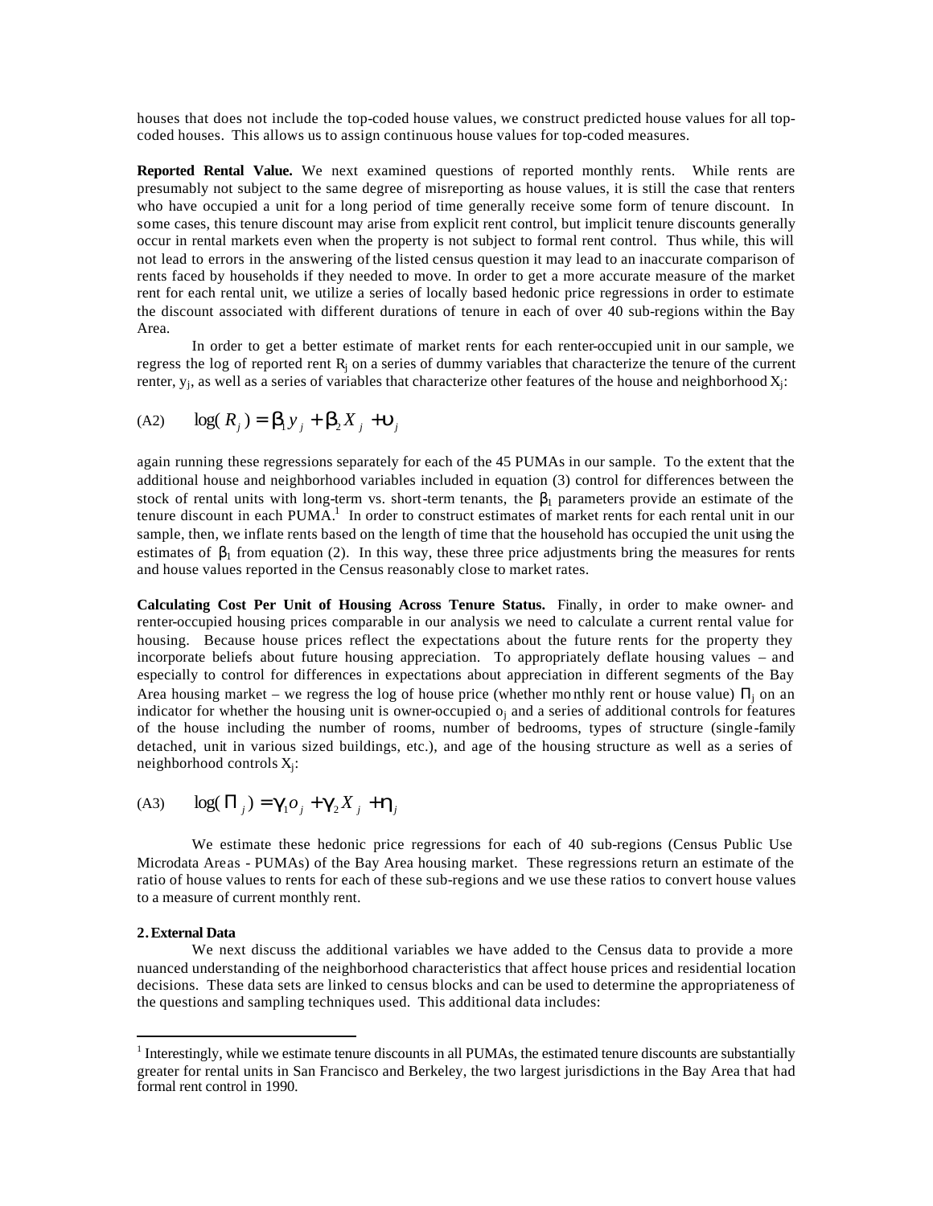houses that does not include the top-coded house values, we construct predicted house values for all top-coded houses. This allows us to assign continuous house values for top-coded measures.

**Reported Rental Value.** We next examined questions of reported monthly rents. While rents are presumably not subject to the same degree of misreporting as house values, it is still the case that renters who have occupied a unit for a long period of time generally receive some form of tenure discount. In some cases, this tenure discount may arise from explicit rent control, but implicit tenure discounts generally occur in rental markets even when the property is not subject to formal rent control. Thus while, this will not lead to errors in the answering of the listed census question it may lead to an inaccurate comparison of rents faced by households if they needed to move. In order to get a more accurate measure of the market rent for each rental unit, we utilize a series of locally based hedonic price regressions in order to estimate the discount associated with different durations of tenure in each of over 40 sub-regions within the Bay Area.

In order to get a better estimate of market rents for each renter-occupied unit in our sample, we regress the log of reported rent $R_j$ on a series of dummy variables that characterize the tenure of the current renter, $y_j$, as well as a series of variables that characterize other features of the house and neighborhood $X_j$:

$$\text{(A2)} \qquad \log(R_j) = \beta_1 y_j + \beta_2 X_j + \upsilon_j$$

again running these regressions separately for each of the 45 PUMAs in our sample. To the extent that the additional house and neighborhood variables included in equation (3) control for differences between the stock of rental units with long-term vs. short-term tenants, the $\beta_1$ parameters provide an estimate of the tenure discount in each PUMA.[1] In order to construct estimates of market rents for each rental unit in our sample, then, we inflate rents based on the length of time that the household has occupied the unit using the estimates of $\beta_1$ from equation (2). In this way, these three price adjustments bring the measures for rents and house values reported in the Census reasonably close to market rates.

**Calculating Cost Per Unit of Housing Across Tenure Status.** Finally, in order to make owner- and renter-occupied housing prices comparable in our analysis we need to calculate a current rental value for housing. Because house prices reflect the expectations about the future rents for the property they incorporate beliefs about future housing appreciation. To appropriately deflate housing values – and especially to control for differences in expectations about appreciation in different segments of the Bay Area housing market – we regress the log of house price (whether monthly rent or house value) $\Pi_j$ on an indicator for whether the housing unit is owner-occupied $o_j$ and a series of additional controls for features of the house including the number of rooms, number of bedrooms, types of structure (single-family detached, unit in various sized buildings, etc.), and age of the housing structure as well as a series of neighborhood controls $X_j$:

$$\text{(A3)} \qquad \log(\Pi_j) = \gamma_1 o_j + \gamma_2 X_j + \eta_j$$

We estimate these hedonic price regressions for each of 40 sub-regions (Census Public Use Microdata Areas - PUMAs) of the Bay Area housing market. These regressions return an estimate of the ratio of house values to rents for each of these sub-regions and we use these ratios to convert house values to a measure of current monthly rent.

**2. External Data**

We next discuss the additional variables we have added to the Census data to provide a more nuanced understanding of the neighborhood characteristics that affect house prices and residential location decisions. These data sets are linked to census blocks and can be used to determine the appropriateness of the questions and sampling techniques used. This additional data includes:

---

[1] Interestingly, while we estimate tenure discounts in all PUMAs, the estimated tenure discounts are substantially greater for rental units in San Francisco and Berkeley, the two largest jurisdictions in the Bay Area that had formal rent control in 1990.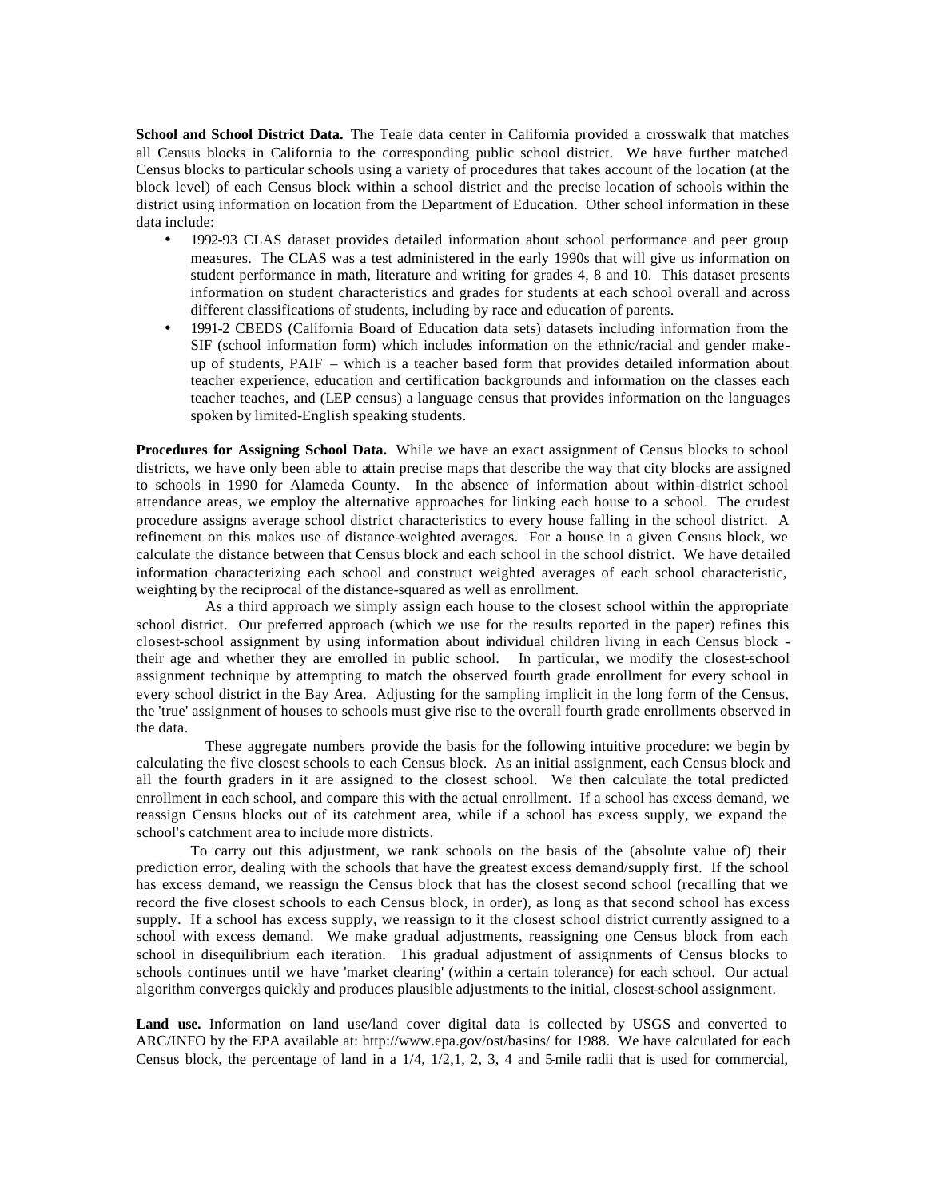**School and School District Data.** The Teale data center in California provided a crosswalk that matches all Census blocks in California to the corresponding public school district. We have further matched Census blocks to particular schools using a variety of procedures that takes account of the location (at the block level) of each Census block within a school district and the precise location of schools within the district using information on location from the Department of Education. Other school information in these data include:

- 1992-93 CLAS dataset provides detailed information about school performance and peer group measures. The CLAS was a test administered in the early 1990s that will give us information on student performance in math, literature and writing for grades 4, 8 and 10. This dataset presents information on student characteristics and grades for students at each school overall and across different classifications of students, including by race and education of parents.
- 1991-2 CBEDS (California Board of Education data sets) datasets including information from the SIF (school information form) which includes information on the ethnic/racial and gender make-up of students, PAIF – which is a teacher based form that provides detailed information about teacher experience, education and certification backgrounds and information on the classes each teacher teaches, and (LEP census) a language census that provides information on the languages spoken by limited-English speaking students.

**Procedures for Assigning School Data.** While we have an exact assignment of Census blocks to school districts, we have only been able to attain precise maps that describe the way that city blocks are assigned to schools in 1990 for Alameda County. In the absence of information about within-district school attendance areas, we employ the alternative approaches for linking each house to a school. The crudest procedure assigns average school district characteristics to every house falling in the school district. A refinement on this makes use of distance-weighted averages. For a house in a given Census block, we calculate the distance between that Census block and each school in the school district. We have detailed information characterizing each school and construct weighted averages of each school characteristic, weighting by the reciprocal of the distance-squared as well as enrollment.

As a third approach we simply assign each house to the closest school within the appropriate school district. Our preferred approach (which we use for the results reported in the paper) refines this closest-school assignment by using information about individual children living in each Census block - their age and whether they are enrolled in public school. In particular, we modify the closest-school assignment technique by attempting to match the observed fourth grade enrollment for every school in every school district in the Bay Area. Adjusting for the sampling implicit in the long form of the Census, the 'true' assignment of houses to schools must give rise to the overall fourth grade enrollments observed in the data.

These aggregate numbers provide the basis for the following intuitive procedure: we begin by calculating the five closest schools to each Census block. As an initial assignment, each Census block and all the fourth graders in it are assigned to the closest school. We then calculate the total predicted enrollment in each school, and compare this with the actual enrollment. If a school has excess demand, we reassign Census blocks out of its catchment area, while if a school has excess supply, we expand the school's catchment area to include more districts.

To carry out this adjustment, we rank schools on the basis of the (absolute value of) their prediction error, dealing with the schools that have the greatest excess demand/supply first. If the school has excess demand, we reassign the Census block that has the closest second school (recalling that we record the five closest schools to each Census block, in order), as long as that second school has excess supply. If a school has excess supply, we reassign to it the closest school district currently assigned to a school with excess demand. We make gradual adjustments, reassigning one Census block from each school in disequilibrium each iteration. This gradual adjustment of assignments of Census blocks to schools continues until we have 'market clearing' (within a certain tolerance) for each school. Our actual algorithm converges quickly and produces plausible adjustments to the initial, closest-school assignment.

**Land use.** Information on land use/land cover digital data is collected by USGS and converted to ARC/INFO by the EPA available at: http://www.epa.gov/ost/basins/ for 1988. We have calculated for each Census block, the percentage of land in a 1/4, 1/2,1, 2, 3, 4 and 5-mile radii that is used for commercial,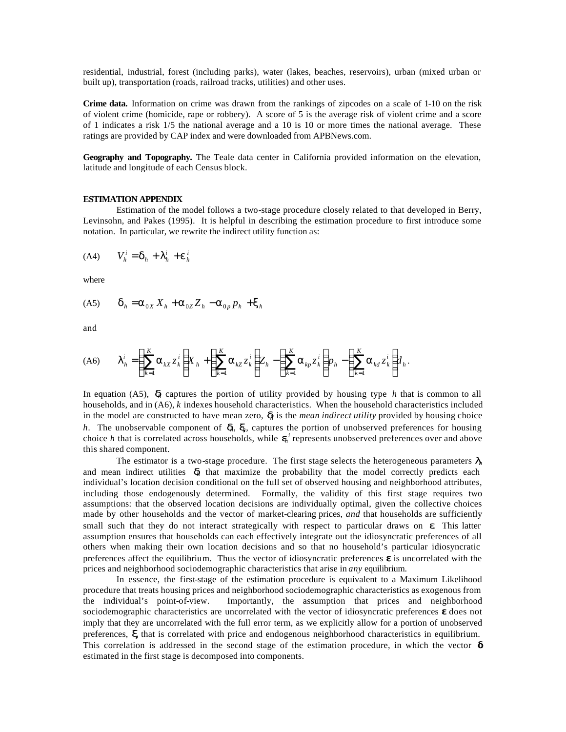residential, industrial, forest (including parks), water (lakes, beaches, reservoirs), urban (mixed urban or built up), transportation (roads, railroad tracks, utilities) and other uses.

**Crime data.** Information on crime was drawn from the rankings of zipcodes on a scale of 1-10 on the risk of violent crime (homicide, rape or robbery). A score of 5 is the average risk of violent crime and a score of 1 indicates a risk 1/5 the national average and a 10 is 10 or more times the national average. These ratings are provided by CAP index and were downloaded from APBNews.com.

**Geography and Topography.** The Teale data center in California provided information on the elevation, latitude and longitude of each Census block.

**ESTIMATION APPENDIX**

Estimation of the model follows a two-stage procedure closely related to that developed in Berry, Levinsohn, and Pakes (1995). It is helpful in describing the estimation procedure to first introduce some notation. In particular, we rewrite the indirect utility function as:

(A4) $$V_h^i = \delta_h + \lambda_h^i + \varepsilon_h^i$$

where

(A5) $$\delta_h = \alpha_{0X} X_h + \alpha_{0Z} Z_h - \alpha_{0p} p_h + \xi_h$$

and

(A6) $$\lambda_h^i = \left(\sum_{k=1}^{K} \alpha_{kX} z_k^i\right) X_h + \left(\sum_{k=1}^{K} \alpha_{kZ} z_k^i\right) Z_h - \left(\sum_{k=1}^{K} \alpha_{kp} z_k^i\right) p_h - \left(\sum_{k=1}^{K} \alpha_{kd} z_k^i\right) d_h .$$

In equation (A5), $\delta_h$ captures the portion of utility provided by housing type $h$ that is common to all households, and in (A6), $k$ indexes household characteristics. When the household characteristics included in the model are constructed to have mean zero, $\delta_h$ is the *mean indirect utility* provided by housing choice $h$. The unobservable component of $\delta_h$, $\xi_h$, captures the portion of unobserved preferences for housing choice $h$ that is correlated across households, while $\varepsilon_h^i$ represents unobserved preferences over and above this shared component.

The estimator is a two-stage procedure. The first stage selects the heterogeneous parameters $\lambda_h$ and mean indirect utilities $\delta_h$ that maximize the probability that the model correctly predicts each individual's location decision conditional on the full set of observed housing and neighborhood attributes, including those endogenously determined. Formally, the validity of this first stage requires two assumptions: that the observed location decisions are individually optimal, given the collective choices made by other households and the vector of market-clearing prices, *and* that households are sufficiently small such that they do not interact strategically with respect to particular draws on $\varepsilon$. This latter assumption ensures that households can each effectively integrate out the idiosyncratic preferences of all others when making their own location decisions and so that no household's particular idiosyncratic preferences affect the equilibrium. Thus the vector of idiosyncratic preferences $\boldsymbol{\varepsilon}$ is uncorrelated with the prices and neighborhood sociodemographic characteristics that arise in *any* equilibrium.

In essence, the first-stage of the estimation procedure is equivalent to a Maximum Likelihood procedure that treats housing prices and neighborhood sociodemographic characteristics as exogenous from the individual's point-of-view. Importantly, the assumption that prices and neighborhood sociodemographic characteristics are uncorrelated with the vector of idiosyncratic preferences $\boldsymbol{\varepsilon}$ does not imply that they are uncorrelated with the full error term, as we explicitly allow for a portion of unobserved preferences, $\xi$, that is correlated with price and endogenous neighborhood characteristics in equilibrium. This correlation is addressed in the second stage of the estimation procedure, in which the vector $\boldsymbol{\delta}$ estimated in the first stage is decomposed into components.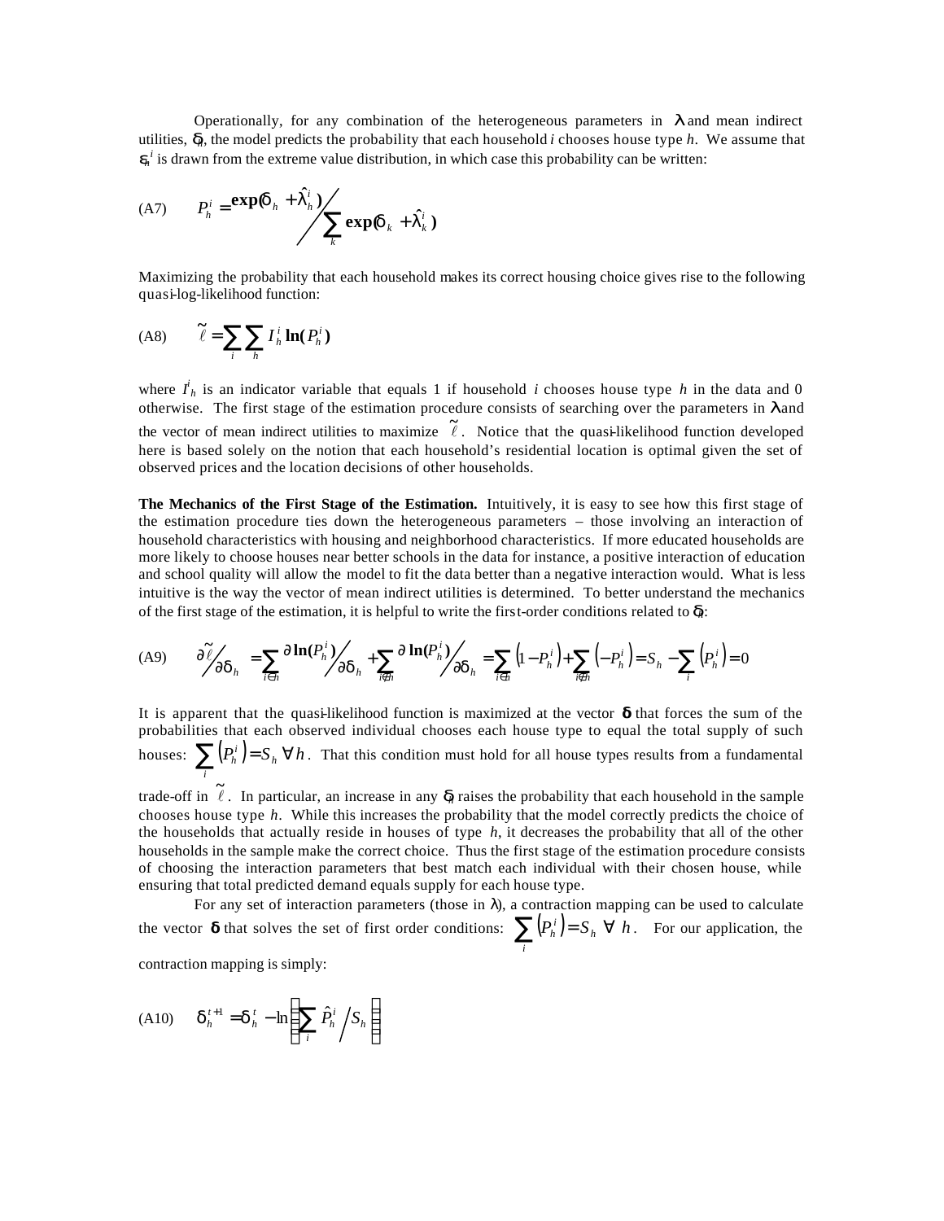Operationally, for any combination of the heterogeneous parameters in $\lambda$ and mean indirect utilities, $\delta_h$, the model predicts the probability that each household $i$ chooses house type $h$. We assume that $\varepsilon_h^i$ is drawn from the extreme value distribution, in which case this probability can be written:

$$\text{(A7)} \qquad P_h^i = \frac{\exp(\delta_h + \hat{\lambda}_h^i)}{\sum_k \exp(\delta_k + \hat{\lambda}_k^i)}$$

Maximizing the probability that each household makes its correct housing choice gives rise to the following quasi-log-likelihood function:

$$\text{(A8)} \qquad \tilde{\ell} = \sum_i \sum_h I_h^i \ln(P_h^i)$$

where $I_h^i$ is an indicator variable that equals 1 if household $i$ chooses house type $h$ in the data and 0 otherwise. The first stage of the estimation procedure consists of searching over the parameters in $\lambda$ and the vector of mean indirect utilities to maximize $\tilde{\ell}$. Notice that the quasi-likelihood function developed here is based solely on the notion that each household's residential location is optimal given the set of observed prices and the location decisions of other households.

**The Mechanics of the First Stage of the Estimation.** Intuitively, it is easy to see how this first stage of the estimation procedure ties down the heterogeneous parameters – those involving an interaction of household characteristics with housing and neighborhood characteristics. If more educated households are more likely to choose houses near better schools in the data for instance, a positive interaction of education and school quality will allow the model to fit the data better than a negative interaction would. What is less intuitive is the way the vector of mean indirect utilities is determined. To better understand the mechanics of the first stage of the estimation, it is helpful to write the first-order conditions related to $\delta_h$:

$$\text{(A9)} \qquad \frac{\partial \tilde{\ell}}{\partial \delta_h} = \sum_{i \in h} \frac{\partial \ln(P_h^i)}{\partial \delta_h} + \sum_{i \notin h} \frac{\partial \ln(P_h^i)}{\partial \delta_h} = \sum_{i \in h} \left(1 - P_h^i\right) + \sum_{i \notin h} \left(-P_h^i\right) = S_h - \sum_i \left(P_h^i\right) = 0$$

It is apparent that the quasi-likelihood function is maximized at the vector $\boldsymbol{\delta}$ that forces the sum of the probabilities that each observed individual chooses each house type to equal the total supply of such houses: $\sum_i \left(P_h^i\right) = S_h \ \forall h$. That this condition must hold for all house types results from a fundamental trade-off in $\tilde{\ell}$. In particular, an increase in any $\delta_h$ raises the probability that each household in the sample chooses house type $h$. While this increases the probability that the model correctly predicts the choice of the households that actually reside in houses of type $h$, it decreases the probability that all of the other households in the sample make the correct choice. Thus the first stage of the estimation procedure consists of choosing the interaction parameters that best match each individual with their chosen house, while ensuring that total predicted demand equals supply for each house type.

For any set of interaction parameters (those in $\lambda$), a contraction mapping can be used to calculate the vector $\boldsymbol{\delta}$ that solves the set of first order conditions: $\sum_i \left(P_h^i\right) = S_h \ \forall \ h$. For our application, the contraction mapping is simply:

$$\text{(A10)} \qquad \delta_h^{t+1} = \delta_h^t - \ln\left(\sum_i \hat{P}_h^i \Big/ S_h\right)$$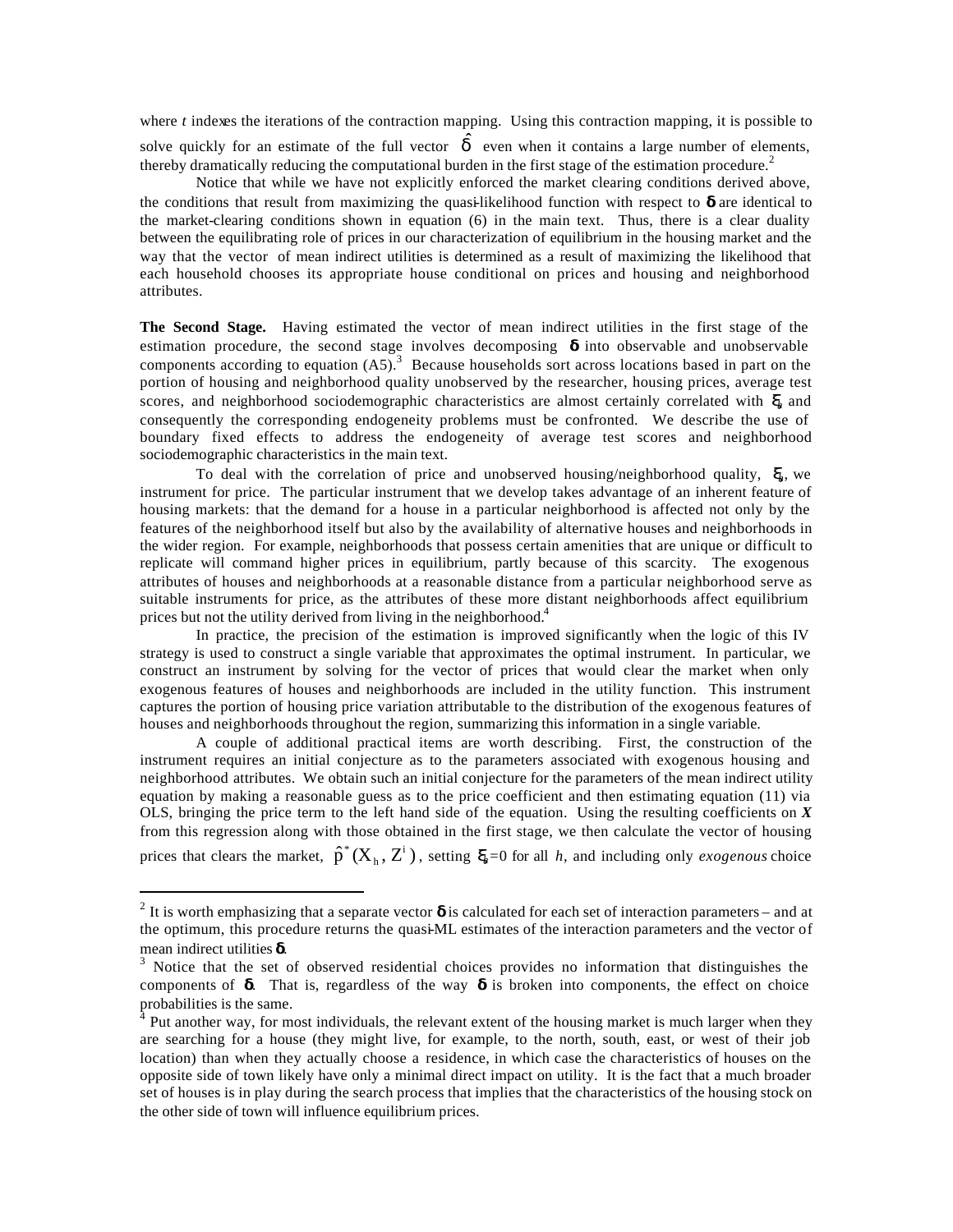where *t* indexes the iterations of the contraction mapping. Using this contraction mapping, it is possible to solve quickly for an estimate of the full vector $\hat{\delta}$ even when it contains a large number of elements, thereby dramatically reducing the computational burden in the first stage of the estimation procedure.[2]

Notice that while we have not explicitly enforced the market clearing conditions derived above, the conditions that result from maximizing the quasi-likelihood function with respect to $\boldsymbol{\delta}$ are identical to the market-clearing conditions shown in equation (6) in the main text. Thus, there is a clear duality between the equilibrating role of prices in our characterization of equilibrium in the housing market and the way that the vector of mean indirect utilities is determined as a result of maximizing the likelihood that each household chooses its appropriate house conditional on prices and housing and neighborhood attributes.

**The Second Stage.** Having estimated the vector of mean indirect utilities in the first stage of the estimation procedure, the second stage involves decomposing $\boldsymbol{\delta}$ into observable and unobservable components according to equation (A5).[3] Because households sort across locations based in part on the portion of housing and neighborhood quality unobserved by the researcher, housing prices, average test scores, and neighborhood sociodemographic characteristics are almost certainly correlated with $\xi_h$ and consequently the corresponding endogeneity problems must be confronted. We describe the use of boundary fixed effects to address the endogeneity of average test scores and neighborhood sociodemographic characteristics in the main text.

To deal with the correlation of price and unobserved housing/neighborhood quality, $\xi_h$, we instrument for price. The particular instrument that we develop takes advantage of an inherent feature of housing markets: that the demand for a house in a particular neighborhood is affected not only by the features of the neighborhood itself but also by the availability of alternative houses and neighborhoods in the wider region. For example, neighborhoods that possess certain amenities that are unique or difficult to replicate will command higher prices in equilibrium, partly because of this scarcity. The exogenous attributes of houses and neighborhoods at a reasonable distance from a particular neighborhood serve as suitable instruments for price, as the attributes of these more distant neighborhoods affect equilibrium prices but not the utility derived from living in the neighborhood.[4]

In practice, the precision of the estimation is improved significantly when the logic of this IV strategy is used to construct a single variable that approximates the optimal instrument. In particular, we construct an instrument by solving for the vector of prices that would clear the market when only exogenous features of houses and neighborhoods are included in the utility function. This instrument captures the portion of housing price variation attributable to the distribution of the exogenous features of houses and neighborhoods throughout the region, summarizing this information in a single variable.

A couple of additional practical items are worth describing. First, the construction of the instrument requires an initial conjecture as to the parameters associated with exogenous housing and neighborhood attributes. We obtain such an initial conjecture for the parameters of the mean indirect utility equation by making a reasonable guess as to the price coefficient and then estimating equation (11) via OLS, bringing the price term to the left hand side of the equation. Using the resulting coefficients on $\boldsymbol{X}$ from this regression along with those obtained in the first stage, we then calculate the vector of housing prices that clears the market, $\hat{p}^*(X_h, Z^i)$, setting $\xi_h$=0 for all *h*, and including only *exogenous* choice

---

[2] It is worth emphasizing that a separate vector $\boldsymbol{\delta}$ is calculated for each set of interaction parameters – and at the optimum, this procedure returns the quasi-ML estimates of the interaction parameters and the vector of mean indirect utilities $\boldsymbol{\delta}$.

[3] Notice that the set of observed residential choices provides no information that distinguishes the components of $\boldsymbol{\delta}$. That is, regardless of the way $\boldsymbol{\delta}$ is broken into components, the effect on choice probabilities is the same.

[4] Put another way, for most individuals, the relevant extent of the housing market is much larger when they are searching for a house (they might live, for example, to the north, south, east, or west of their job location) than when they actually choose a residence, in which case the characteristics of houses on the opposite side of town likely have only a minimal direct impact on utility. It is the fact that a much broader set of houses is in play during the search process that implies that the characteristics of the housing stock on the other side of town will influence equilibrium prices.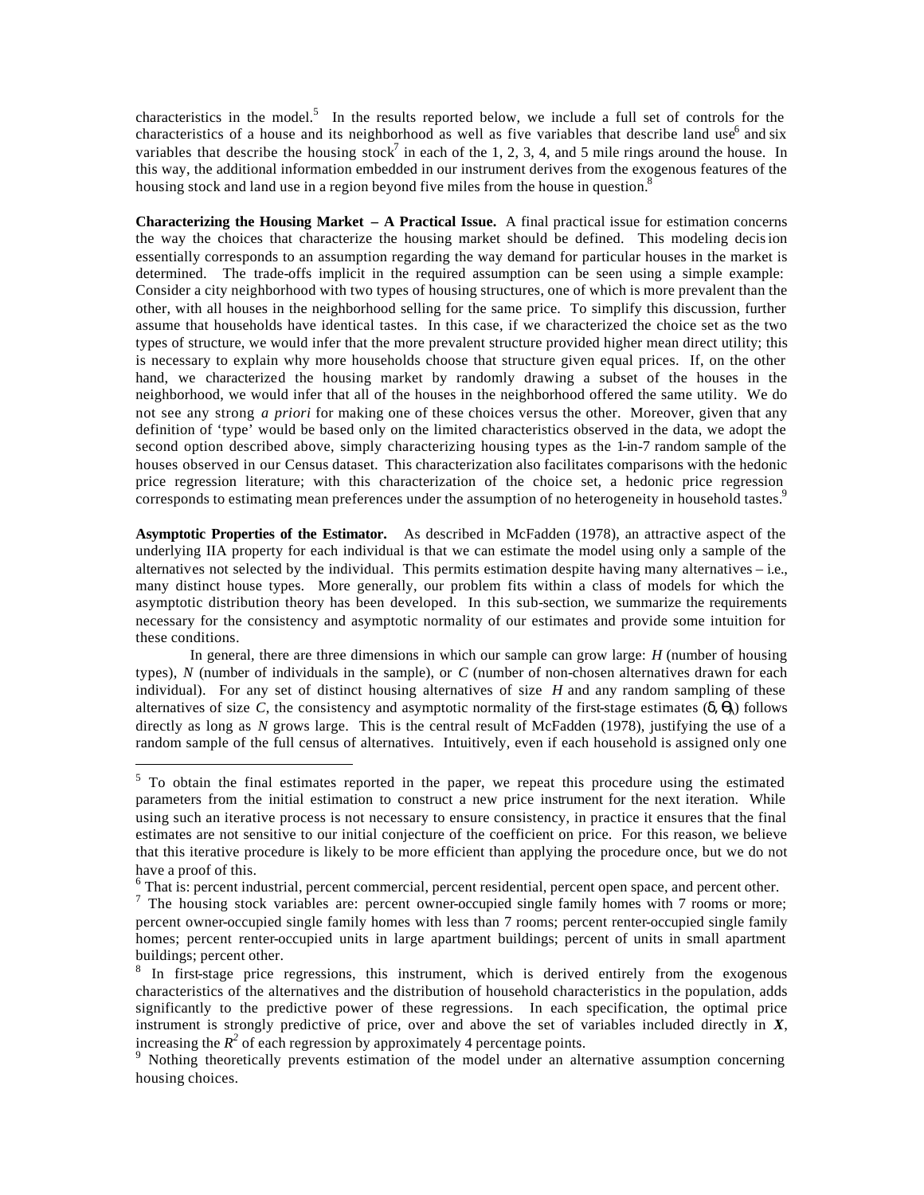characteristics in the model.[5] In the results reported below, we include a full set of controls for the characteristics of a house and its neighborhood as well as five variables that describe land use[6] and six variables that describe the housing stock[7] in each of the 1, 2, 3, 4, and 5 mile rings around the house. In this way, the additional information embedded in our instrument derives from the exogenous features of the housing stock and land use in a region beyond five miles from the house in question.[8]

**Characterizing the Housing Market – A Practical Issue.** A final practical issue for estimation concerns the way the choices that characterize the housing market should be defined. This modeling decision essentially corresponds to an assumption regarding the way demand for particular houses in the market is determined. The trade-offs implicit in the required assumption can be seen using a simple example: Consider a city neighborhood with two types of housing structures, one of which is more prevalent than the other, with all houses in the neighborhood selling for the same price. To simplify this discussion, further assume that households have identical tastes. In this case, if we characterized the choice set as the two types of structure, we would infer that the more prevalent structure provided higher mean direct utility; this is necessary to explain why more households choose that structure given equal prices. If, on the other hand, we characterized the housing market by randomly drawing a subset of the houses in the neighborhood, we would infer that all of the houses in the neighborhood offered the same utility. We do not see any strong *a priori* for making one of these choices versus the other. Moreover, given that any definition of 'type' would be based only on the limited characteristics observed in the data, we adopt the second option described above, simply characterizing housing types as the 1-in-7 random sample of the houses observed in our Census dataset. This characterization also facilitates comparisons with the hedonic price regression literature; with this characterization of the choice set, a hedonic price regression corresponds to estimating mean preferences under the assumption of no heterogeneity in household tastes.[9]

**Asymptotic Properties of the Estimator.** As described in McFadden (1978), an attractive aspect of the underlying IIA property for each individual is that we can estimate the model using only a sample of the alternatives not selected by the individual. This permits estimation despite having many alternatives – i.e., many distinct house types. More generally, our problem fits within a class of models for which the asymptotic distribution theory has been developed. In this sub-section, we summarize the requirements necessary for the consistency and asymptotic normality of our estimates and provide some intuition for these conditions.

In general, there are three dimensions in which our sample can grow large: $H$ (number of housing types), $N$ (number of individuals in the sample), or $C$ (number of non-chosen alternatives drawn for each individual). For any set of distinct housing alternatives of size $H$ and any random sampling of these alternatives of size $C$, the consistency and asymptotic normality of the first-stage estimates $(\delta, \Theta_\lambda)$ follows directly as long as $N$ grows large. This is the central result of McFadden (1978), justifying the use of a random sample of the full census of alternatives. Intuitively, even if each household is assigned only one

---

[5] To obtain the final estimates reported in the paper, we repeat this procedure using the estimated parameters from the initial estimation to construct a new price instrument for the next iteration. While using such an iterative process is not necessary to ensure consistency, in practice it ensures that the final estimates are not sensitive to our initial conjecture of the coefficient on price. For this reason, we believe that this iterative procedure is likely to be more efficient than applying the procedure once, but we do not have a proof of this.

[6] That is: percent industrial, percent commercial, percent residential, percent open space, and percent other.

[7] The housing stock variables are: percent owner-occupied single family homes with 7 rooms or more; percent owner-occupied single family homes with less than 7 rooms; percent renter-occupied single family homes; percent renter-occupied units in large apartment buildings; percent of units in small apartment buildings; percent other.

[8] In first-stage price regressions, this instrument, which is derived entirely from the exogenous characteristics of the alternatives and the distribution of household characteristics in the population, adds significantly to the predictive power of these regressions. In each specification, the optimal price instrument is strongly predictive of price, over and above the set of variables included directly in $\boldsymbol{X}$, increasing the $R^2$ of each regression by approximately 4 percentage points.

[9] Nothing theoretically prevents estimation of the model under an alternative assumption concerning housing choices.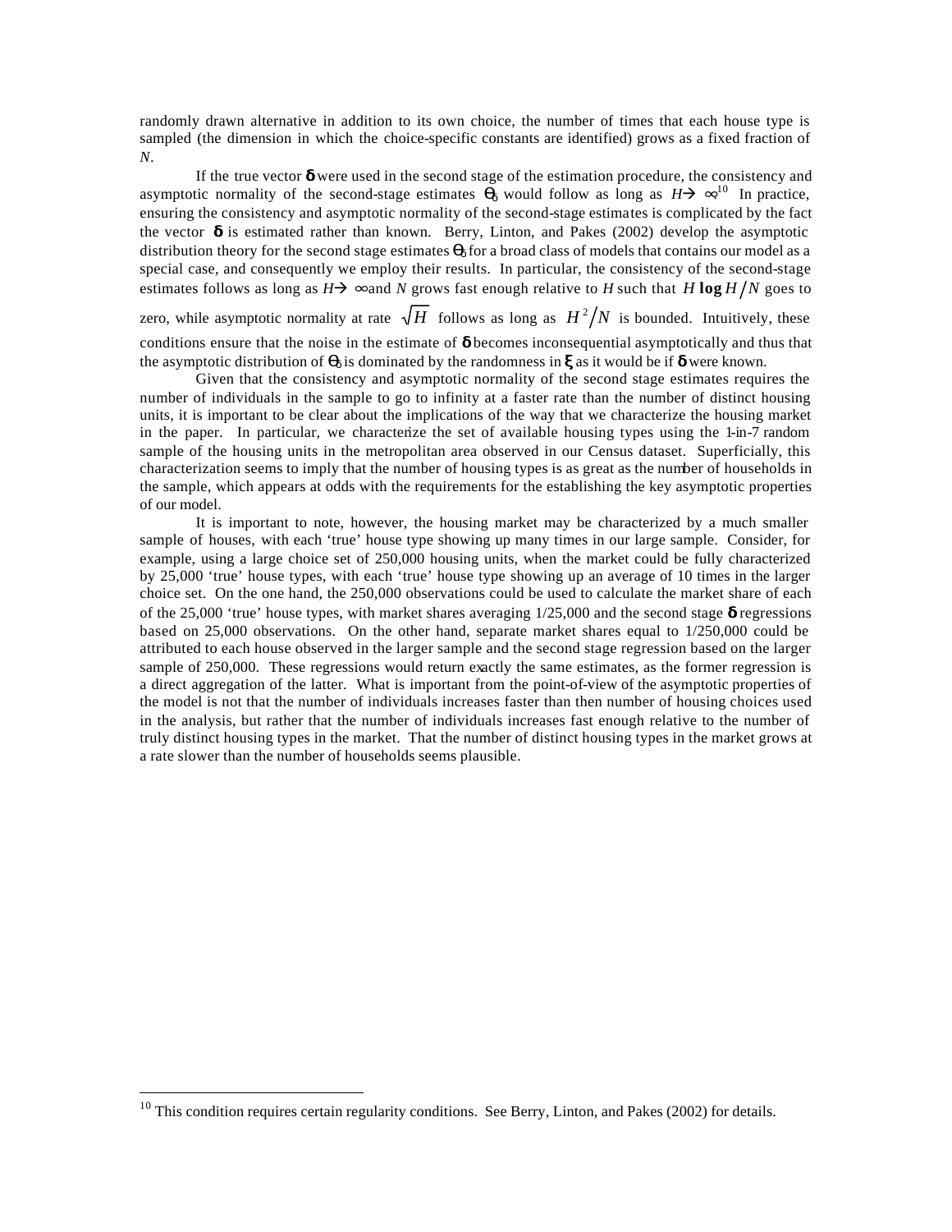randomly drawn alternative in addition to its own choice, the number of times that each house type is sampled (the dimension in which the choice-specific constants are identified) grows as a fixed fraction of $N$.

If the true vector $\boldsymbol{\delta}$ were used in the second stage of the estimation procedure, the consistency and asymptotic normality of the second-stage estimates $\Theta_0$ would follow as long as $H \rightarrow \infty$.[10] In practice, ensuring the consistency and asymptotic normality of the second-stage estimates is complicated by the fact the vector $\boldsymbol{\delta}$ is estimated rather than known. Berry, Linton, and Pakes (2002) develop the asymptotic distribution theory for the second stage estimates $\Theta_0$ for a broad class of models that contains our model as a special case, and consequently we employ their results. In particular, the consistency of the second-stage estimates follows as long as $H \rightarrow \infty$ and $N$ grows fast enough relative to $H$ such that $H \log H / N$ goes to zero, while asymptotic normality at rate $\sqrt{H}$ follows as long as $H^2/N$ is bounded. Intuitively, these conditions ensure that the noise in the estimate of $\boldsymbol{\delta}$ becomes inconsequential asymptotically and thus that the asymptotic distribution of $\Theta_0$ is dominated by the randomness in $\boldsymbol{\xi}$, as it would be if $\boldsymbol{\delta}$ were known.

Given that the consistency and asymptotic normality of the second stage estimates requires the number of individuals in the sample to go to infinity at a faster rate than the number of distinct housing units, it is important to be clear about the implications of the way that we characterize the housing market in the paper. In particular, we characterize the set of available housing types using the 1-in-7 random sample of the housing units in the metropolitan area observed in our Census dataset. Superficially, this characterization seems to imply that the number of housing types is as great as the number of households in the sample, which appears at odds with the requirements for the establishing the key asymptotic properties of our model.

It is important to note, however, the housing market may be characterized by a much smaller sample of houses, with each 'true' house type showing up many times in our large sample. Consider, for example, using a large choice set of 250,000 housing units, when the market could be fully characterized by 25,000 'true' house types, with each 'true' house type showing up an average of 10 times in the larger choice set. On the one hand, the 250,000 observations could be used to calculate the market share of each of the 25,000 'true' house types, with market shares averaging 1/25,000 and the second stage $\boldsymbol{\delta}$ regressions based on 25,000 observations. On the other hand, separate market shares equal to 1/250,000 could be attributed to each house observed in the larger sample and the second stage regression based on the larger sample of 250,000. These regressions would return exactly the same estimates, as the former regression is a direct aggregation of the latter. What is important from the point-of-view of the asymptotic properties of the model is not that the number of individuals increases faster than then number of housing choices used in the analysis, but rather that the number of individuals increases fast enough relative to the number of truly distinct housing types in the market. That the number of distinct housing types in the market grows at a rate slower than the number of households seems plausible.

[10] This condition requires certain regularity conditions. See Berry, Linton, and Pakes (2002) for details.